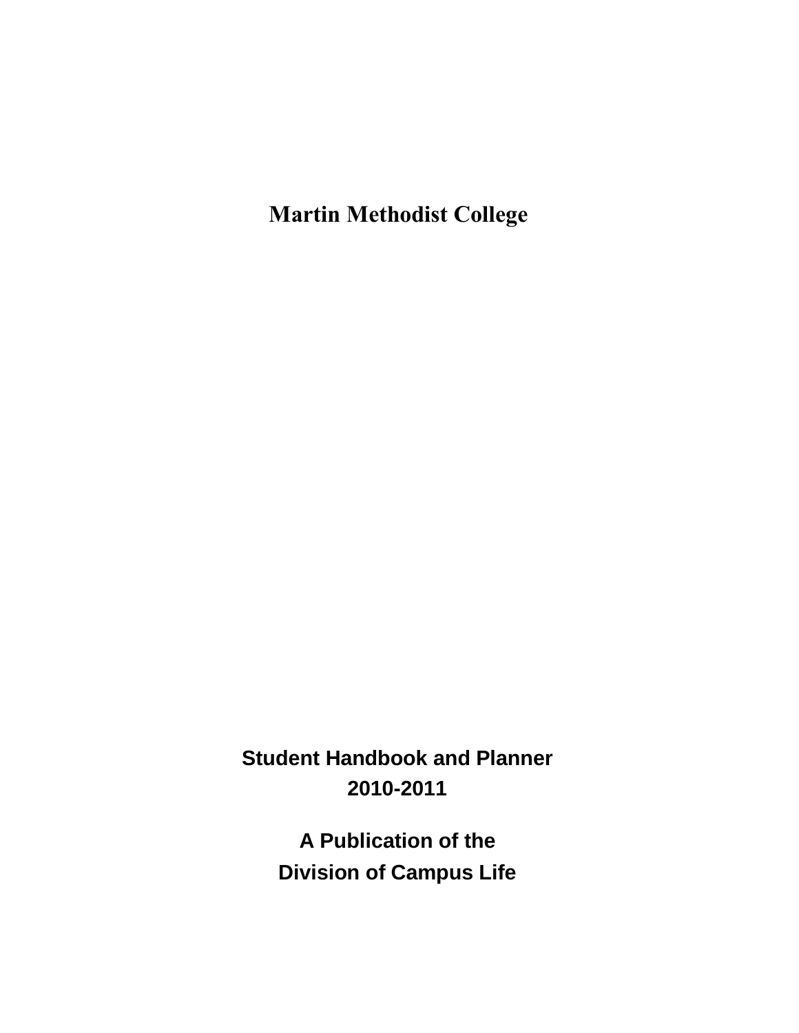# Martin Methodist College

## Student Handbook and Planner
## 2010-2011

### A Publication of the
### Division of Campus Life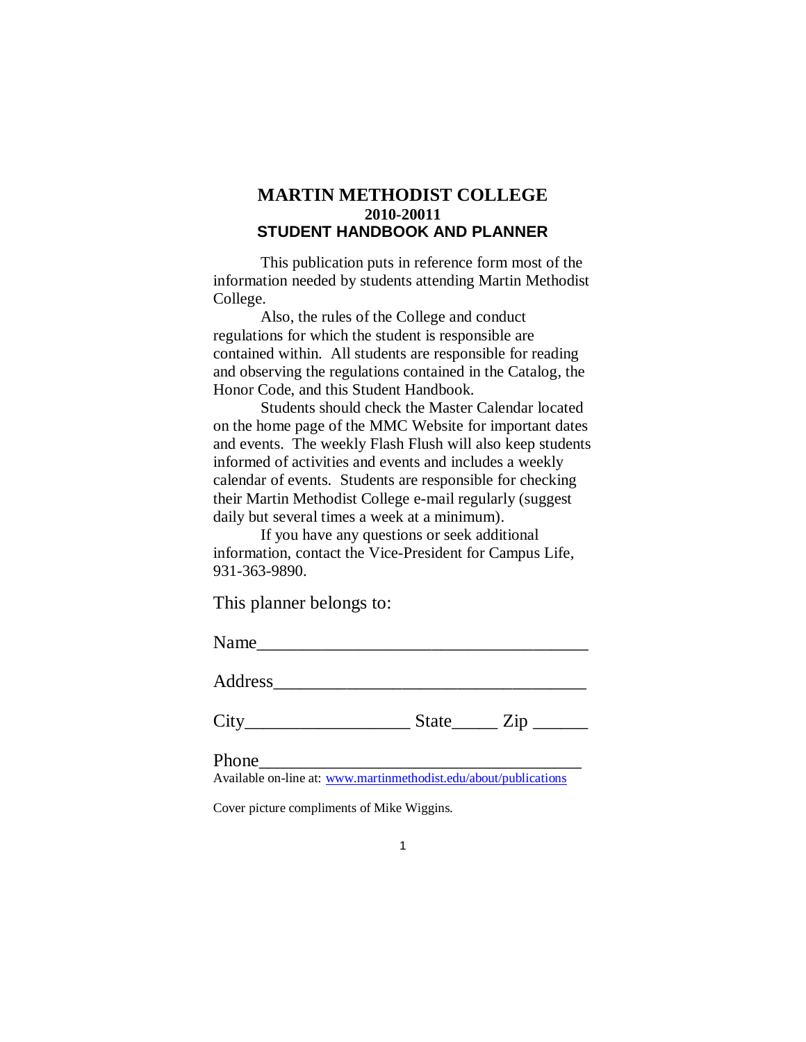# MARTIN METHODIST COLLEGE

## 2010-20011

## STUDENT HANDBOOK AND PLANNER

This publication puts in reference form most of the information needed by students attending Martin Methodist College.

Also, the rules of the College and conduct regulations for which the student is responsible are contained within. All students are responsible for reading and observing the regulations contained in the Catalog, the Honor Code, and this Student Handbook.

Students should check the Master Calendar located on the home page of the MMC Website for important dates and events. The weekly Flash Flush will also keep students informed of activities and events and includes a weekly calendar of events. Students are responsible for checking their Martin Methodist College e-mail regularly (suggest daily but several times a week at a minimum).

If you have any questions or seek additional information, contact the Vice-President for Campus Life, 931-363-9890.

This planner belongs to:

Name___________________________________

Address_________________________________

City_________________ State_____ Zip ______

Phone___________________________________

Available on-line at: [www.martinmethodist.edu/about/publications](www.martinmethodist.edu/about/publications)

Cover picture compliments of Mike Wiggins.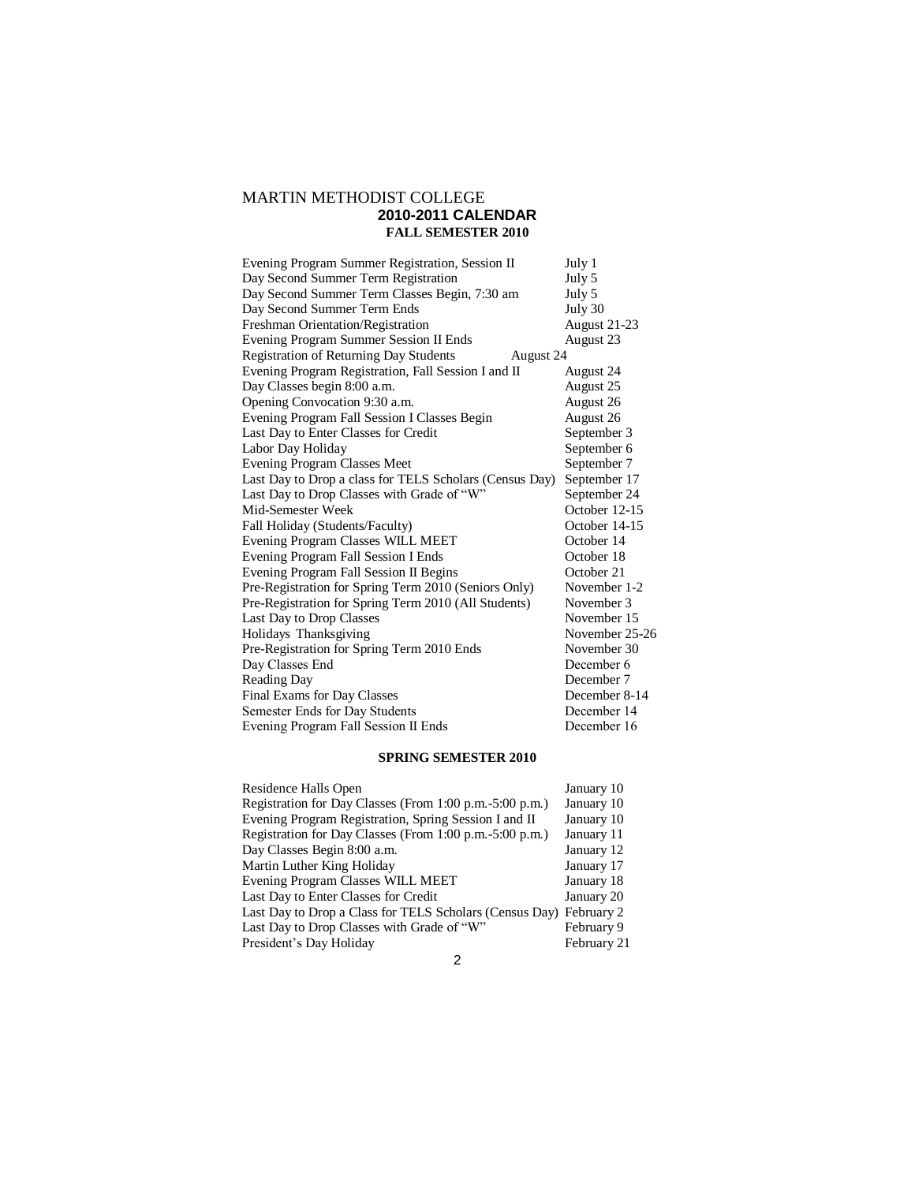# MARTIN METHODIST COLLEGE

## 2010-2011 CALENDAR

### FALL SEMESTER 2010

| | |
|---|---|
| Evening Program Summer Registration, Session II | July 1 |
| Day Second Summer Term Registration | July 5 |
| Day Second Summer Term Classes Begin, 7:30 am | July 5 |
| Day Second Summer Term Ends | July 30 |
| Freshman Orientation/Registration | August 21-23 |
| Evening Program Summer Session II Ends | August 23 |
| Registration of Returning Day Students | August 24 |
| Evening Program Registration, Fall Session I and II | August 24 |
| Day Classes begin 8:00 a.m. | August 25 |
| Opening Convocation 9:30 a.m. | August 26 |
| Evening Program Fall Session I Classes Begin | August 26 |
| Last Day to Enter Classes for Credit | September 3 |
| Labor Day Holiday | September 6 |
| Evening Program Classes Meet | September 7 |
| Last Day to Drop a class for TELS Scholars (Census Day) | September 17 |
| Last Day to Drop Classes with Grade of "W" | September 24 |
| Mid-Semester Week | October 12-15 |
| Fall Holiday (Students/Faculty) | October 14-15 |
| Evening Program Classes WILL MEET | October 14 |
| Evening Program Fall Session I Ends | October 18 |
| Evening Program Fall Session II Begins | October 21 |
| Pre-Registration for Spring Term 2010 (Seniors Only) | November 1-2 |
| Pre-Registration for Spring Term 2010 (All Students) | November 3 |
| Last Day to Drop Classes | November 15 |
| Holidays Thanksgiving | November 25-26 |
| Pre-Registration for Spring Term 2010 Ends | November 30 |
| Day Classes End | December 6 |
| Reading Day | December 7 |
| Final Exams for Day Classes | December 8-14 |
| Semester Ends for Day Students | December 14 |
| Evening Program Fall Session II Ends | December 16 |

### SPRING SEMESTER 2010

| | |
|---|---|
| Residence Halls Open | January 10 |
| Registration for Day Classes (From 1:00 p.m.-5:00 p.m.) | January 10 |
| Evening Program Registration, Spring Session I and II | January 10 |
| Registration for Day Classes (From 1:00 p.m.-5:00 p.m.) | January 11 |
| Day Classes Begin 8:00 a.m. | January 12 |
| Martin Luther King Holiday | January 17 |
| Evening Program Classes WILL MEET | January 18 |
| Last Day to Enter Classes for Credit | January 20 |
| Last Day to Drop a Class for TELS Scholars (Census Day) | February 2 |
| Last Day to Drop Classes with Grade of "W" | February 9 |
| President's Day Holiday | February 21 |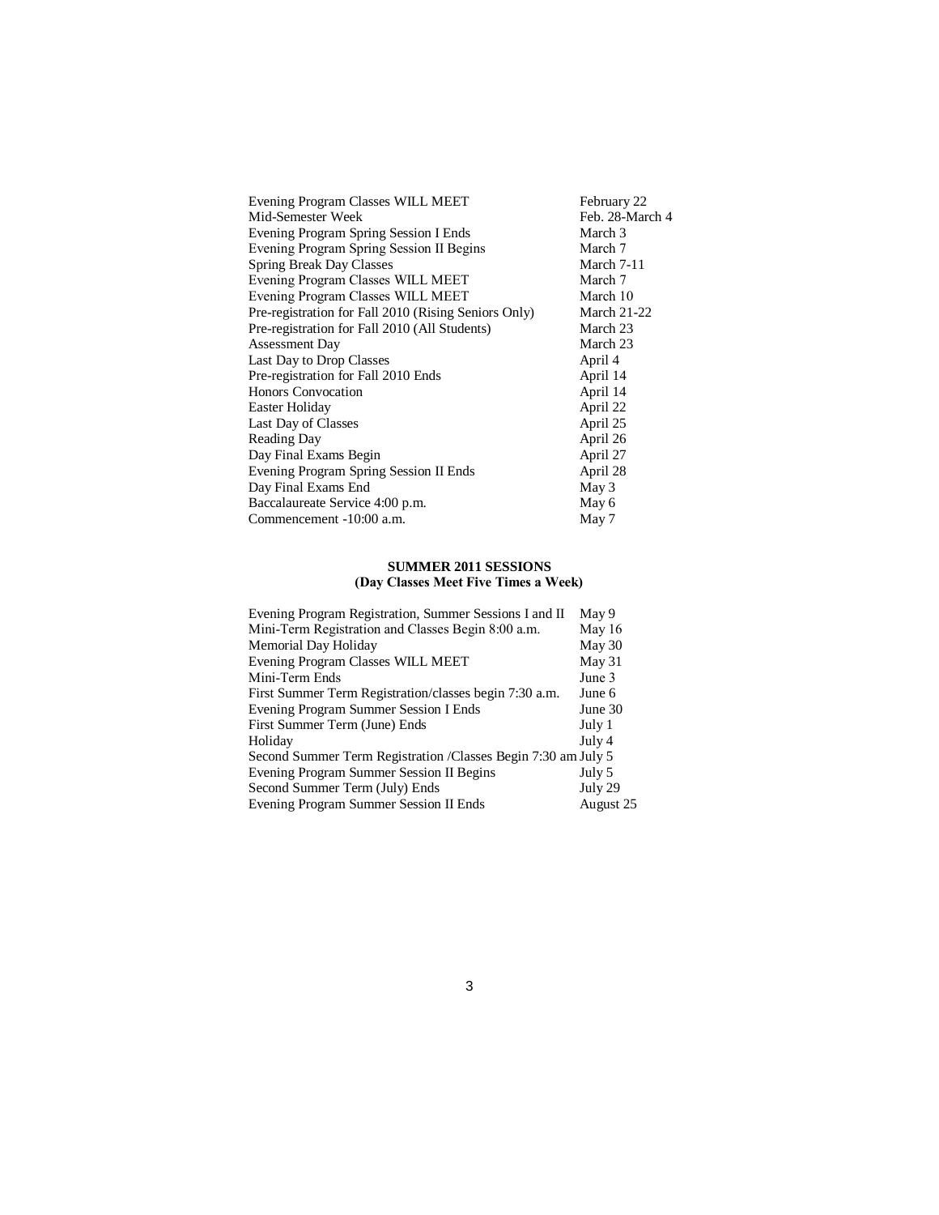| | |
|---|---|
| Evening Program Classes WILL MEET | February 22 |
| Mid-Semester Week | Feb. 28-March 4 |
| Evening Program Spring Session I Ends | March 3 |
| Evening Program Spring Session II Begins | March 7 |
| Spring Break Day Classes | March 7-11 |
| Evening Program Classes WILL MEET | March 7 |
| Evening Program Classes WILL MEET | March 10 |
| Pre-registration for Fall 2010 (Rising Seniors Only) | March 21-22 |
| Pre-registration for Fall 2010 (All Students) | March 23 |
| Assessment Day | March 23 |
| Last Day to Drop Classes | April 4 |
| Pre-registration for Fall 2010 Ends | April 14 |
| Honors Convocation | April 14 |
| Easter Holiday | April 22 |
| Last Day of Classes | April 25 |
| Reading Day | April 26 |
| Day Final Exams Begin | April 27 |
| Evening Program Spring Session II Ends | April 28 |
| Day Final Exams End | May 3 |
| Baccalaureate Service 4:00 p.m. | May 6 |
| Commencement -10:00 a.m. | May 7 |

**SUMMER 2011 SESSIONS**
**(Day Classes Meet Five Times a Week)**

| | |
|---|---|
| Evening Program Registration, Summer Sessions I and II | May 9 |
| Mini-Term Registration and Classes Begin 8:00 a.m. | May 16 |
| Memorial Day Holiday | May 30 |
| Evening Program Classes WILL MEET | May 31 |
| Mini-Term Ends | June 3 |
| First Summer Term Registration/classes begin 7:30 a.m. | June 6 |
| Evening Program Summer Session I Ends | June 30 |
| First Summer Term (June) Ends | July 1 |
| Holiday | July 4 |
| Second Summer Term Registration /Classes Begin 7:30 am | July 5 |
| Evening Program Summer Session II Begins | July 5 |
| Second Summer Term (July) Ends | July 29 |
| Evening Program Summer Session II Ends | August 25 |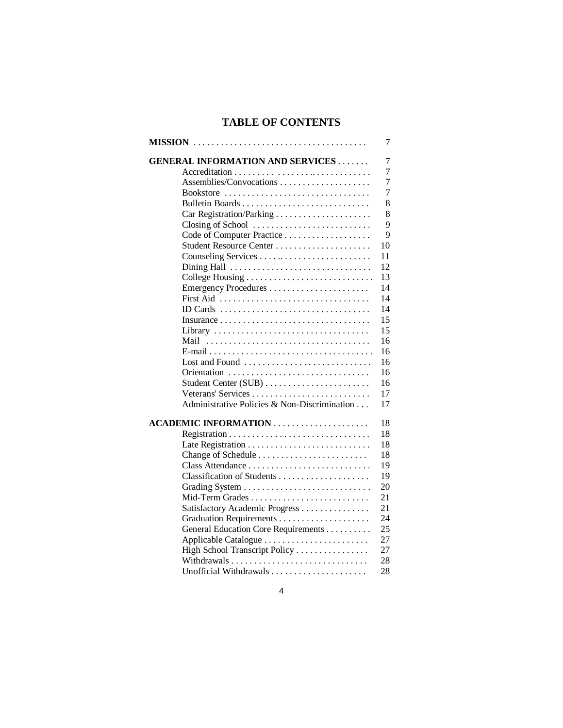# TABLE OF CONTENTS

| | |
|---|---|
| **MISSION** | 7 |
| **GENERAL INFORMATION AND SERVICES** | 7 |
| Accreditation | 7 |
| Assemblies/Convocations | 7 |
| Bookstore | 7 |
| Bulletin Boards | 8 |
| Car Registration/Parking | 8 |
| Closing of School | 9 |
| Code of Computer Practice | 9 |
| Student Resource Center | 10 |
| Counseling Services | 11 |
| Dining Hall | 12 |
| College Housing | 13 |
| Emergency Procedures | 14 |
| First Aid | 14 |
| ID Cards | 14 |
| Insurance | 15 |
| Library | 15 |
| Mail | 16 |
| E-mail | 16 |
| Lost and Found | 16 |
| Orientation | 16 |
| Student Center (SUB) | 16 |
| Veterans' Services | 17 |
| Administrative Policies & Non-Discrimination | 17 |
| **ACADEMIC INFORMATION** | 18 |
| Registration | 18 |
| Late Registration | 18 |
| Change of Schedule | 18 |
| Class Attendance | 19 |
| Classification of Students | 19 |
| Grading System | 20 |
| Mid-Term Grades | 21 |
| Satisfactory Academic Progress | 21 |
| Graduation Requirements | 24 |
| General Education Core Requirements | 25 |
| Applicable Catalogue | 27 |
| High School Transcript Policy | 27 |
| Withdrawals | 28 |
| Unofficial Withdrawals | 28 |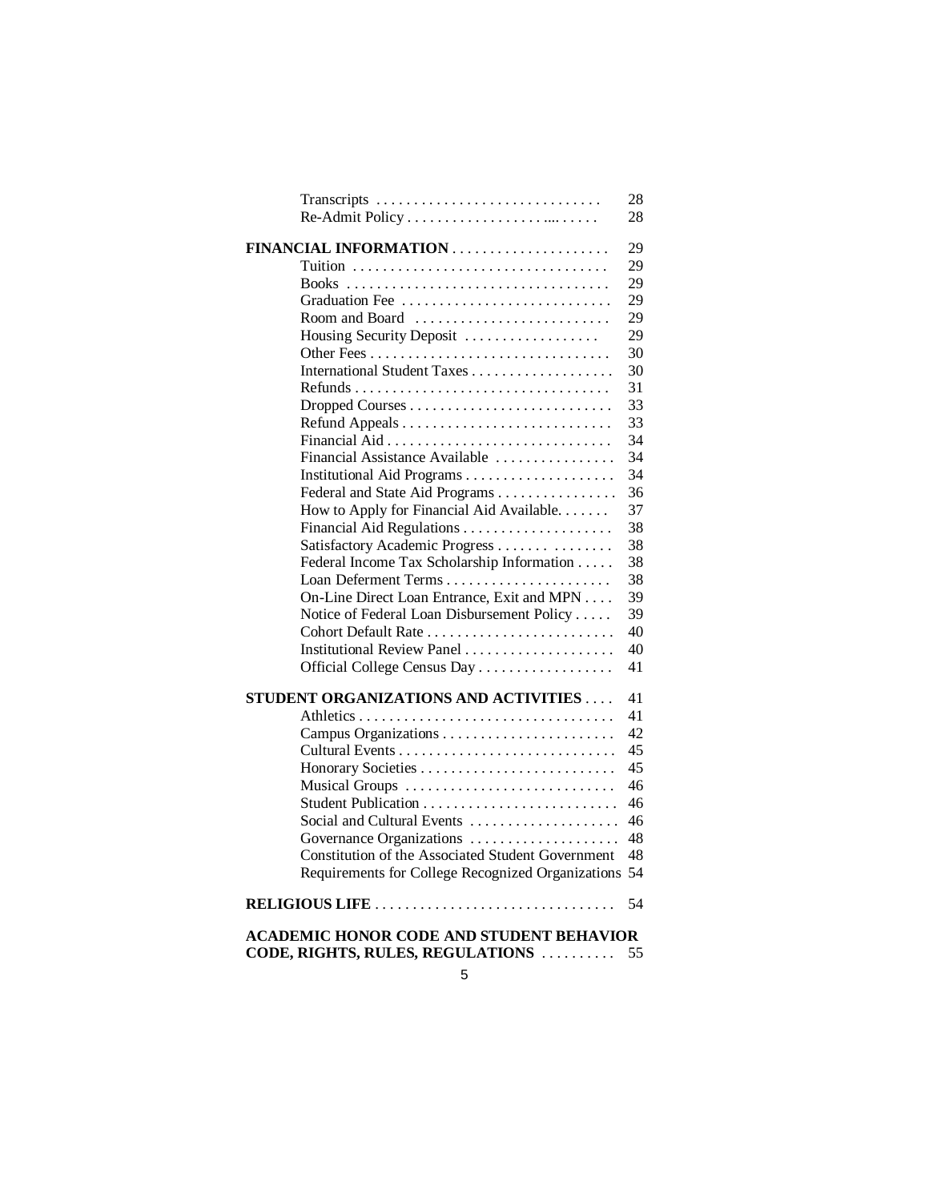| | |
|---|---|
| Transcripts | 28 |
| Re-Admit Policy | 28 |
| **FINANCIAL INFORMATION** | 29 |
| Tuition | 29 |
| Books | 29 |
| Graduation Fee | 29 |
| Room and Board | 29 |
| Housing Security Deposit | 29 |
| Other Fees | 30 |
| International Student Taxes | 30 |
| Refunds | 31 |
| Dropped Courses | 33 |
| Refund Appeals | 33 |
| Financial Aid | 34 |
| Financial Assistance Available | 34 |
| Institutional Aid Programs | 34 |
| Federal and State Aid Programs | 36 |
| How to Apply for Financial Aid Available | 37 |
| Financial Aid Regulations | 38 |
| Satisfactory Academic Progress | 38 |
| Federal Income Tax Scholarship Information | 38 |
| Loan Deferment Terms | 38 |
| On-Line Direct Loan Entrance, Exit and MPN | 39 |
| Notice of Federal Loan Disbursement Policy | 39 |
| Cohort Default Rate | 40 |
| Institutional Review Panel | 40 |
| Official College Census Day | 41 |
| **STUDENT ORGANIZATIONS AND ACTIVITIES** | 41 |
| Athletics | 41 |
| Campus Organizations | 42 |
| Cultural Events | 45 |
| Honorary Societies | 45 |
| Musical Groups | 46 |
| Student Publication | 46 |
| Social and Cultural Events | 46 |
| Governance Organizations | 48 |
| Constitution of the Associated Student Government | 48 |
| Requirements for College Recognized Organizations | 54 |
| **RELIGIOUS LIFE** | 54 |
| **ACADEMIC HONOR CODE AND STUDENT BEHAVIOR CODE, RIGHTS, RULES, REGULATIONS** | 55 |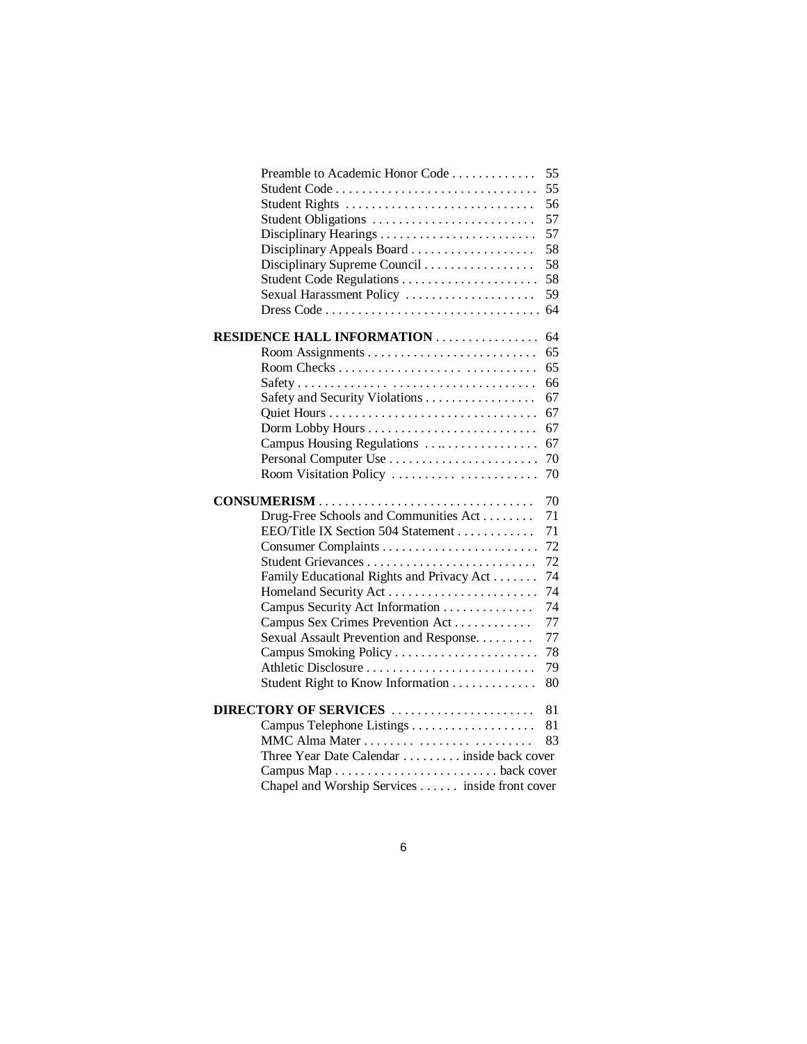| | |
|---|---|
| Preamble to Academic Honor Code | 55 |
| Student Code | 55 |
| Student Rights | 56 |
| Student Obligations | 57 |
| Disciplinary Hearings | 57 |
| Disciplinary Appeals Board | 58 |
| Disciplinary Supreme Council | 58 |
| Student Code Regulations | 58 |
| Sexual Harassment Policy | 59 |
| Dress Code | 64 |
| **RESIDENCE HALL INFORMATION** | 64 |
| Room Assignments | 65 |
| Room Checks | 65 |
| Safety | 66 |
| Safety and Security Violations | 67 |
| Quiet Hours | 67 |
| Dorm Lobby Hours | 67 |
| Campus Housing Regulations | 67 |
| Personal Computer Use | 70 |
| Room Visitation Policy | 70 |
| **CONSUMERISM** | 70 |
| Drug-Free Schools and Communities Act | 71 |
| EEO/Title IX Section 504 Statement | 71 |
| Consumer Complaints | 72 |
| Student Grievances | 72 |
| Family Educational Rights and Privacy Act | 74 |
| Homeland Security Act | 74 |
| Campus Security Act Information | 74 |
| Campus Sex Crimes Prevention Act | 77 |
| Sexual Assault Prevention and Response | 77 |
| Campus Smoking Policy | 78 |
| Athletic Disclosure | 79 |
| Student Right to Know Information | 80 |
| **DIRECTORY OF SERVICES** | 81 |
| Campus Telephone Listings | 81 |
| MMC Alma Mater | 83 |
| Three Year Date Calendar | inside back cover |
| Campus Map | back cover |
| Chapel and Worship Services | inside front cover |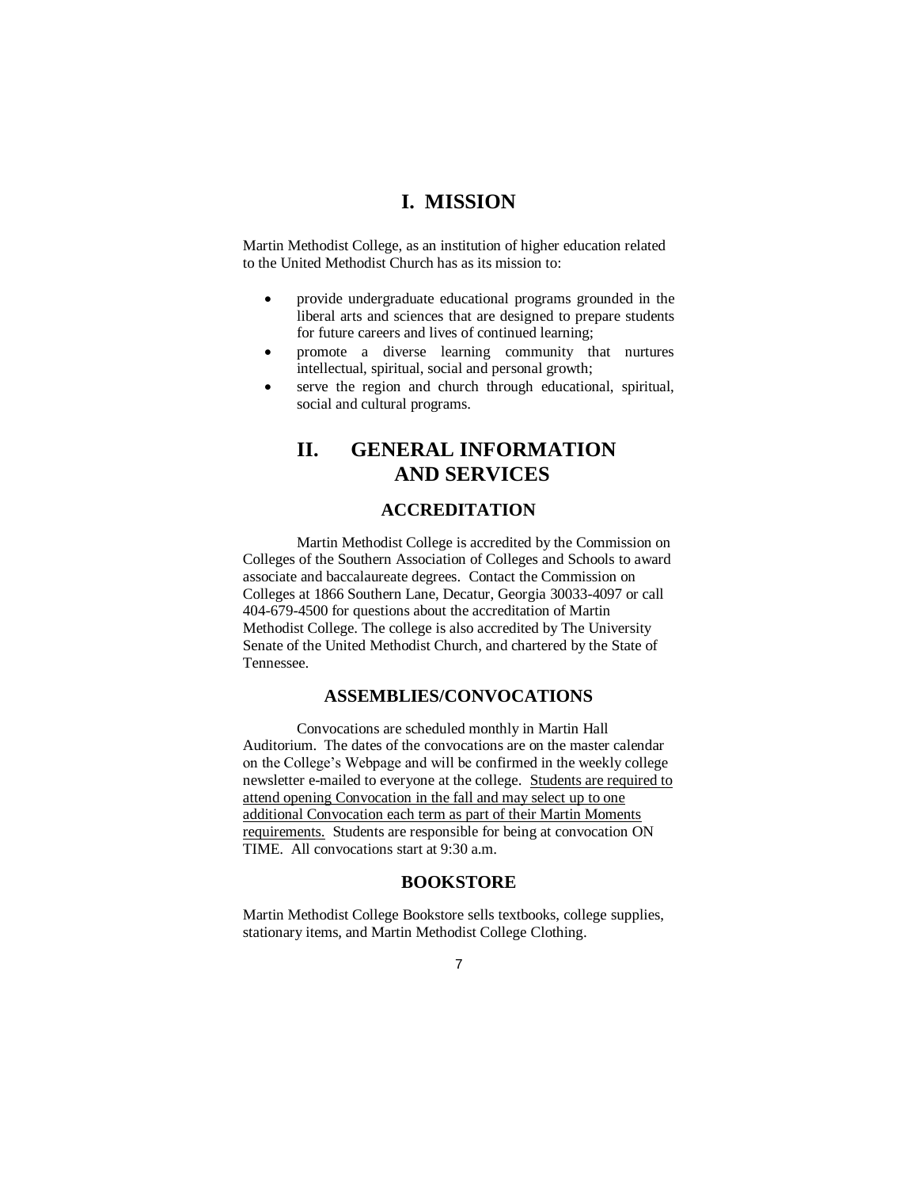# I. MISSION

Martin Methodist College, as an institution of higher education related to the United Methodist Church has as its mission to:

- provide undergraduate educational programs grounded in the liberal arts and sciences that are designed to prepare students for future careers and lives of continued learning;
- promote a diverse learning community that nurtures intellectual, spiritual, social and personal growth;
- serve the region and church through educational, spiritual, social and cultural programs.

# II. GENERAL INFORMATION AND SERVICES

## ACCREDITATION

Martin Methodist College is accredited by the Commission on Colleges of the Southern Association of Colleges and Schools to award associate and baccalaureate degrees. Contact the Commission on Colleges at 1866 Southern Lane, Decatur, Georgia 30033-4097 or call 404-679-4500 for questions about the accreditation of Martin Methodist College. The college is also accredited by The University Senate of the United Methodist Church, and chartered by the State of Tennessee.

## ASSEMBLIES/CONVOCATIONS

Convocations are scheduled monthly in Martin Hall Auditorium. The dates of the convocations are on the master calendar on the College's Webpage and will be confirmed in the weekly college newsletter e-mailed to everyone at the college. <u>Students are required to attend opening Convocation in the fall and may select up to one additional Convocation each term as part of their Martin Moments requirements.</u> Students are responsible for being at convocation ON TIME. All convocations start at 9:30 a.m.

## BOOKSTORE

Martin Methodist College Bookstore sells textbooks, college supplies, stationary items, and Martin Methodist College Clothing.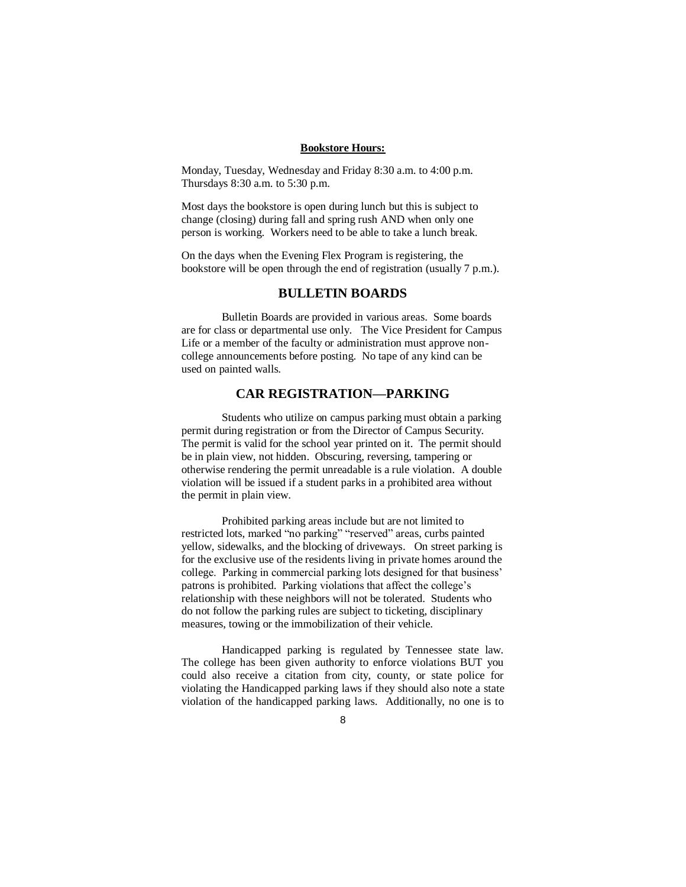**Bookstore Hours:**

Monday, Tuesday, Wednesday and Friday 8:30 a.m. to 4:00 p.m.
Thursdays 8:30 a.m. to 5:30 p.m.

Most days the bookstore is open during lunch but this is subject to change (closing) during fall and spring rush AND when only one person is working. Workers need to be able to take a lunch break.

On the days when the Evening Flex Program is registering, the bookstore will be open through the end of registration (usually 7 p.m.).

## BULLETIN BOARDS

Bulletin Boards are provided in various areas. Some boards are for class or departmental use only. The Vice President for Campus Life or a member of the faculty or administration must approve non-college announcements before posting. No tape of any kind can be used on painted walls.

## CAR REGISTRATION—PARKING

Students who utilize on campus parking must obtain a parking permit during registration or from the Director of Campus Security. The permit is valid for the school year printed on it. The permit should be in plain view, not hidden. Obscuring, reversing, tampering or otherwise rendering the permit unreadable is a rule violation. A double violation will be issued if a student parks in a prohibited area without the permit in plain view.

Prohibited parking areas include but are not limited to restricted lots, marked "no parking" "reserved" areas, curbs painted yellow, sidewalks, and the blocking of driveways. On street parking is for the exclusive use of the residents living in private homes around the college. Parking in commercial parking lots designed for that business' patrons is prohibited. Parking violations that affect the college's relationship with these neighbors will not be tolerated. Students who do not follow the parking rules are subject to ticketing, disciplinary measures, towing or the immobilization of their vehicle.

Handicapped parking is regulated by Tennessee state law. The college has been given authority to enforce violations BUT you could also receive a citation from city, county, or state police for violating the Handicapped parking laws if they should also note a state violation of the handicapped parking laws. Additionally, no one is to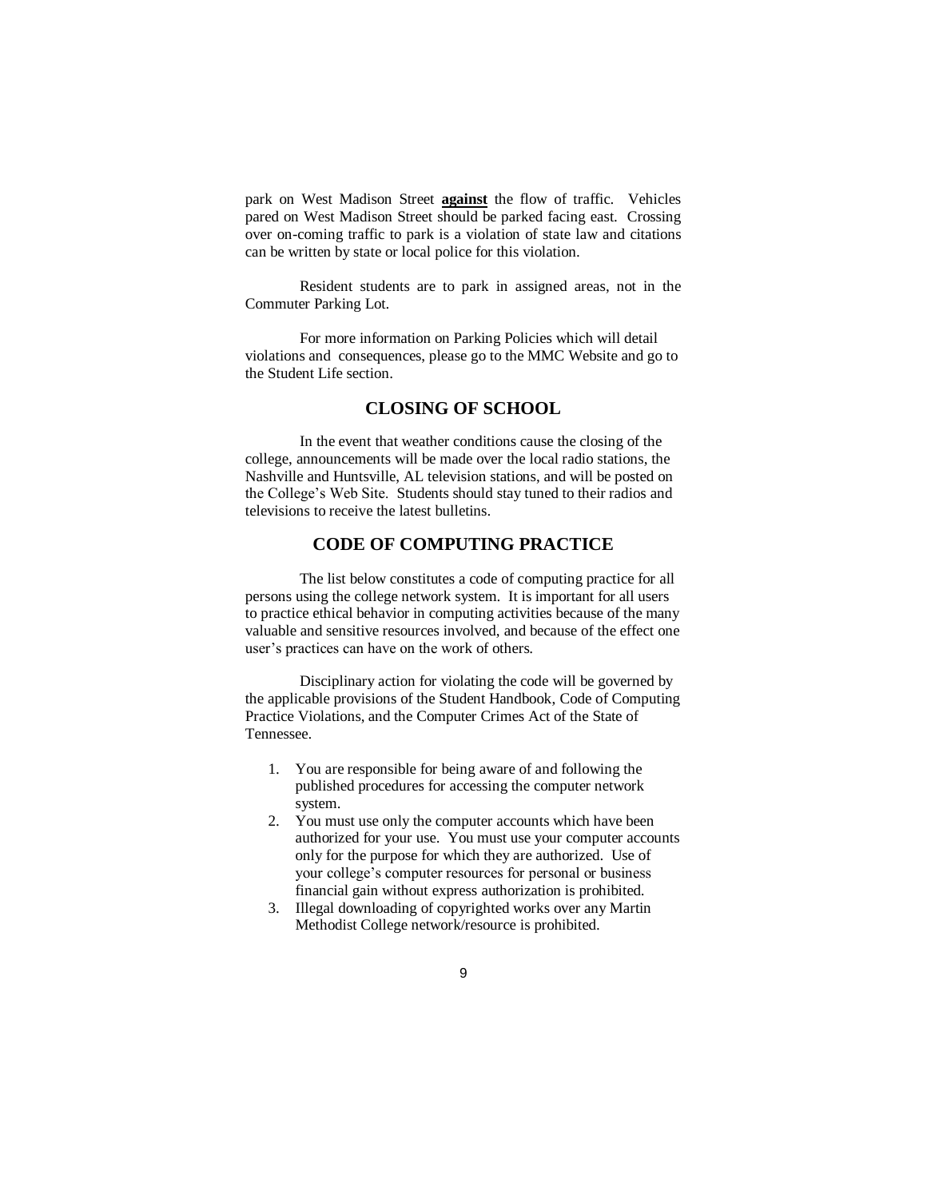park on West Madison Street **against** the flow of traffic. Vehicles pared on West Madison Street should be parked facing east. Crossing over on-coming traffic to park is a violation of state law and citations can be written by state or local police for this violation.

Resident students are to park in assigned areas, not in the Commuter Parking Lot.

For more information on Parking Policies which will detail violations and consequences, please go to the MMC Website and go to the Student Life section.

## CLOSING OF SCHOOL

In the event that weather conditions cause the closing of the college, announcements will be made over the local radio stations, the Nashville and Huntsville, AL television stations, and will be posted on the College's Web Site. Students should stay tuned to their radios and televisions to receive the latest bulletins.

## CODE OF COMPUTING PRACTICE

The list below constitutes a code of computing practice for all persons using the college network system. It is important for all users to practice ethical behavior in computing activities because of the many valuable and sensitive resources involved, and because of the effect one user's practices can have on the work of others.

Disciplinary action for violating the code will be governed by the applicable provisions of the Student Handbook, Code of Computing Practice Violations, and the Computer Crimes Act of the State of Tennessee.

1. You are responsible for being aware of and following the published procedures for accessing the computer network system.
2. You must use only the computer accounts which have been authorized for your use. You must use your computer accounts only for the purpose for which they are authorized. Use of your college's computer resources for personal or business financial gain without express authorization is prohibited.
3. Illegal downloading of copyrighted works over any Martin Methodist College network/resource is prohibited.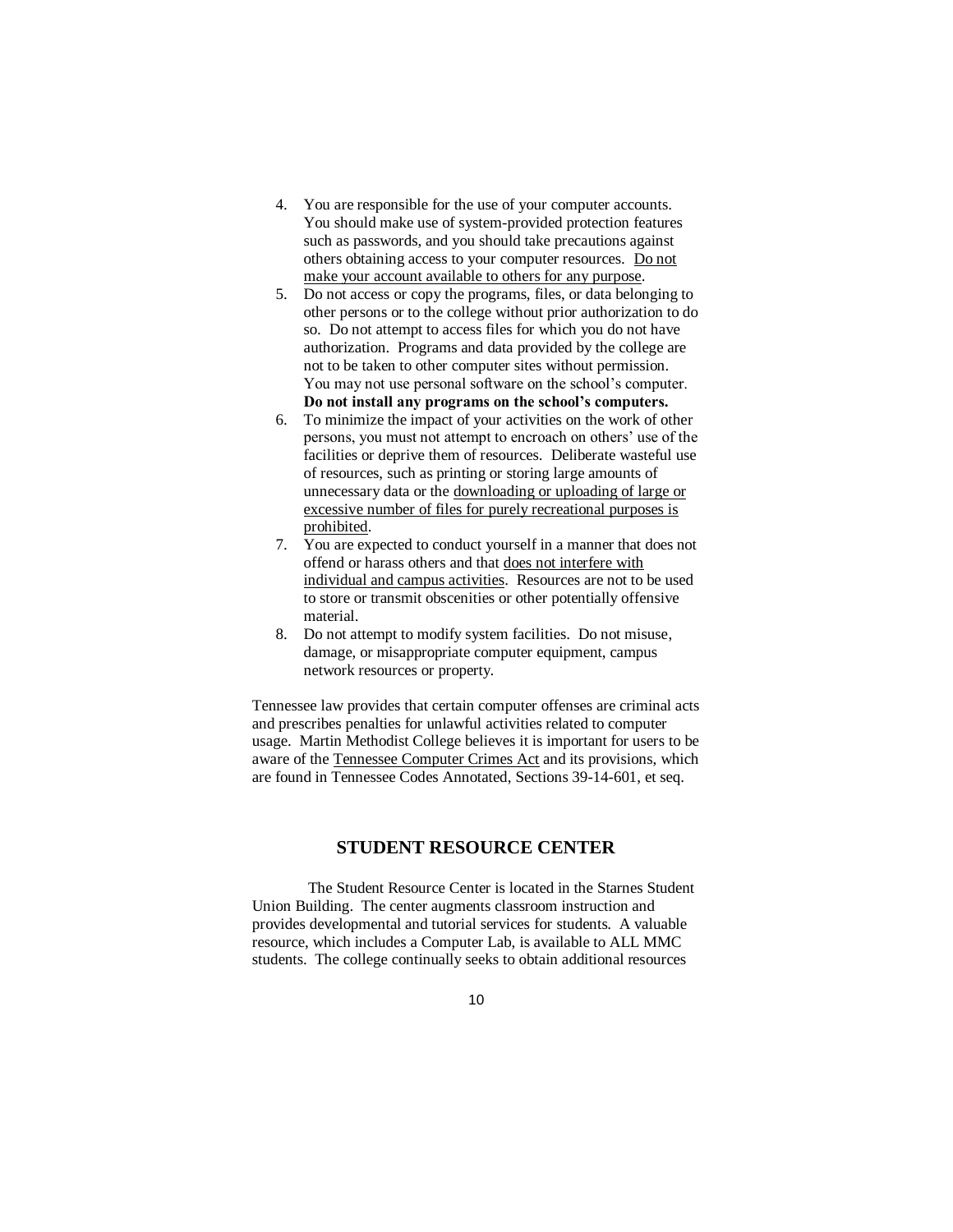4. You are responsible for the use of your computer accounts. You should make use of system-provided protection features such as passwords, and you should take precautions against others obtaining access to your computer resources. <u>Do not make your account available to others for any purpose</u>.
5. Do not access or copy the programs, files, or data belonging to other persons or to the college without prior authorization to do so. Do not attempt to access files for which you do not have authorization. Programs and data provided by the college are not to be taken to other computer sites without permission. You may not use personal software on the school's computer. **Do not install any programs on the school's computers.**
6. To minimize the impact of your activities on the work of other persons, you must not attempt to encroach on others' use of the facilities or deprive them of resources. Deliberate wasteful use of resources, such as printing or storing large amounts of unnecessary data or the <u>downloading or uploading of large or excessive number of files for purely recreational purposes is prohibited</u>.
7. You are expected to conduct yourself in a manner that does not offend or harass others and that <u>does not interfere with individual and campus activities</u>. Resources are not to be used to store or transmit obscenities or other potentially offensive material.
8. Do not attempt to modify system facilities. Do not misuse, damage, or misappropriate computer equipment, campus network resources or property.

Tennessee law provides that certain computer offenses are criminal acts and prescribes penalties for unlawful activities related to computer usage. Martin Methodist College believes it is important for users to be aware of the <u>Tennessee Computer Crimes Act</u> and its provisions, which are found in Tennessee Codes Annotated, Sections 39-14-601, et seq.

## STUDENT RESOURCE CENTER

The Student Resource Center is located in the Starnes Student Union Building. The center augments classroom instruction and provides developmental and tutorial services for students. A valuable resource, which includes a Computer Lab, is available to ALL MMC students. The college continually seeks to obtain additional resources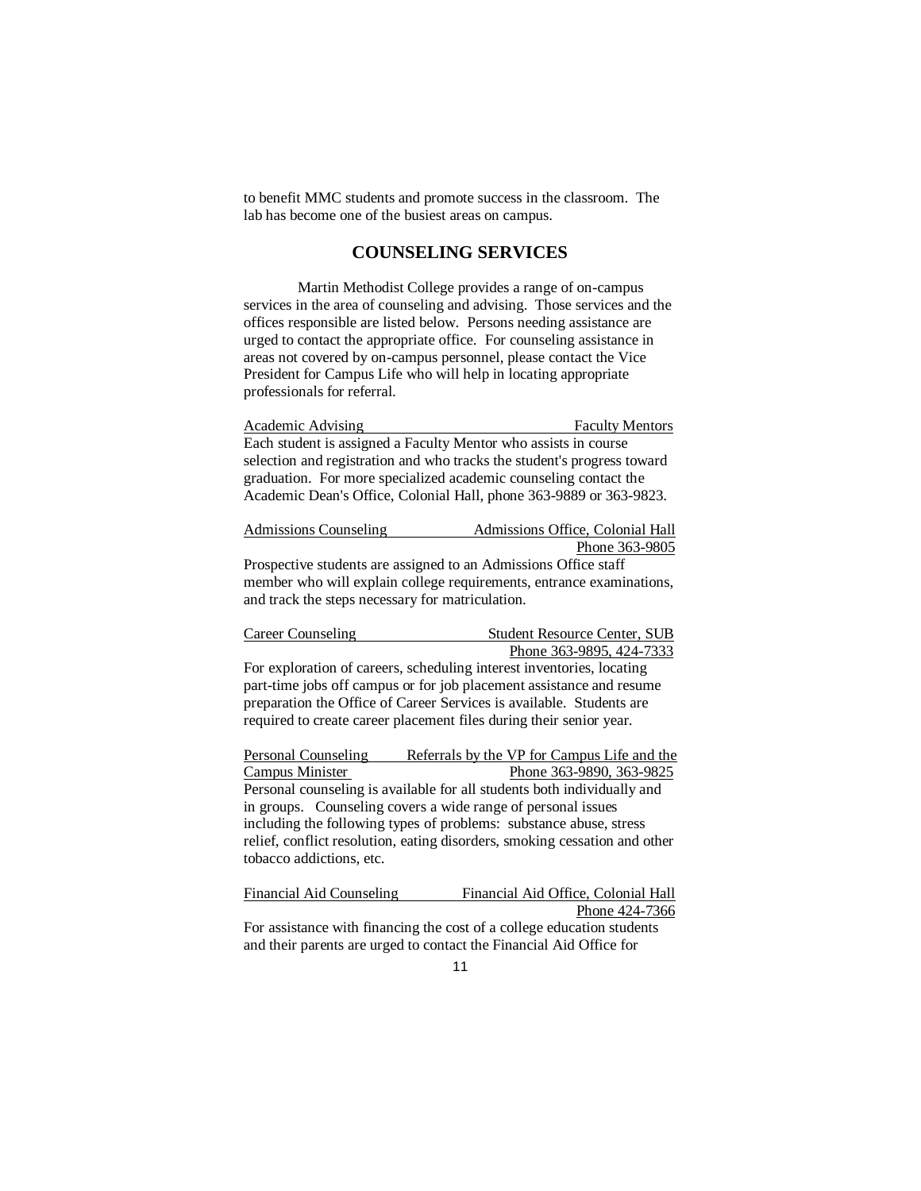to benefit MMC students and promote success in the classroom. The lab has become one of the busiest areas on campus.

## COUNSELING SERVICES

Martin Methodist College provides a range of on-campus services in the area of counseling and advising. Those services and the offices responsible are listed below. Persons needing assistance are urged to contact the appropriate office. For counseling assistance in areas not covered by on-campus personnel, please contact the Vice President for Campus Life who will help in locating appropriate professionals for referral.

Academic Advising — Faculty Mentors

Each student is assigned a Faculty Mentor who assists in course selection and registration and who tracks the student's progress toward graduation. For more specialized academic counseling contact the Academic Dean's Office, Colonial Hall, phone 363-9889 or 363-9823.

Admissions Counseling — Admissions Office, Colonial Hall
Phone 363-9805

Prospective students are assigned to an Admissions Office staff member who will explain college requirements, entrance examinations, and track the steps necessary for matriculation.

Career Counseling — Student Resource Center, SUB
Phone 363-9895, 424-7333

For exploration of careers, scheduling interest inventories, locating part-time jobs off campus or for job placement assistance and resume preparation the Office of Career Services is available. Students are required to create career placement files during their senior year.

Personal Counseling — Referrals by the VP for Campus Life and the Campus Minister
Phone 363-9890, 363-9825

Personal counseling is available for all students both individually and in groups. Counseling covers a wide range of personal issues including the following types of problems: substance abuse, stress relief, conflict resolution, eating disorders, smoking cessation and other tobacco addictions, etc.

Financial Aid Counseling — Financial Aid Office, Colonial Hall
Phone 424-7366

For assistance with financing the cost of a college education students and their parents are urged to contact the Financial Aid Office for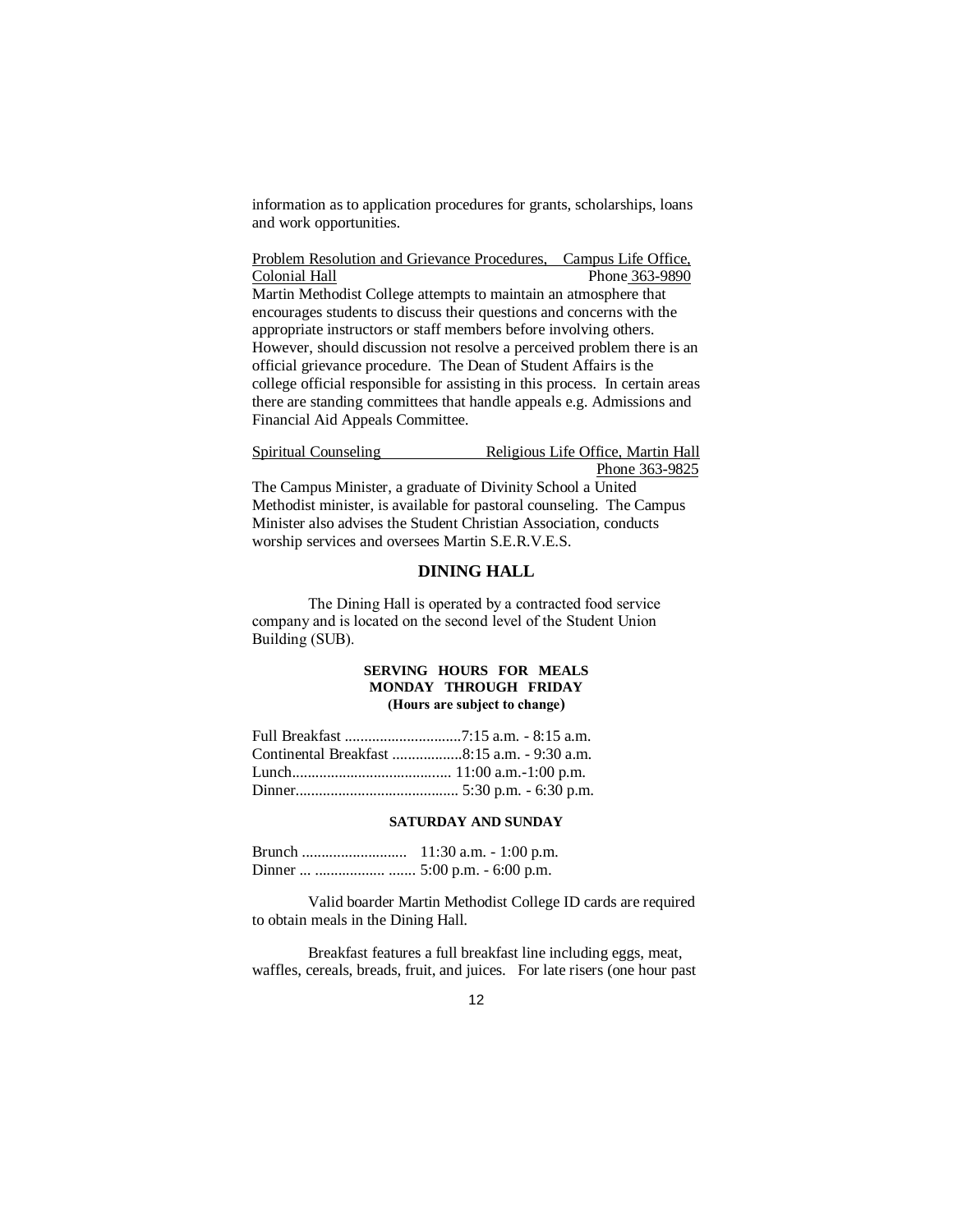information as to application procedures for grants, scholarships, loans and work opportunities.

Problem Resolution and Grievance Procedures, Campus Life Office, Colonial Hall Phone 363-9890

Martin Methodist College attempts to maintain an atmosphere that encourages students to discuss their questions and concerns with the appropriate instructors or staff members before involving others. However, should discussion not resolve a perceived problem there is an official grievance procedure. The Dean of Student Affairs is the college official responsible for assisting in this process. In certain areas there are standing committees that handle appeals e.g. Admissions and Financial Aid Appeals Committee.

Spiritual Counseling Religious Life Office, Martin Hall Phone 363-9825

The Campus Minister, a graduate of Divinity School a United Methodist minister, is available for pastoral counseling. The Campus Minister also advises the Student Christian Association, conducts worship services and oversees Martin S.E.R.V.E.S.

## DINING HALL

The Dining Hall is operated by a contracted food service company and is located on the second level of the Student Union Building (SUB).

**SERVING HOURS FOR MEALS**
**MONDAY THROUGH FRIDAY**
**(Hours are subject to change)**

Full Breakfast ..............................7:15 a.m. - 8:15 a.m.
Continental Breakfast ..................8:15 a.m. - 9:30 a.m.
Lunch......................................... 11:00 a.m.-1:00 p.m.
Dinner.......................................... 5:30 p.m. - 6:30 p.m.

**SATURDAY AND SUNDAY**

Brunch ........................... 11:30 a.m. - 1:00 p.m.
Dinner ... .................. ....... 5:00 p.m. - 6:00 p.m.

Valid boarder Martin Methodist College ID cards are required to obtain meals in the Dining Hall.

Breakfast features a full breakfast line including eggs, meat, waffles, cereals, breads, fruit, and juices. For late risers (one hour past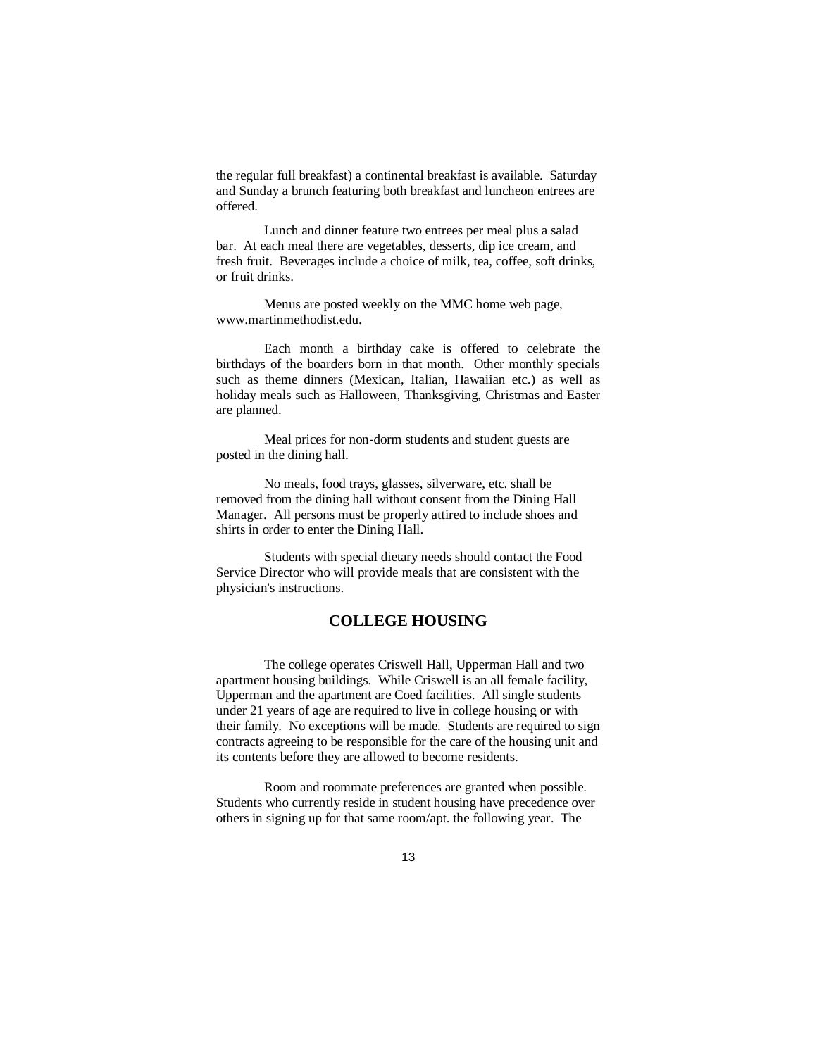the regular full breakfast) a continental breakfast is available. Saturday and Sunday a brunch featuring both breakfast and luncheon entrees are offered.

Lunch and dinner feature two entrees per meal plus a salad bar. At each meal there are vegetables, desserts, dip ice cream, and fresh fruit. Beverages include a choice of milk, tea, coffee, soft drinks, or fruit drinks.

Menus are posted weekly on the MMC home web page, www.martinmethodist.edu.

Each month a birthday cake is offered to celebrate the birthdays of the boarders born in that month. Other monthly specials such as theme dinners (Mexican, Italian, Hawaiian etc.) as well as holiday meals such as Halloween, Thanksgiving, Christmas and Easter are planned.

Meal prices for non-dorm students and student guests are posted in the dining hall.

No meals, food trays, glasses, silverware, etc. shall be removed from the dining hall without consent from the Dining Hall Manager. All persons must be properly attired to include shoes and shirts in order to enter the Dining Hall.

Students with special dietary needs should contact the Food Service Director who will provide meals that are consistent with the physician's instructions.

## COLLEGE HOUSING

The college operates Criswell Hall, Upperman Hall and two apartment housing buildings. While Criswell is an all female facility, Upperman and the apartment are Coed facilities. All single students under 21 years of age are required to live in college housing or with their family. No exceptions will be made. Students are required to sign contracts agreeing to be responsible for the care of the housing unit and its contents before they are allowed to become residents.

Room and roommate preferences are granted when possible. Students who currently reside in student housing have precedence over others in signing up for that same room/apt. the following year. The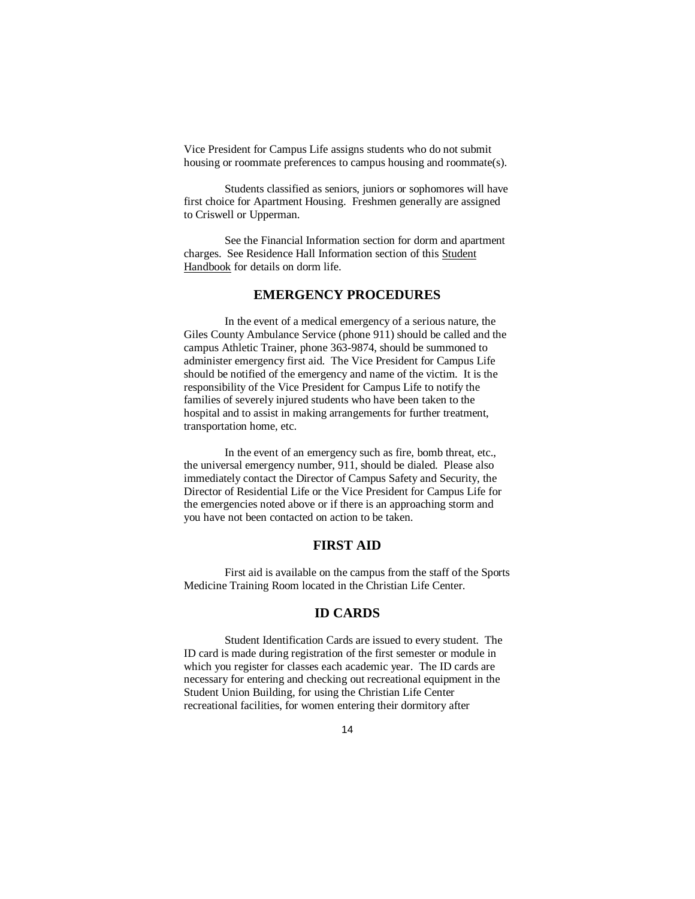Vice President for Campus Life assigns students who do not submit housing or roommate preferences to campus housing and roommate(s).

Students classified as seniors, juniors or sophomores will have first choice for Apartment Housing. Freshmen generally are assigned to Criswell or Upperman.

See the Financial Information section for dorm and apartment charges. See Residence Hall Information section of this Student Handbook for details on dorm life.

## EMERGENCY PROCEDURES

In the event of a medical emergency of a serious nature, the Giles County Ambulance Service (phone 911) should be called and the campus Athletic Trainer, phone 363-9874, should be summoned to administer emergency first aid. The Vice President for Campus Life should be notified of the emergency and name of the victim. It is the responsibility of the Vice President for Campus Life to notify the families of severely injured students who have been taken to the hospital and to assist in making arrangements for further treatment, transportation home, etc.

In the event of an emergency such as fire, bomb threat, etc., the universal emergency number, 911, should be dialed. Please also immediately contact the Director of Campus Safety and Security, the Director of Residential Life or the Vice President for Campus Life for the emergencies noted above or if there is an approaching storm and you have not been contacted on action to be taken.

## FIRST AID

First aid is available on the campus from the staff of the Sports Medicine Training Room located in the Christian Life Center.

## ID CARDS

Student Identification Cards are issued to every student. The ID card is made during registration of the first semester or module in which you register for classes each academic year. The ID cards are necessary for entering and checking out recreational equipment in the Student Union Building, for using the Christian Life Center recreational facilities, for women entering their dormitory after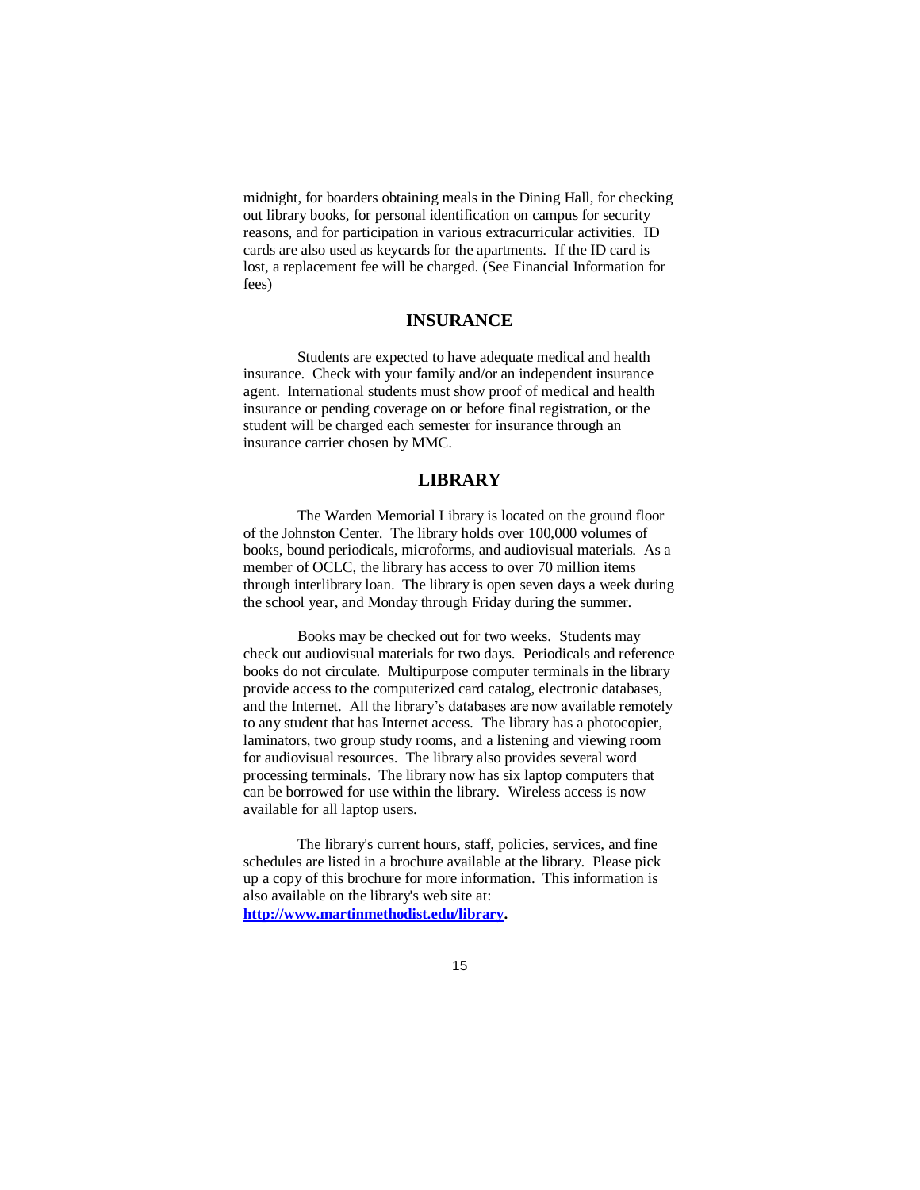midnight, for boarders obtaining meals in the Dining Hall, for checking out library books, for personal identification on campus for security reasons, and for participation in various extracurricular activities. ID cards are also used as keycards for the apartments. If the ID card is lost, a replacement fee will be charged. (See Financial Information for fees)

## INSURANCE

Students are expected to have adequate medical and health insurance. Check with your family and/or an independent insurance agent. International students must show proof of medical and health insurance or pending coverage on or before final registration, or the student will be charged each semester for insurance through an insurance carrier chosen by MMC.

## LIBRARY

The Warden Memorial Library is located on the ground floor of the Johnston Center. The library holds over 100,000 volumes of books, bound periodicals, microforms, and audiovisual materials. As a member of OCLC, the library has access to over 70 million items through interlibrary loan. The library is open seven days a week during the school year, and Monday through Friday during the summer.

Books may be checked out for two weeks. Students may check out audiovisual materials for two days. Periodicals and reference books do not circulate. Multipurpose computer terminals in the library provide access to the computerized card catalog, electronic databases, and the Internet. All the library's databases are now available remotely to any student that has Internet access. The library has a photocopier, laminators, two group study rooms, and a listening and viewing room for audiovisual resources. The library also provides several word processing terminals. The library now has six laptop computers that can be borrowed for use within the library. Wireless access is now available for all laptop users.

The library's current hours, staff, policies, services, and fine schedules are listed in a brochure available at the library. Please pick up a copy of this brochure for more information. This information is also available on the library's web site at: **http://www.martinmethodist.edu/library.**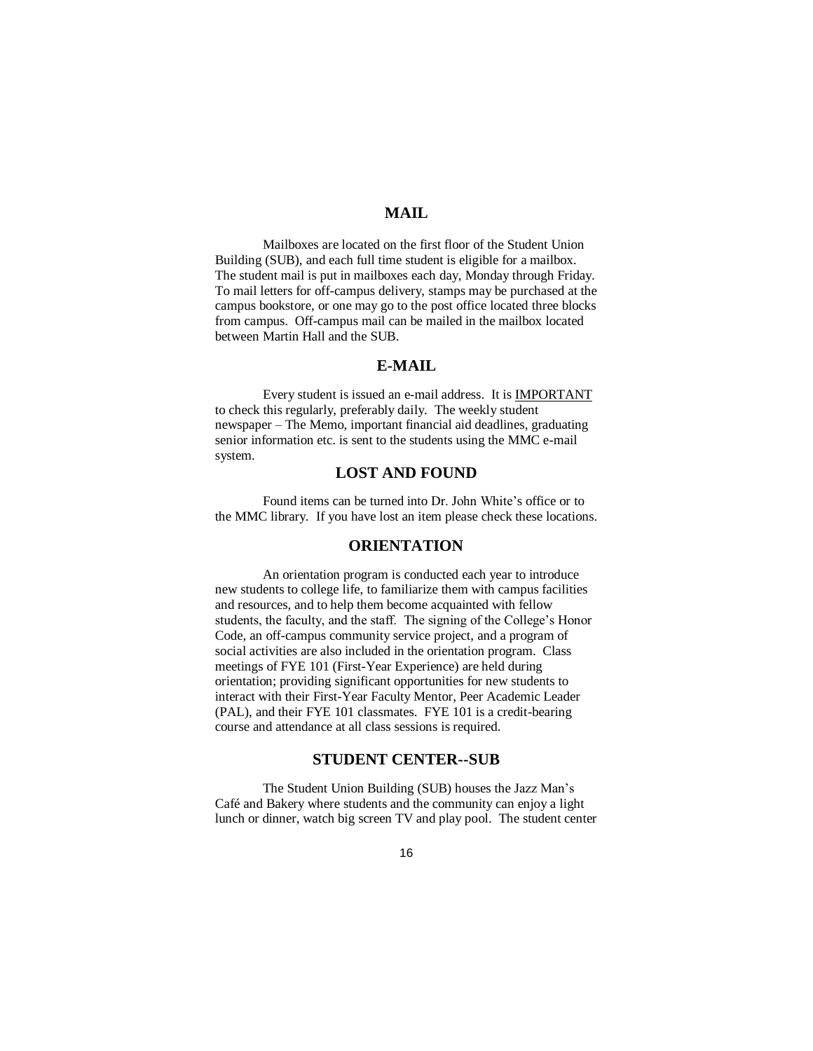## MAIL

Mailboxes are located on the first floor of the Student Union Building (SUB), and each full time student is eligible for a mailbox. The student mail is put in mailboxes each day, Monday through Friday. To mail letters for off-campus delivery, stamps may be purchased at the campus bookstore, or one may go to the post office located three blocks from campus. Off-campus mail can be mailed in the mailbox located between Martin Hall and the SUB.

## E-MAIL

Every student is issued an e-mail address. It is <u>IMPORTANT</u> to check this regularly, preferably daily. The weekly student newspaper – The Memo, important financial aid deadlines, graduating senior information etc. is sent to the students using the MMC e-mail system.

## LOST AND FOUND

Found items can be turned into Dr. John White's office or to the MMC library. If you have lost an item please check these locations.

## ORIENTATION

An orientation program is conducted each year to introduce new students to college life, to familiarize them with campus facilities and resources, and to help them become acquainted with fellow students, the faculty, and the staff. The signing of the College's Honor Code, an off-campus community service project, and a program of social activities are also included in the orientation program. Class meetings of FYE 101 (First-Year Experience) are held during orientation; providing significant opportunities for new students to interact with their First-Year Faculty Mentor, Peer Academic Leader (PAL), and their FYE 101 classmates. FYE 101 is a credit-bearing course and attendance at all class sessions is required.

## STUDENT CENTER--SUB

The Student Union Building (SUB) houses the Jazz Man's Café and Bakery where students and the community can enjoy a light lunch or dinner, watch big screen TV and play pool. The student center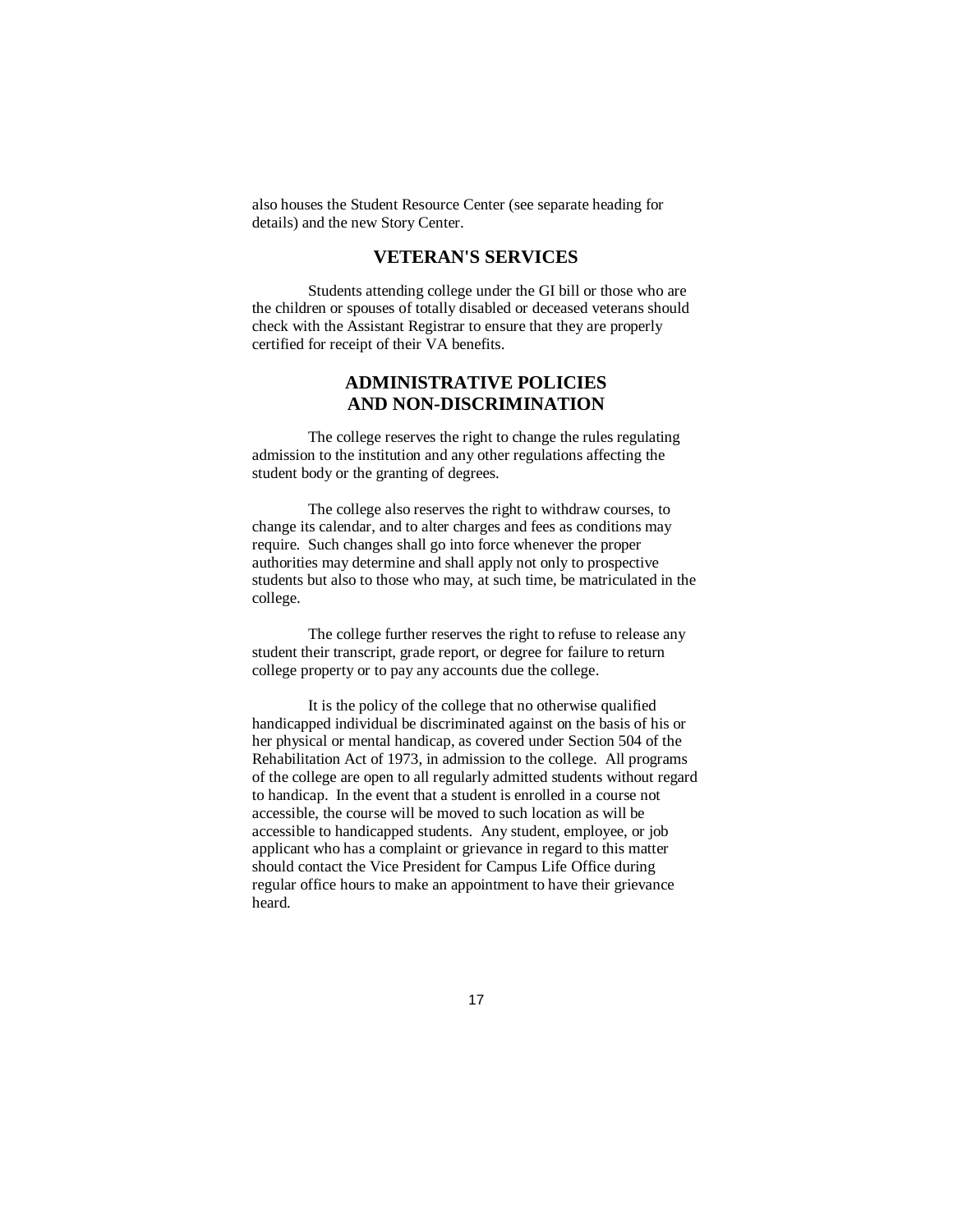also houses the Student Resource Center (see separate heading for details) and the new Story Center.

## VETERAN'S SERVICES

Students attending college under the GI bill or those who are the children or spouses of totally disabled or deceased veterans should check with the Assistant Registrar to ensure that they are properly certified for receipt of their VA benefits.

## ADMINISTRATIVE POLICIES AND NON-DISCRIMINATION

The college reserves the right to change the rules regulating admission to the institution and any other regulations affecting the student body or the granting of degrees.

The college also reserves the right to withdraw courses, to change its calendar, and to alter charges and fees as conditions may require. Such changes shall go into force whenever the proper authorities may determine and shall apply not only to prospective students but also to those who may, at such time, be matriculated in the college.

The college further reserves the right to refuse to release any student their transcript, grade report, or degree for failure to return college property or to pay any accounts due the college.

It is the policy of the college that no otherwise qualified handicapped individual be discriminated against on the basis of his or her physical or mental handicap, as covered under Section 504 of the Rehabilitation Act of 1973, in admission to the college. All programs of the college are open to all regularly admitted students without regard to handicap. In the event that a student is enrolled in a course not accessible, the course will be moved to such location as will be accessible to handicapped students. Any student, employee, or job applicant who has a complaint or grievance in regard to this matter should contact the Vice President for Campus Life Office during regular office hours to make an appointment to have their grievance heard.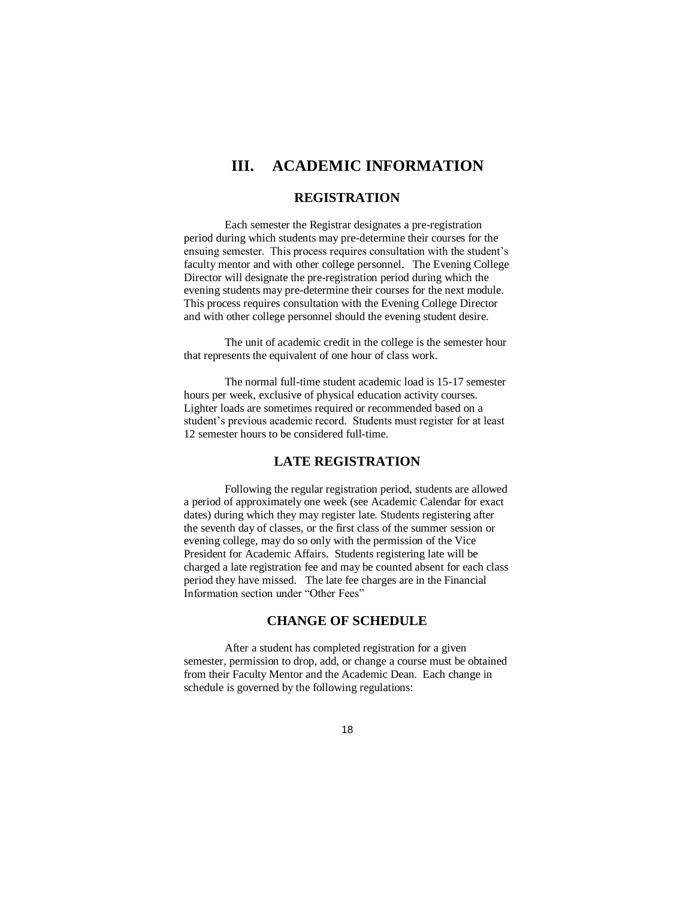# III. ACADEMIC INFORMATION

## REGISTRATION

Each semester the Registrar designates a pre-registration period during which students may pre-determine their courses for the ensuing semester. This process requires consultation with the student's faculty mentor and with other college personnel. The Evening College Director will designate the pre-registration period during which the evening students may pre-determine their courses for the next module. This process requires consultation with the Evening College Director and with other college personnel should the evening student desire.

The unit of academic credit in the college is the semester hour that represents the equivalent of one hour of class work.

The normal full-time student academic load is 15-17 semester hours per week, exclusive of physical education activity courses. Lighter loads are sometimes required or recommended based on a student's previous academic record. Students must register for at least 12 semester hours to be considered full-time.

## LATE REGISTRATION

Following the regular registration period, students are allowed a period of approximately one week (see Academic Calendar for exact dates) during which they may register late. Students registering after the seventh day of classes, or the first class of the summer session or evening college, may do so only with the permission of the Vice President for Academic Affairs. Students registering late will be charged a late registration fee and may be counted absent for each class period they have missed. The late fee charges are in the Financial Information section under "Other Fees"

## CHANGE OF SCHEDULE

After a student has completed registration for a given semester, permission to drop, add, or change a course must be obtained from their Faculty Mentor and the Academic Dean. Each change in schedule is governed by the following regulations: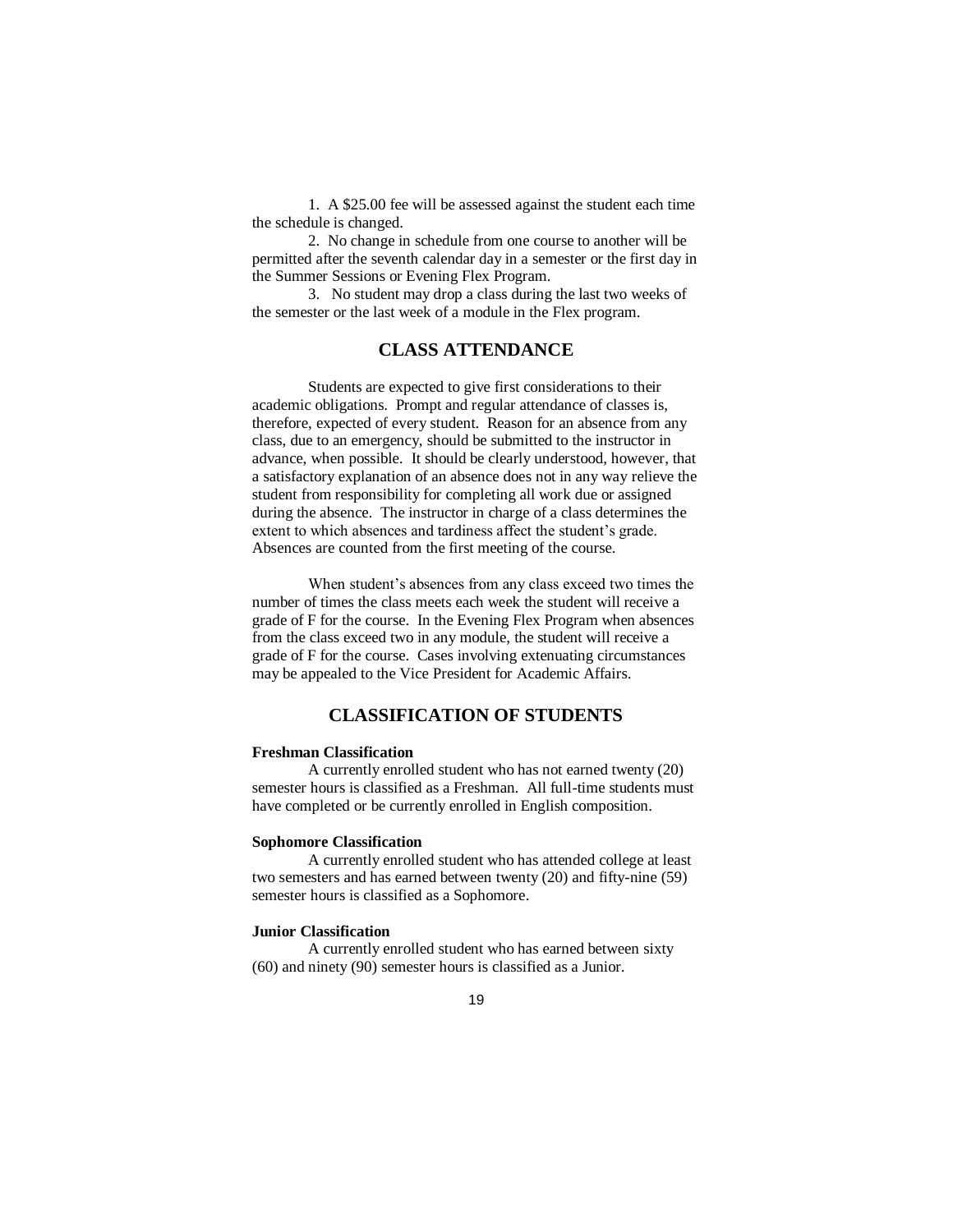1. A $25.00 fee will be assessed against the student each time the schedule is changed.

2. No change in schedule from one course to another will be permitted after the seventh calendar day in a semester or the first day in the Summer Sessions or Evening Flex Program.

3. No student may drop a class during the last two weeks of the semester or the last week of a module in the Flex program.

## CLASS ATTENDANCE

Students are expected to give first considerations to their academic obligations. Prompt and regular attendance of classes is, therefore, expected of every student. Reason for an absence from any class, due to an emergency, should be submitted to the instructor in advance, when possible. It should be clearly understood, however, that a satisfactory explanation of an absence does not in any way relieve the student from responsibility for completing all work due or assigned during the absence. The instructor in charge of a class determines the extent to which absences and tardiness affect the student's grade. Absences are counted from the first meeting of the course.

When student's absences from any class exceed two times the number of times the class meets each week the student will receive a grade of F for the course. In the Evening Flex Program when absences from the class exceed two in any module, the student will receive a grade of F for the course. Cases involving extenuating circumstances may be appealed to the Vice President for Academic Affairs.

## CLASSIFICATION OF STUDENTS

**Freshman Classification**

A currently enrolled student who has not earned twenty (20) semester hours is classified as a Freshman. All full-time students must have completed or be currently enrolled in English composition.

**Sophomore Classification**

A currently enrolled student who has attended college at least two semesters and has earned between twenty (20) and fifty-nine (59) semester hours is classified as a Sophomore.

**Junior Classification**

A currently enrolled student who has earned between sixty (60) and ninety (90) semester hours is classified as a Junior.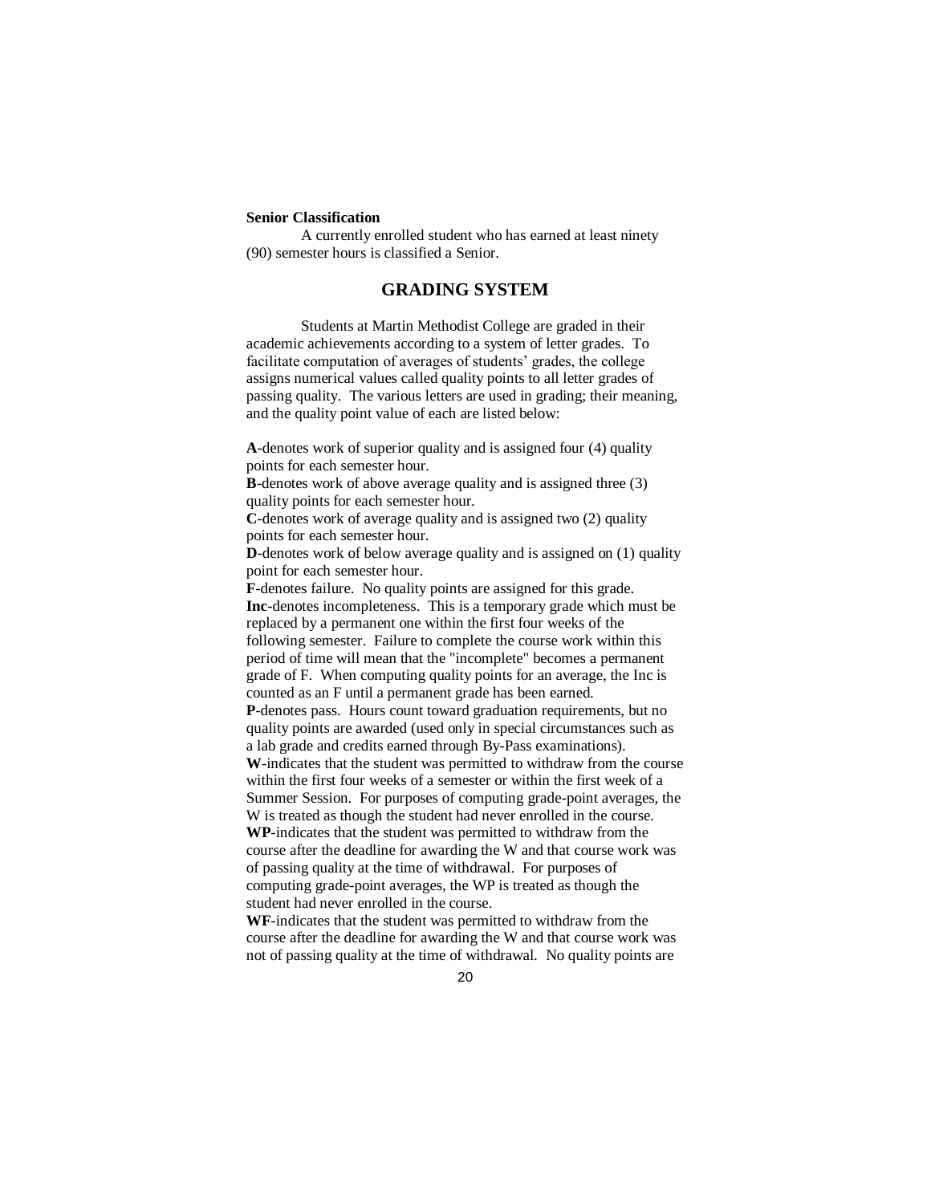**Senior Classification**

A currently enrolled student who has earned at least ninety (90) semester hours is classified a Senior.

## GRADING SYSTEM

Students at Martin Methodist College are graded in their academic achievements according to a system of letter grades. To facilitate computation of averages of students' grades, the college assigns numerical values called quality points to all letter grades of passing quality. The various letters are used in grading; their meaning, and the quality point value of each are listed below:

**A**-denotes work of superior quality and is assigned four (4) quality points for each semester hour.
**B**-denotes work of above average quality and is assigned three (3) quality points for each semester hour.
**C**-denotes work of average quality and is assigned two (2) quality points for each semester hour.
**D**-denotes work of below average quality and is assigned on (1) quality point for each semester hour.
**F**-denotes failure. No quality points are assigned for this grade.
**Inc**-denotes incompleteness. This is a temporary grade which must be replaced by a permanent one within the first four weeks of the following semester. Failure to complete the course work within this period of time will mean that the "incomplete" becomes a permanent grade of F. When computing quality points for an average, the Inc is counted as an F until a permanent grade has been earned.
**P**-denotes pass. Hours count toward graduation requirements, but no quality points are awarded (used only in special circumstances such as a lab grade and credits earned through By-Pass examinations).
**W**-indicates that the student was permitted to withdraw from the course within the first four weeks of a semester or within the first week of a Summer Session. For purposes of computing grade-point averages, the W is treated as though the student had never enrolled in the course.
**WP**-indicates that the student was permitted to withdraw from the course after the deadline for awarding the W and that course work was of passing quality at the time of withdrawal. For purposes of computing grade-point averages, the WP is treated as though the student had never enrolled in the course.
**WF**-indicates that the student was permitted to withdraw from the course after the deadline for awarding the W and that course work was not of passing quality at the time of withdrawal. No quality points are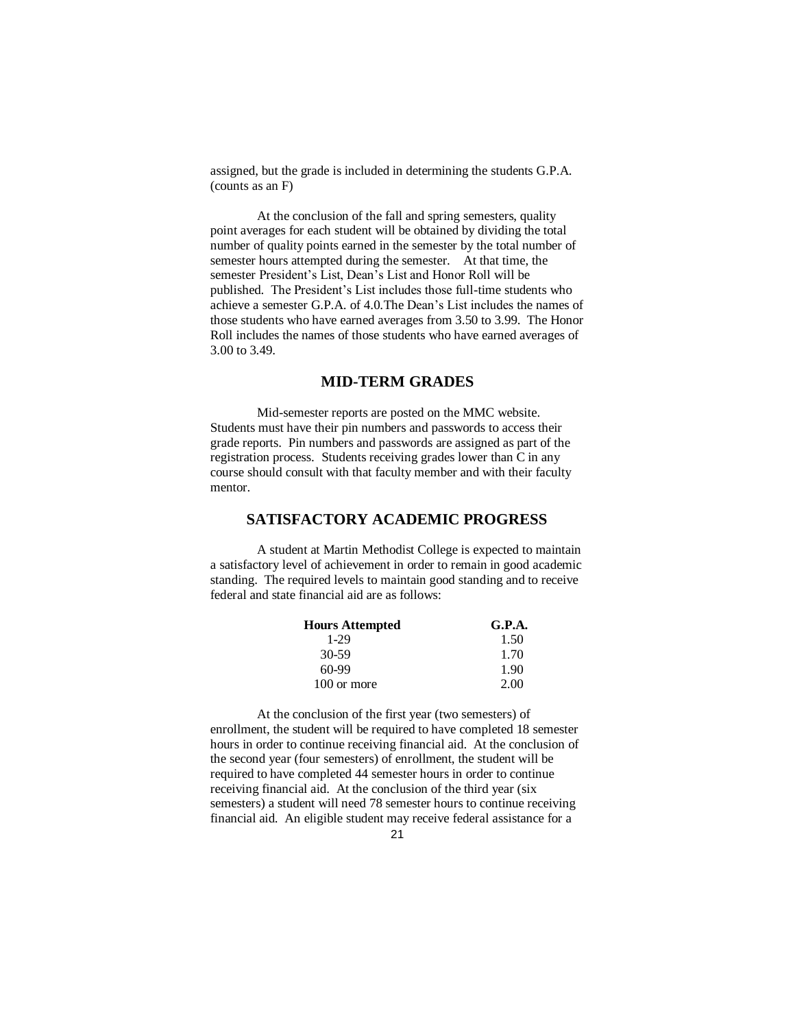assigned, but the grade is included in determining the students G.P.A. (counts as an F)

At the conclusion of the fall and spring semesters, quality point averages for each student will be obtained by dividing the total number of quality points earned in the semester by the total number of semester hours attempted during the semester. At that time, the semester President's List, Dean's List and Honor Roll will be published. The President's List includes those full-time students who achieve a semester G.P.A. of 4.0.The Dean's List includes the names of those students who have earned averages from 3.50 to 3.99. The Honor Roll includes the names of those students who have earned averages of 3.00 to 3.49.

## MID-TERM GRADES

Mid-semester reports are posted on the MMC website. Students must have their pin numbers and passwords to access their grade reports. Pin numbers and passwords are assigned as part of the registration process. Students receiving grades lower than C in any course should consult with that faculty member and with their faculty mentor.

## SATISFACTORY ACADEMIC PROGRESS

A student at Martin Methodist College is expected to maintain a satisfactory level of achievement in order to remain in good academic standing. The required levels to maintain good standing and to receive federal and state financial aid are as follows:

| Hours Attempted | G.P.A. |
|---|---|
| 1-29 | 1.50 |
| 30-59 | 1.70 |
| 60-99 | 1.90 |
| 100 or more | 2.00 |

At the conclusion of the first year (two semesters) of enrollment, the student will be required to have completed 18 semester hours in order to continue receiving financial aid. At the conclusion of the second year (four semesters) of enrollment, the student will be required to have completed 44 semester hours in order to continue receiving financial aid. At the conclusion of the third year (six semesters) a student will need 78 semester hours to continue receiving financial aid. An eligible student may receive federal assistance for a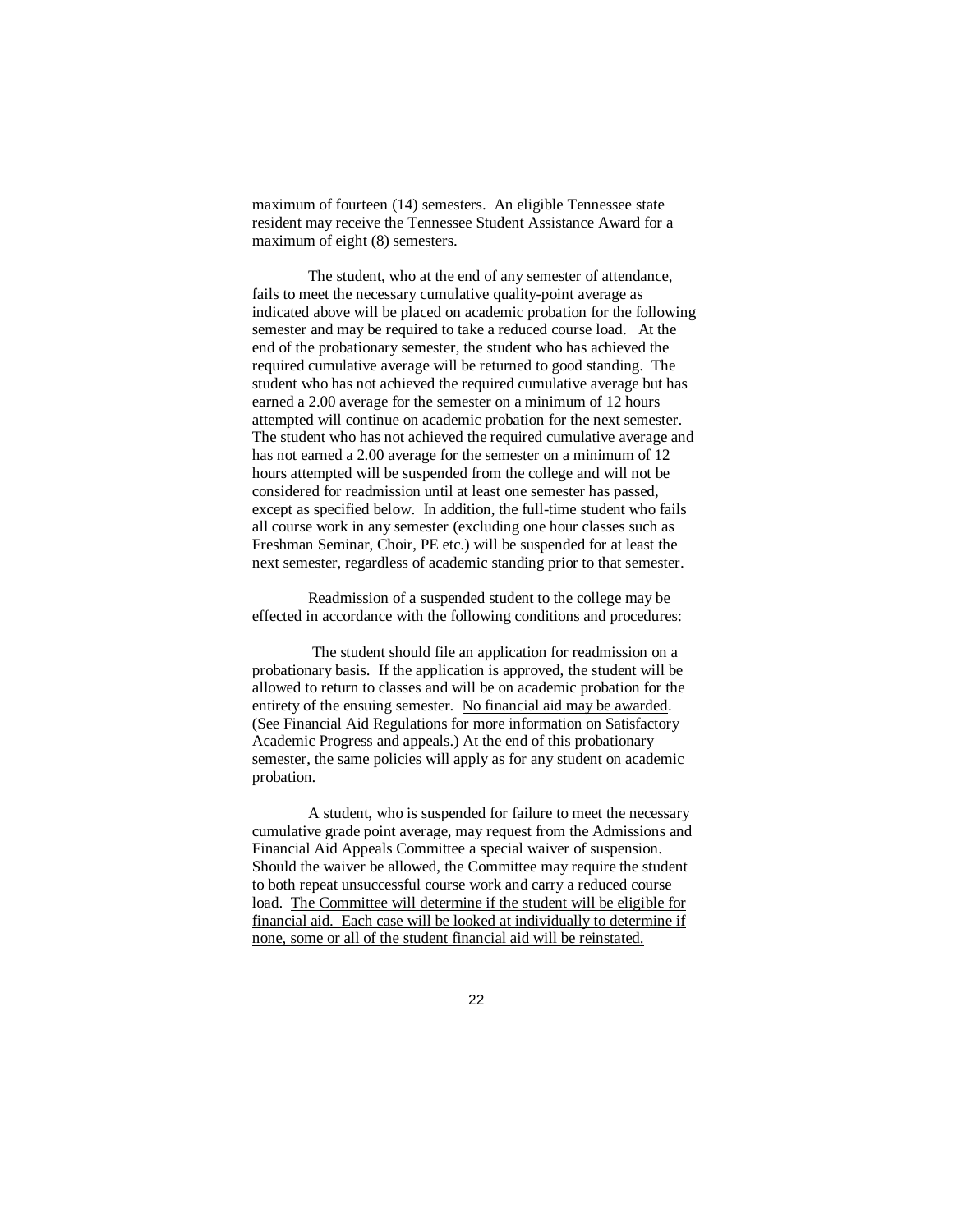maximum of fourteen (14) semesters. An eligible Tennessee state resident may receive the Tennessee Student Assistance Award for a maximum of eight (8) semesters.

The student, who at the end of any semester of attendance, fails to meet the necessary cumulative quality-point average as indicated above will be placed on academic probation for the following semester and may be required to take a reduced course load. At the end of the probationary semester, the student who has achieved the required cumulative average will be returned to good standing. The student who has not achieved the required cumulative average but has earned a 2.00 average for the semester on a minimum of 12 hours attempted will continue on academic probation for the next semester. The student who has not achieved the required cumulative average and has not earned a 2.00 average for the semester on a minimum of 12 hours attempted will be suspended from the college and will not be considered for readmission until at least one semester has passed, except as specified below. In addition, the full-time student who fails all course work in any semester (excluding one hour classes such as Freshman Seminar, Choir, PE etc.) will be suspended for at least the next semester, regardless of academic standing prior to that semester.

Readmission of a suspended student to the college may be effected in accordance with the following conditions and procedures:

The student should file an application for readmission on a probationary basis. If the application is approved, the student will be allowed to return to classes and will be on academic probation for the entirety of the ensuing semester. <u>No financial aid may be awarded</u>. (See Financial Aid Regulations for more information on Satisfactory Academic Progress and appeals.) At the end of this probationary semester, the same policies will apply as for any student on academic probation.

A student, who is suspended for failure to meet the necessary cumulative grade point average, may request from the Admissions and Financial Aid Appeals Committee a special waiver of suspension. Should the waiver be allowed, the Committee may require the student to both repeat unsuccessful course work and carry a reduced course load. <u>The Committee will determine if the student will be eligible for financial aid. Each case will be looked at individually to determine if none, some or all of the student financial aid will be reinstated.</u>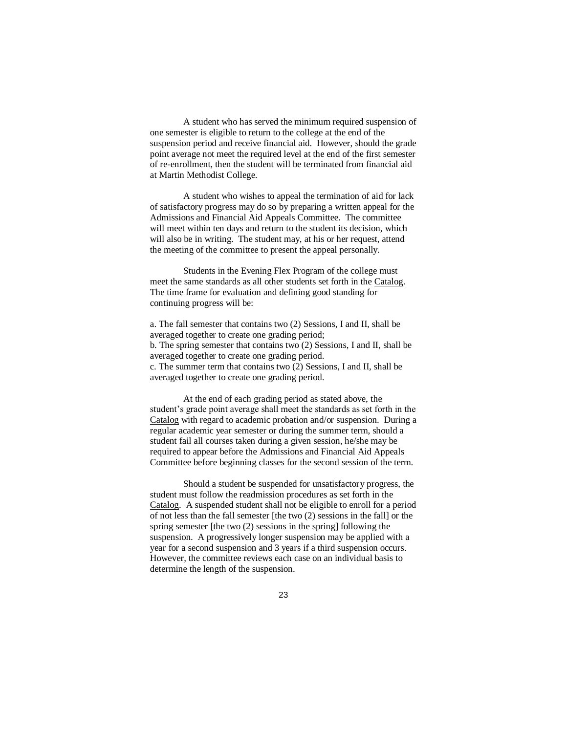A student who has served the minimum required suspension of one semester is eligible to return to the college at the end of the suspension period and receive financial aid. However, should the grade point average not meet the required level at the end of the first semester of re-enrollment, then the student will be terminated from financial aid at Martin Methodist College.

A student who wishes to appeal the termination of aid for lack of satisfactory progress may do so by preparing a written appeal for the Admissions and Financial Aid Appeals Committee. The committee will meet within ten days and return to the student its decision, which will also be in writing. The student may, at his or her request, attend the meeting of the committee to present the appeal personally.

Students in the Evening Flex Program of the college must meet the same standards as all other students set forth in the <u>Catalog</u>. The time frame for evaluation and defining good standing for continuing progress will be:

a. The fall semester that contains two (2) Sessions, I and II, shall be averaged together to create one grading period;
b. The spring semester that contains two (2) Sessions, I and II, shall be averaged together to create one grading period.
c. The summer term that contains two (2) Sessions, I and II, shall be averaged together to create one grading period.

At the end of each grading period as stated above, the student's grade point average shall meet the standards as set forth in the <u>Catalog</u> with regard to academic probation and/or suspension. During a regular academic year semester or during the summer term, should a student fail all courses taken during a given session, he/she may be required to appear before the Admissions and Financial Aid Appeals Committee before beginning classes for the second session of the term.

Should a student be suspended for unsatisfactory progress, the student must follow the readmission procedures as set forth in the <u>Catalog</u>. A suspended student shall not be eligible to enroll for a period of not less than the fall semester [the two (2) sessions in the fall] or the spring semester [the two (2) sessions in the spring] following the suspension. A progressively longer suspension may be applied with a year for a second suspension and 3 years if a third suspension occurs. However, the committee reviews each case on an individual basis to determine the length of the suspension.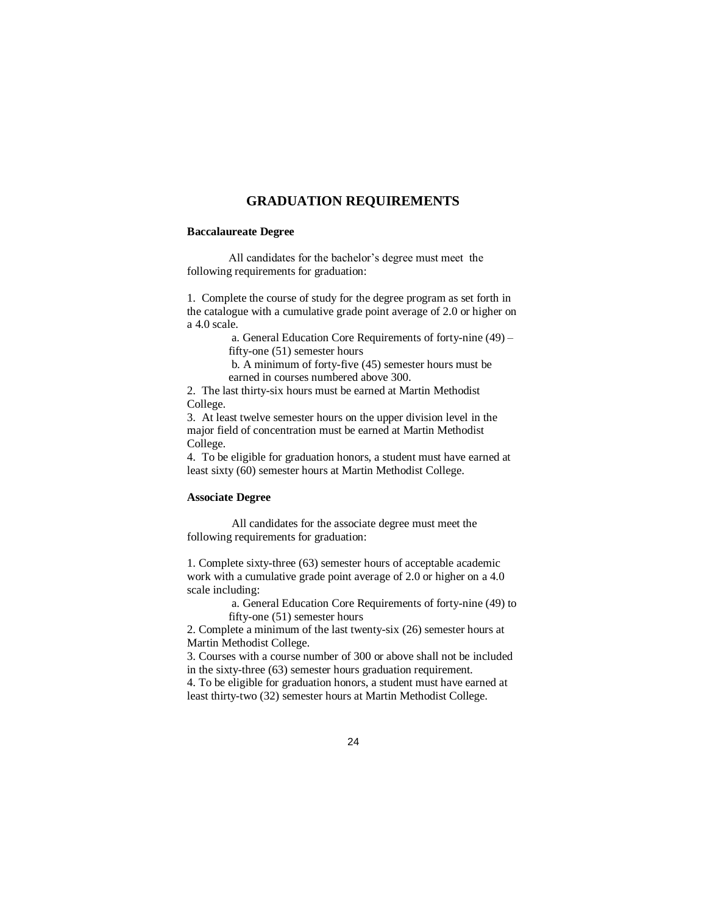# GRADUATION REQUIREMENTS

**Baccalaureate Degree**

All candidates for the bachelor's degree must meet the following requirements for graduation:

1. Complete the course of study for the degree program as set forth in the catalogue with a cumulative grade point average of 2.0 or higher on a 4.0 scale.
   a. General Education Core Requirements of forty-nine (49) – fifty-one (51) semester hours
   b. A minimum of forty-five (45) semester hours must be earned in courses numbered above 300.
2. The last thirty-six hours must be earned at Martin Methodist College.
3. At least twelve semester hours on the upper division level in the major field of concentration must be earned at Martin Methodist College.
4. To be eligible for graduation honors, a student must have earned at least sixty (60) semester hours at Martin Methodist College.

**Associate Degree**

All candidates for the associate degree must meet the following requirements for graduation:

1. Complete sixty-three (63) semester hours of acceptable academic work with a cumulative grade point average of 2.0 or higher on a 4.0 scale including:
   a. General Education Core Requirements of forty-nine (49) to fifty-one (51) semester hours
2. Complete a minimum of the last twenty-six (26) semester hours at Martin Methodist College.
3. Courses with a course number of 300 or above shall not be included in the sixty-three (63) semester hours graduation requirement.
4. To be eligible for graduation honors, a student must have earned at least thirty-two (32) semester hours at Martin Methodist College.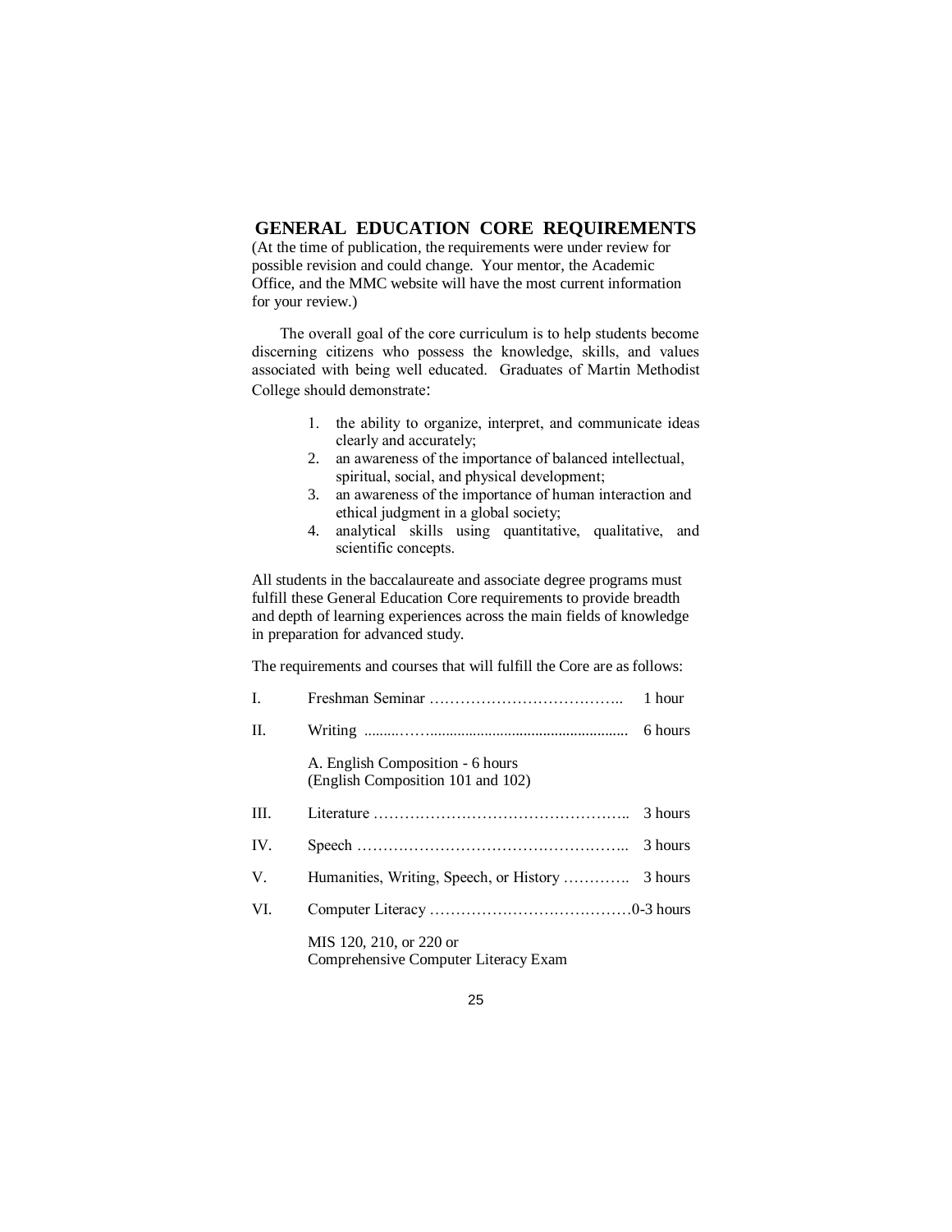## GENERAL EDUCATION CORE REQUIREMENTS

(At the time of publication, the requirements were under review for possible revision and could change. Your mentor, the Academic Office, and the MMC website will have the most current information for your review.)

The overall goal of the core curriculum is to help students become discerning citizens who possess the knowledge, skills, and values associated with being well educated. Graduates of Martin Methodist College should demonstrate:

1. the ability to organize, interpret, and communicate ideas clearly and accurately;
2. an awareness of the importance of balanced intellectual, spiritual, social, and physical development;
3. an awareness of the importance of human interaction and ethical judgment in a global society;
4. analytical skills using quantitative, qualitative, and scientific concepts.

All students in the baccalaureate and associate degree programs must fulfill these General Education Core requirements to provide breadth and depth of learning experiences across the main fields of knowledge in preparation for advanced study.

The requirements and courses that will fulfill the Core are as follows:

I. Freshman Seminar ……………………………….. 1 hour

II. Writing ........……................................................... 6 hours

A. English Composition - 6 hours
(English Composition 101 and 102)

III. Literature ………….……………………………….. 3 hours

IV. Speech ……………………………………………... 3 hours

V. Humanities, Writing, Speech, or History …………. 3 hours

VI. Computer Literacy ………………………….………0-3 hours

MIS 120, 210, or 220 or
Comprehensive Computer Literacy Exam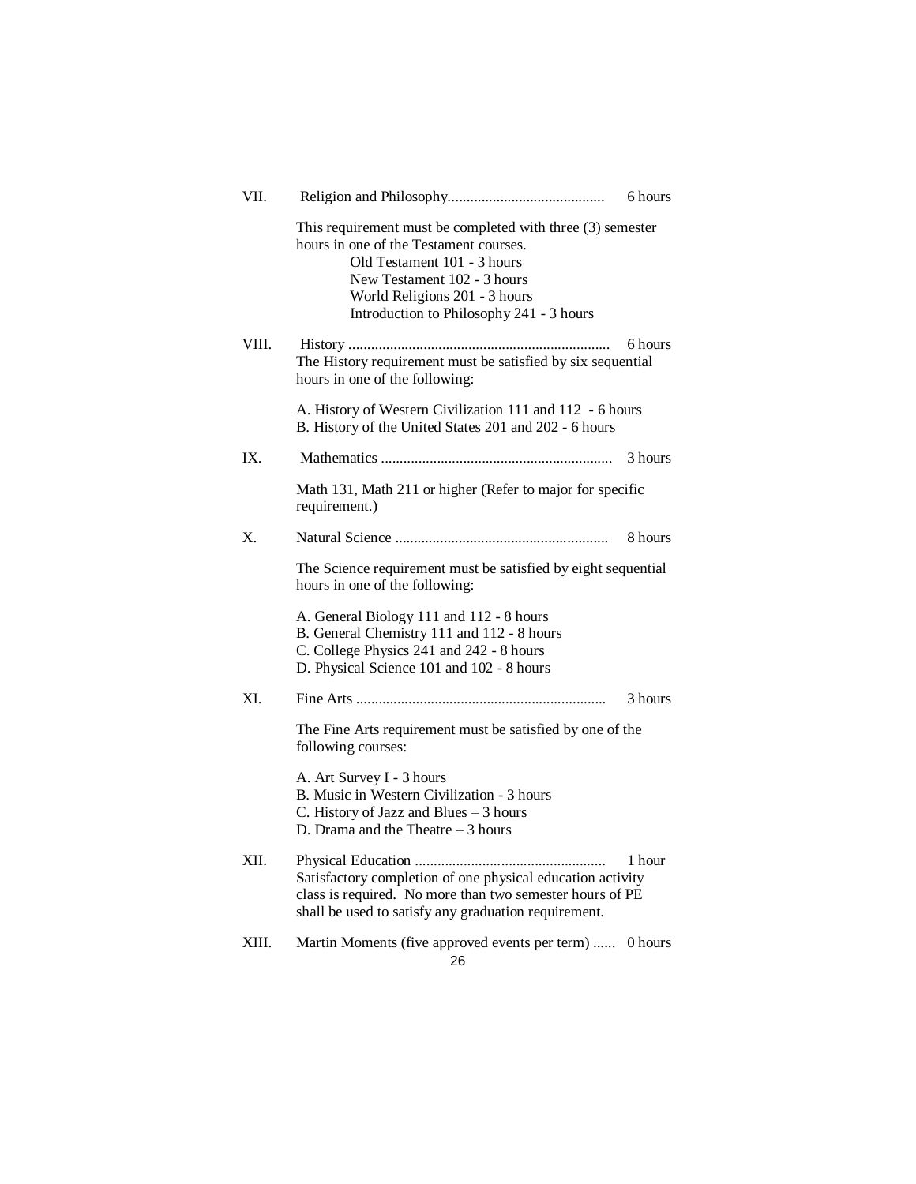VII. Religion and Philosophy.......................................... 6 hours

This requirement must be completed with three (3) semester hours in one of the Testament courses.

- Old Testament 101 - 3 hours
- New Testament 102 - 3 hours
- World Religions 201 - 3 hours
- Introduction to Philosophy 241 - 3 hours

VIII. History ..................................................................... 6 hours

The History requirement must be satisfied by six sequential hours in one of the following:

A. History of Western Civilization 111 and 112 - 6 hours
B. History of the United States 201 and 202 - 6 hours

IX. Mathematics ............................................................. 3 hours

Math 131, Math 211 or higher (Refer to major for specific requirement.)

X. Natural Science ......................................................... 8 hours

The Science requirement must be satisfied by eight sequential hours in one of the following:

A. General Biology 111 and 112 - 8 hours
B. General Chemistry 111 and 112 - 8 hours
C. College Physics 241 and 242 - 8 hours
D. Physical Science 101 and 102 - 8 hours

XI. Fine Arts .................................................................. 3 hours

The Fine Arts requirement must be satisfied by one of the following courses:

A. Art Survey I - 3 hours
B. Music in Western Civilization - 3 hours
C. History of Jazz and Blues – 3 hours
D. Drama and the Theatre – 3 hours

XII. Physical Education .................................................. 1 hour

Satisfactory completion of one physical education activity class is required. No more than two semester hours of PE shall be used to satisfy any graduation requirement.

XIII. Martin Moments (five approved events per term) ...... 0 hours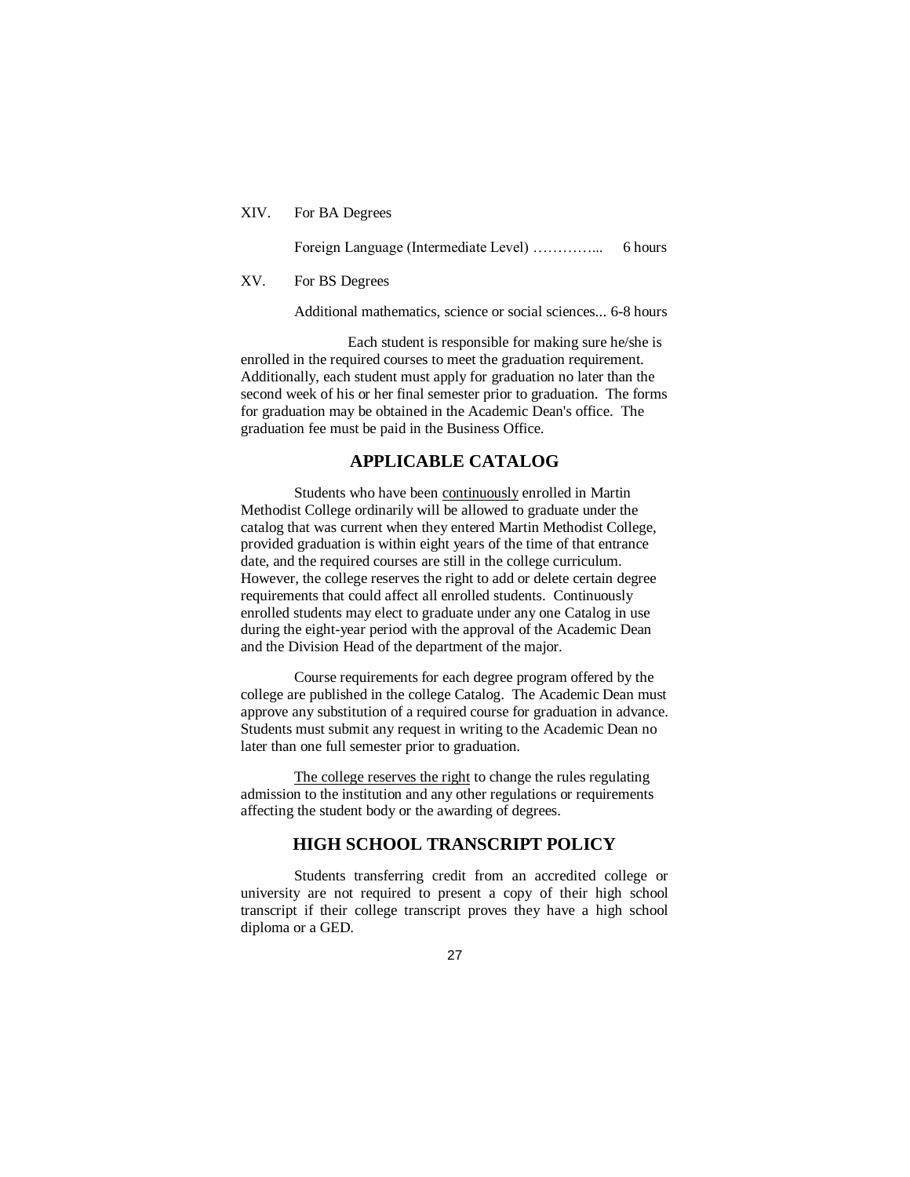XIV. For BA Degrees

Foreign Language (Intermediate Level) …………... 6 hours

XV. For BS Degrees

Additional mathematics, science or social sciences... 6-8 hours

Each student is responsible for making sure he/she is enrolled in the required courses to meet the graduation requirement. Additionally, each student must apply for graduation no later than the second week of his or her final semester prior to graduation. The forms for graduation may be obtained in the Academic Dean's office. The graduation fee must be paid in the Business Office.

## APPLICABLE CATALOG

Students who have been continuously enrolled in Martin Methodist College ordinarily will be allowed to graduate under the catalog that was current when they entered Martin Methodist College, provided graduation is within eight years of the time of that entrance date, and the required courses are still in the college curriculum. However, the college reserves the right to add or delete certain degree requirements that could affect all enrolled students. Continuously enrolled students may elect to graduate under any one Catalog in use during the eight-year period with the approval of the Academic Dean and the Division Head of the department of the major.

Course requirements for each degree program offered by the college are published in the college Catalog. The Academic Dean must approve any substitution of a required course for graduation in advance. Students must submit any request in writing to the Academic Dean no later than one full semester prior to graduation.

The college reserves the right to change the rules regulating admission to the institution and any other regulations or requirements affecting the student body or the awarding of degrees.

## HIGH SCHOOL TRANSCRIPT POLICY

Students transferring credit from an accredited college or university are not required to present a copy of their high school transcript if their college transcript proves they have a high school diploma or a GED.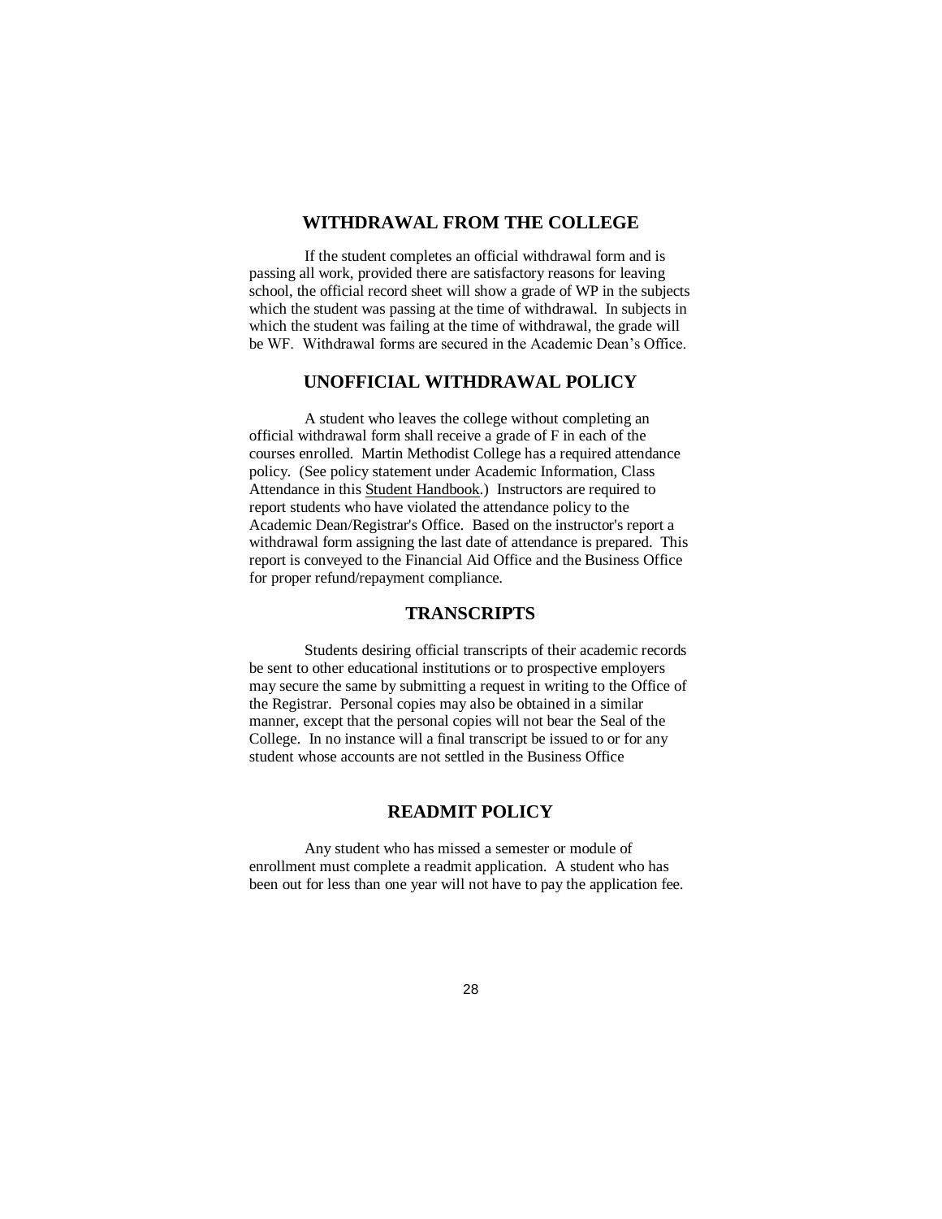## WITHDRAWAL FROM THE COLLEGE

If the student completes an official withdrawal form and is passing all work, provided there are satisfactory reasons for leaving school, the official record sheet will show a grade of WP in the subjects which the student was passing at the time of withdrawal. In subjects in which the student was failing at the time of withdrawal, the grade will be WF. Withdrawal forms are secured in the Academic Dean's Office.

## UNOFFICIAL WITHDRAWAL POLICY

A student who leaves the college without completing an official withdrawal form shall receive a grade of F in each of the courses enrolled. Martin Methodist College has a required attendance policy. (See policy statement under Academic Information, Class Attendance in this Student Handbook.) Instructors are required to report students who have violated the attendance policy to the Academic Dean/Registrar's Office. Based on the instructor's report a withdrawal form assigning the last date of attendance is prepared. This report is conveyed to the Financial Aid Office and the Business Office for proper refund/repayment compliance.

## TRANSCRIPTS

Students desiring official transcripts of their academic records be sent to other educational institutions or to prospective employers may secure the same by submitting a request in writing to the Office of the Registrar. Personal copies may also be obtained in a similar manner, except that the personal copies will not bear the Seal of the College. In no instance will a final transcript be issued to or for any student whose accounts are not settled in the Business Office

## READMIT POLICY

Any student who has missed a semester or module of enrollment must complete a readmit application. A student who has been out for less than one year will not have to pay the application fee.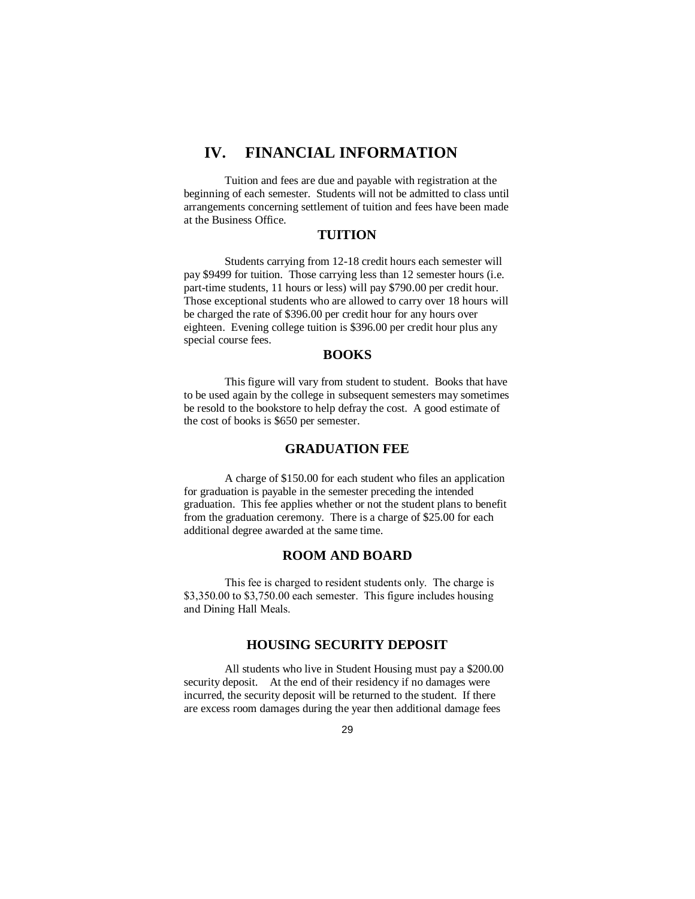# IV. FINANCIAL INFORMATION

Tuition and fees are due and payable with registration at the beginning of each semester. Students will not be admitted to class until arrangements concerning settlement of tuition and fees have been made at the Business Office.

## TUITION

Students carrying from 12-18 credit hours each semester will pay $9499 for tuition. Those carrying less than 12 semester hours (i.e. part-time students, 11 hours or less) will pay $790.00 per credit hour. Those exceptional students who are allowed to carry over 18 hours will be charged the rate of $396.00 per credit hour for any hours over eighteen. Evening college tuition is $396.00 per credit hour plus any special course fees.

## BOOKS

This figure will vary from student to student. Books that have to be used again by the college in subsequent semesters may sometimes be resold to the bookstore to help defray the cost. A good estimate of the cost of books is $650 per semester.

## GRADUATION FEE

A charge of $150.00 for each student who files an application for graduation is payable in the semester preceding the intended graduation. This fee applies whether or not the student plans to benefit from the graduation ceremony. There is a charge of $25.00 for each additional degree awarded at the same time.

## ROOM AND BOARD

This fee is charged to resident students only. The charge is $3,350.00 to $3,750.00 each semester. This figure includes housing and Dining Hall Meals.

## HOUSING SECURITY DEPOSIT

All students who live in Student Housing must pay a $200.00 security deposit. At the end of their residency if no damages were incurred, the security deposit will be returned to the student. If there are excess room damages during the year then additional damage fees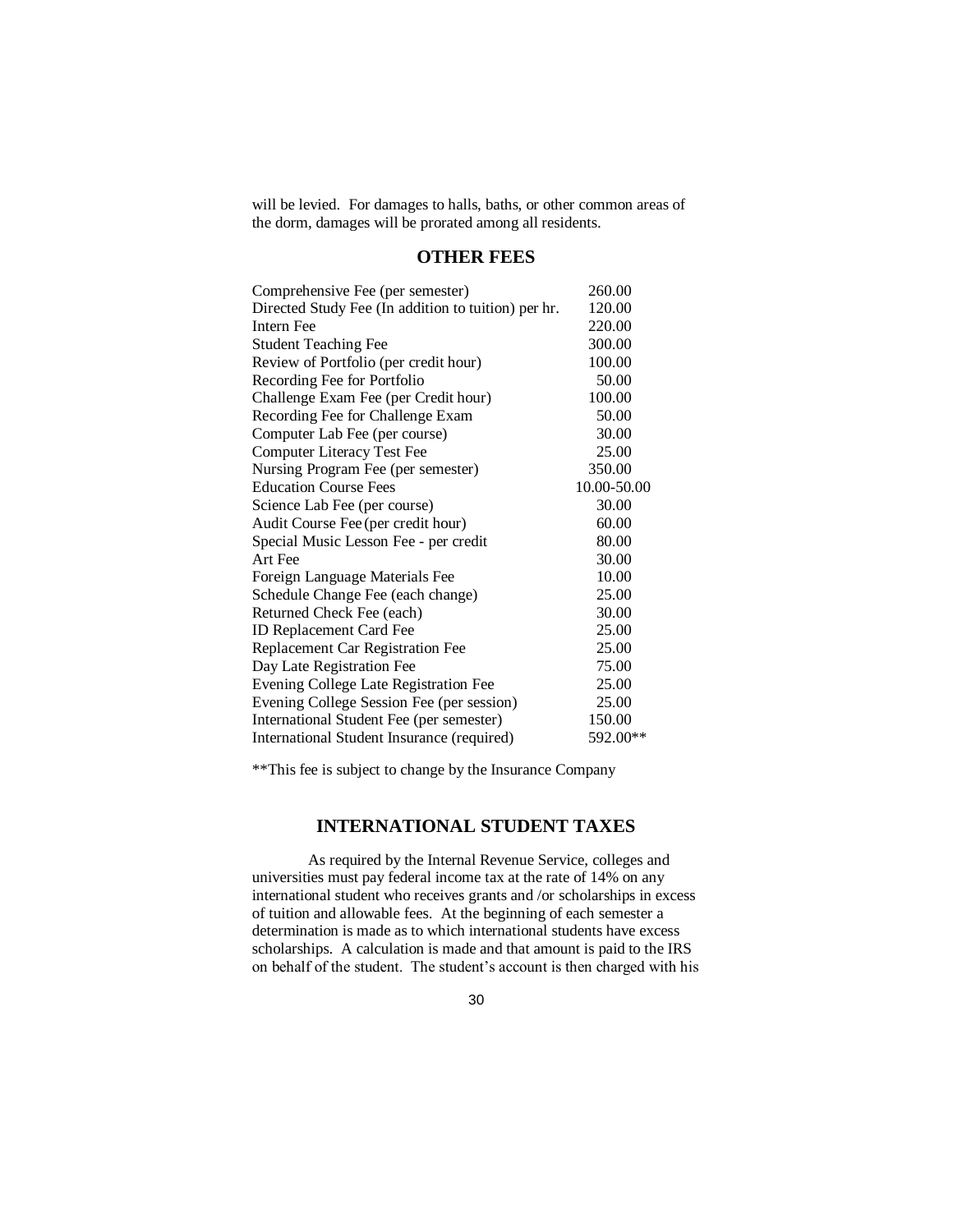will be levied. For damages to halls, baths, or other common areas of the dorm, damages will be prorated among all residents.

## OTHER FEES

| Fee | Amount |
|---|---|
| Comprehensive Fee (per semester) | 260.00 |
| Directed Study Fee (In addition to tuition) per hr. | 120.00 |
| Intern Fee | 220.00 |
| Student Teaching Fee | 300.00 |
| Review of Portfolio (per credit hour) | 100.00 |
| Recording Fee for Portfolio | 50.00 |
| Challenge Exam Fee (per Credit hour) | 100.00 |
| Recording Fee for Challenge Exam | 50.00 |
| Computer Lab Fee (per course) | 30.00 |
| Computer Literacy Test Fee | 25.00 |
| Nursing Program Fee (per semester) | 350.00 |
| Education Course Fees | 10.00-50.00 |
| Science Lab Fee (per course) | 30.00 |
| Audit Course Fee (per credit hour) | 60.00 |
| Special Music Lesson Fee - per credit | 80.00 |
| Art Fee | 30.00 |
| Foreign Language Materials Fee | 10.00 |
| Schedule Change Fee (each change) | 25.00 |
| Returned Check Fee (each) | 30.00 |
| ID Replacement Card Fee | 25.00 |
| Replacement Car Registration Fee | 25.00 |
| Day Late Registration Fee | 75.00 |
| Evening College Late Registration Fee | 25.00 |
| Evening College Session Fee (per session) | 25.00 |
| International Student Fee (per semester) | 150.00 |
| International Student Insurance (required) | 592.00** |

**This fee is subject to change by the Insurance Company

## INTERNATIONAL STUDENT TAXES

As required by the Internal Revenue Service, colleges and universities must pay federal income tax at the rate of 14% on any international student who receives grants and /or scholarships in excess of tuition and allowable fees. At the beginning of each semester a determination is made as to which international students have excess scholarships. A calculation is made and that amount is paid to the IRS on behalf of the student. The student's account is then charged with his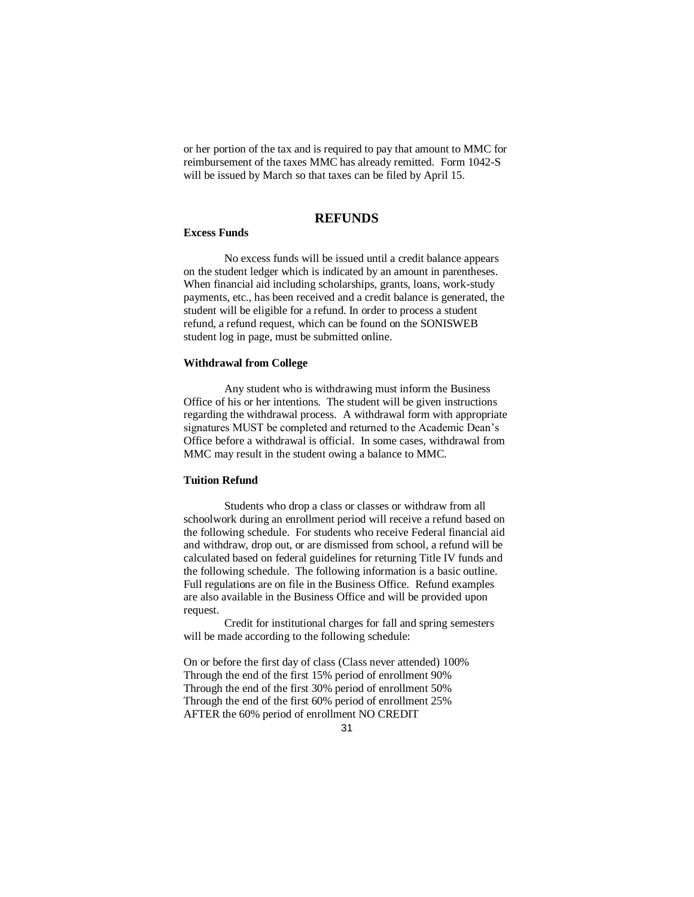or her portion of the tax and is required to pay that amount to MMC for reimbursement of the taxes MMC has already remitted. Form 1042-S will be issued by March so that taxes can be filed by April 15.

## REFUNDS

**Excess Funds**

No excess funds will be issued until a credit balance appears on the student ledger which is indicated by an amount in parentheses. When financial aid including scholarships, grants, loans, work-study payments, etc., has been received and a credit balance is generated, the student will be eligible for a refund. In order to process a student refund, a refund request, which can be found on the SONISWEB student log in page, must be submitted online.

**Withdrawal from College**

Any student who is withdrawing must inform the Business Office of his or her intentions. The student will be given instructions regarding the withdrawal process. A withdrawal form with appropriate signatures MUST be completed and returned to the Academic Dean's Office before a withdrawal is official. In some cases, withdrawal from MMC may result in the student owing a balance to MMC.

**Tuition Refund**

Students who drop a class or classes or withdraw from all schoolwork during an enrollment period will receive a refund based on the following schedule. For students who receive Federal financial aid and withdraw, drop out, or are dismissed from school, a refund will be calculated based on federal guidelines for returning Title IV funds and the following schedule. The following information is a basic outline. Full regulations are on file in the Business Office. Refund examples are also available in the Business Office and will be provided upon request.

Credit for institutional charges for fall and spring semesters will be made according to the following schedule:

On or before the first day of class (Class never attended) 100%
Through the end of the first 15% period of enrollment 90%
Through the end of the first 30% period of enrollment 50%
Through the end of the first 60% period of enrollment 25%
AFTER the 60% period of enrollment NO CREDIT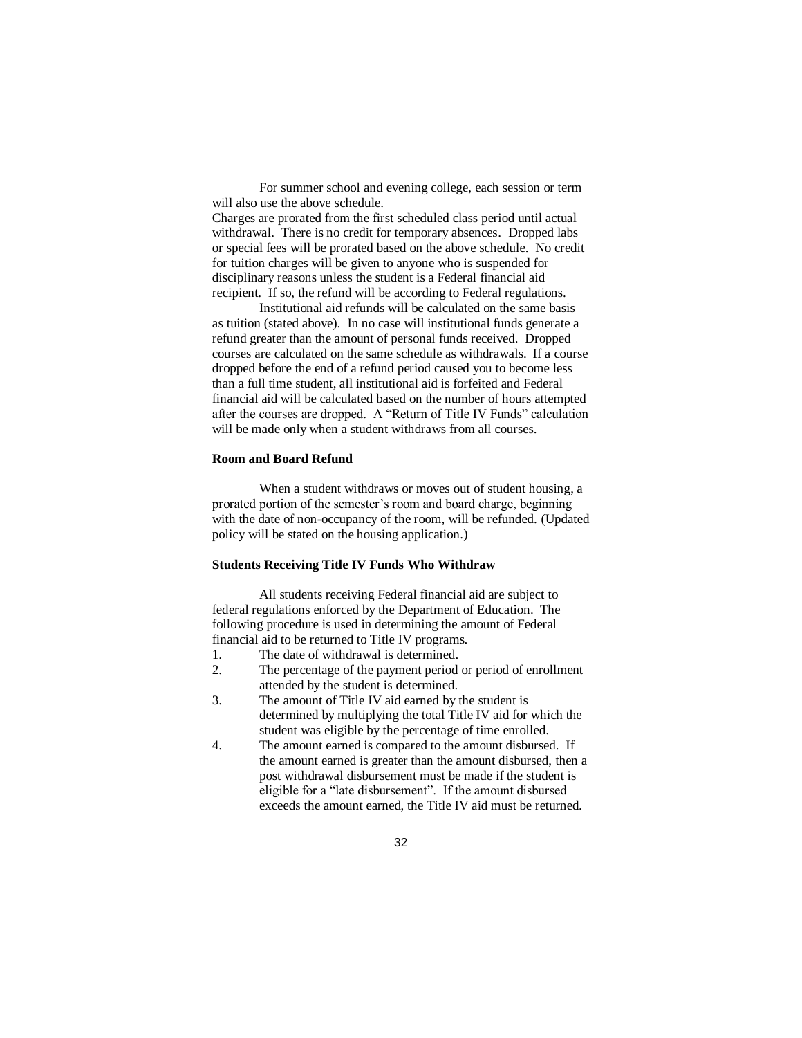For summer school and evening college, each session or term will also use the above schedule.

Charges are prorated from the first scheduled class period until actual withdrawal. There is no credit for temporary absences. Dropped labs or special fees will be prorated based on the above schedule. No credit for tuition charges will be given to anyone who is suspended for disciplinary reasons unless the student is a Federal financial aid recipient. If so, the refund will be according to Federal regulations.

Institutional aid refunds will be calculated on the same basis as tuition (stated above). In no case will institutional funds generate a refund greater than the amount of personal funds received. Dropped courses are calculated on the same schedule as withdrawals. If a course dropped before the end of a refund period caused you to become less than a full time student, all institutional aid is forfeited and Federal financial aid will be calculated based on the number of hours attempted after the courses are dropped. A "Return of Title IV Funds" calculation will be made only when a student withdraws from all courses.

**Room and Board Refund**

When a student withdraws or moves out of student housing, a prorated portion of the semester's room and board charge, beginning with the date of non-occupancy of the room, will be refunded. (Updated policy will be stated on the housing application.)

**Students Receiving Title IV Funds Who Withdraw**

All students receiving Federal financial aid are subject to federal regulations enforced by the Department of Education. The following procedure is used in determining the amount of Federal financial aid to be returned to Title IV programs.

1. The date of withdrawal is determined.
2. The percentage of the payment period or period of enrollment attended by the student is determined.
3. The amount of Title IV aid earned by the student is determined by multiplying the total Title IV aid for which the student was eligible by the percentage of time enrolled.
4. The amount earned is compared to the amount disbursed. If the amount earned is greater than the amount disbursed, then a post withdrawal disbursement must be made if the student is eligible for a "late disbursement". If the amount disbursed exceeds the amount earned, the Title IV aid must be returned.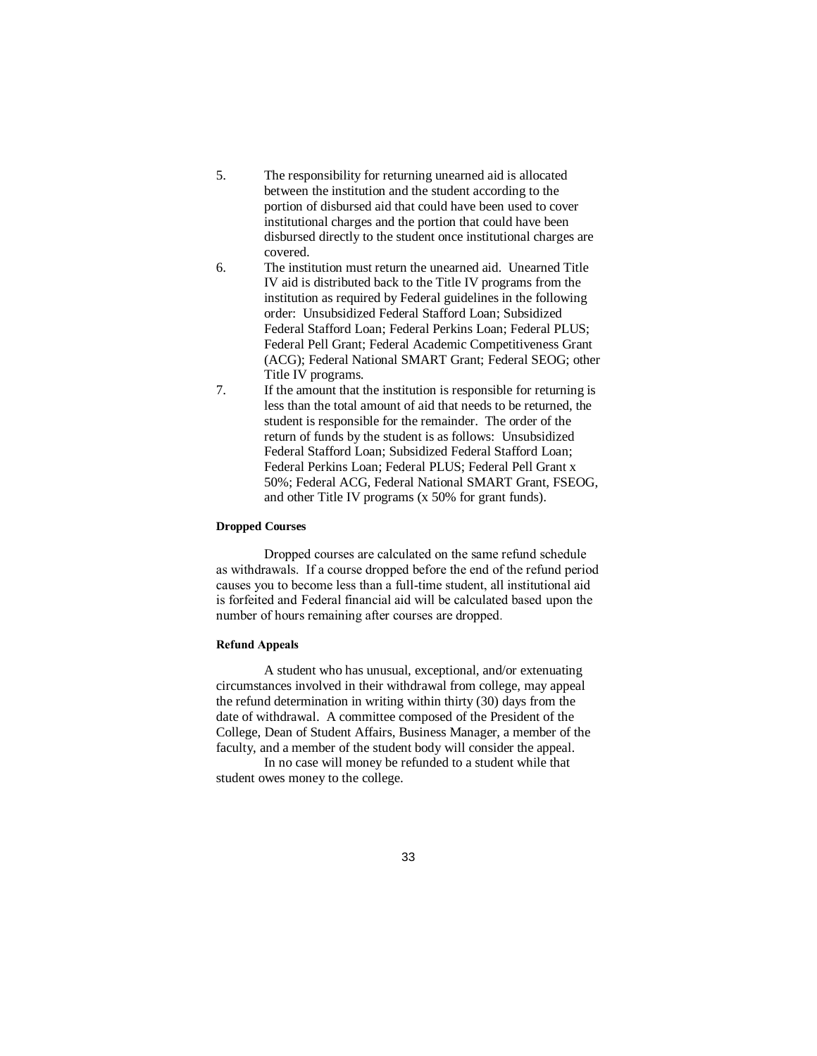5. The responsibility for returning unearned aid is allocated between the institution and the student according to the portion of disbursed aid that could have been used to cover institutional charges and the portion that could have been disbursed directly to the student once institutional charges are covered.
6. The institution must return the unearned aid. Unearned Title IV aid is distributed back to the Title IV programs from the institution as required by Federal guidelines in the following order: Unsubsidized Federal Stafford Loan; Subsidized Federal Stafford Loan; Federal Perkins Loan; Federal PLUS; Federal Pell Grant; Federal Academic Competitiveness Grant (ACG); Federal National SMART Grant; Federal SEOG; other Title IV programs.
7. If the amount that the institution is responsible for returning is less than the total amount of aid that needs to be returned, the student is responsible for the remainder. The order of the return of funds by the student is as follows: Unsubsidized Federal Stafford Loan; Subsidized Federal Stafford Loan; Federal Perkins Loan; Federal PLUS; Federal Pell Grant x 50%; Federal ACG, Federal National SMART Grant, FSEOG, and other Title IV programs (x 50% for grant funds).

#### Dropped Courses

Dropped courses are calculated on the same refund schedule as withdrawals. If a course dropped before the end of the refund period causes you to become less than a full-time student, all institutional aid is forfeited and Federal financial aid will be calculated based upon the number of hours remaining after courses are dropped.

#### Refund Appeals

A student who has unusual, exceptional, and/or extenuating circumstances involved in their withdrawal from college, may appeal the refund determination in writing within thirty (30) days from the date of withdrawal. A committee composed of the President of the College, Dean of Student Affairs, Business Manager, a member of the faculty, and a member of the student body will consider the appeal.

In no case will money be refunded to a student while that student owes money to the college.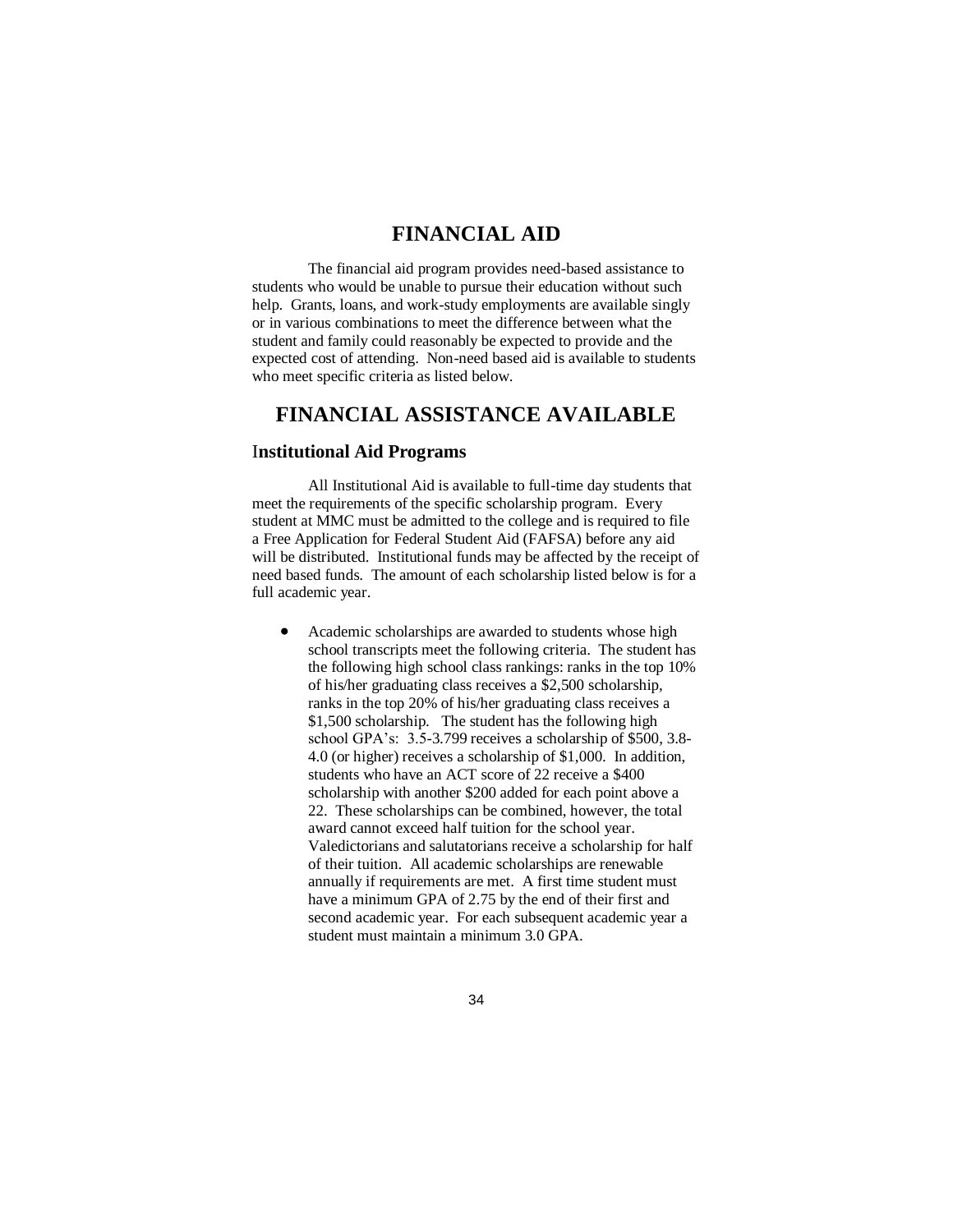# FINANCIAL AID

The financial aid program provides need-based assistance to students who would be unable to pursue their education without such help. Grants, loans, and work-study employments are available singly or in various combinations to meet the difference between what the student and family could reasonably be expected to provide and the expected cost of attending. Non-need based aid is available to students who meet specific criteria as listed below.

# FINANCIAL ASSISTANCE AVAILABLE

## Institutional Aid Programs

All Institutional Aid is available to full-time day students that meet the requirements of the specific scholarship program. Every student at MMC must be admitted to the college and is required to file a Free Application for Federal Student Aid (FAFSA) before any aid will be distributed. Institutional funds may be affected by the receipt of need based funds. The amount of each scholarship listed below is for a full academic year.

- Academic scholarships are awarded to students whose high school transcripts meet the following criteria. The student has the following high school class rankings: ranks in the top 10% of his/her graduating class receives a $2,500 scholarship, ranks in the top 20% of his/her graduating class receives a $1,500 scholarship. The student has the following high school GPA's: 3.5-3.799 receives a scholarship of $500, 3.8-4.0 (or higher) receives a scholarship of $1,000. In addition, students who have an ACT score of 22 receive a $400 scholarship with another $200 added for each point above a 22. These scholarships can be combined, however, the total award cannot exceed half tuition for the school year. Valedictorians and salutatorians receive a scholarship for half of their tuition. All academic scholarships are renewable annually if requirements are met. A first time student must have a minimum GPA of 2.75 by the end of their first and second academic year. For each subsequent academic year a student must maintain a minimum 3.0 GPA.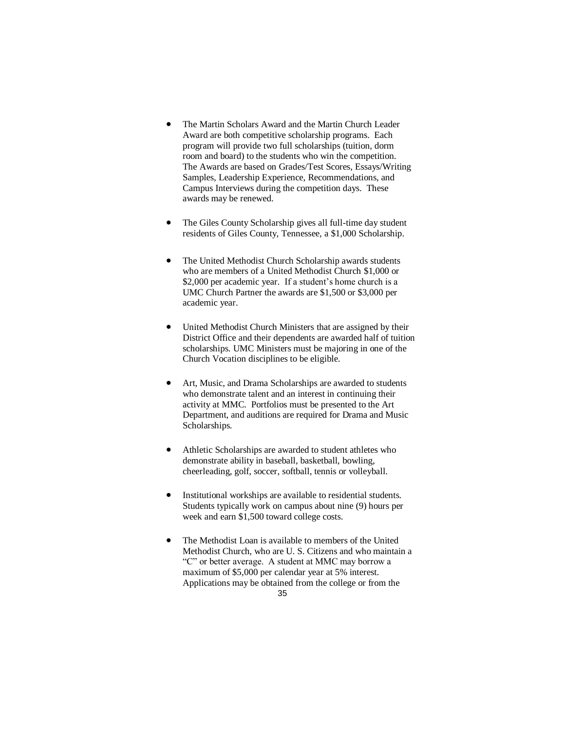- The Martin Scholars Award and the Martin Church Leader Award are both competitive scholarship programs. Each program will provide two full scholarships (tuition, dorm room and board) to the students who win the competition. The Awards are based on Grades/Test Scores, Essays/Writing Samples, Leadership Experience, Recommendations, and Campus Interviews during the competition days. These awards may be renewed.

- The Giles County Scholarship gives all full-time day student residents of Giles County, Tennessee, a $1,000 Scholarship.

- The United Methodist Church Scholarship awards students who are members of a United Methodist Church $1,000 or $2,000 per academic year. If a student's home church is a UMC Church Partner the awards are $1,500 or $3,000 per academic year.

- United Methodist Church Ministers that are assigned by their District Office and their dependents are awarded half of tuition scholarships. UMC Ministers must be majoring in one of the Church Vocation disciplines to be eligible.

- Art, Music, and Drama Scholarships are awarded to students who demonstrate talent and an interest in continuing their activity at MMC. Portfolios must be presented to the Art Department, and auditions are required for Drama and Music Scholarships.

- Athletic Scholarships are awarded to student athletes who demonstrate ability in baseball, basketball, bowling, cheerleading, golf, soccer, softball, tennis or volleyball.

- Institutional workships are available to residential students. Students typically work on campus about nine (9) hours per week and earn $1,500 toward college costs.

- The Methodist Loan is available to members of the United Methodist Church, who are U. S. Citizens and who maintain a "C" or better average. A student at MMC may borrow a maximum of $5,000 per calendar year at 5% interest. Applications may be obtained from the college or from the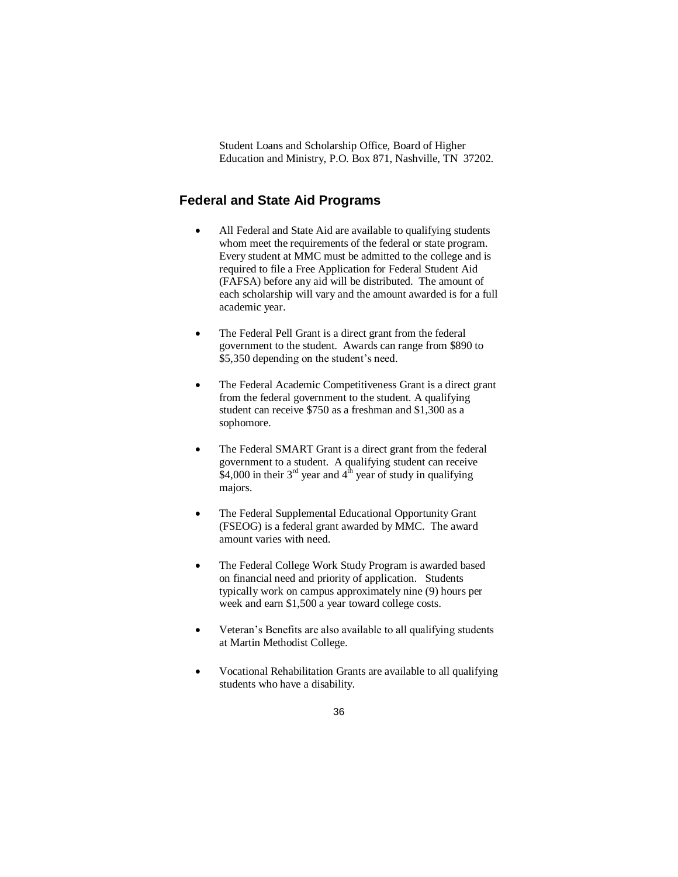Student Loans and Scholarship Office, Board of Higher Education and Ministry, P.O. Box 871, Nashville, TN 37202.

## Federal and State Aid Programs

- All Federal and State Aid are available to qualifying students whom meet the requirements of the federal or state program. Every student at MMC must be admitted to the college and is required to file a Free Application for Federal Student Aid (FAFSA) before any aid will be distributed. The amount of each scholarship will vary and the amount awarded is for a full academic year.

- The Federal Pell Grant is a direct grant from the federal government to the student. Awards can range from $890 to $5,350 depending on the student's need.

- The Federal Academic Competitiveness Grant is a direct grant from the federal government to the student. A qualifying student can receive $750 as a freshman and $1,300 as a sophomore.

- The Federal SMART Grant is a direct grant from the federal government to a student. A qualifying student can receive $4,000 in their 3rd year and 4th year of study in qualifying majors.

- The Federal Supplemental Educational Opportunity Grant (FSEOG) is a federal grant awarded by MMC. The award amount varies with need.

- The Federal College Work Study Program is awarded based on financial need and priority of application. Students typically work on campus approximately nine (9) hours per week and earn $1,500 a year toward college costs.

- Veteran's Benefits are also available to all qualifying students at Martin Methodist College.

- Vocational Rehabilitation Grants are available to all qualifying students who have a disability.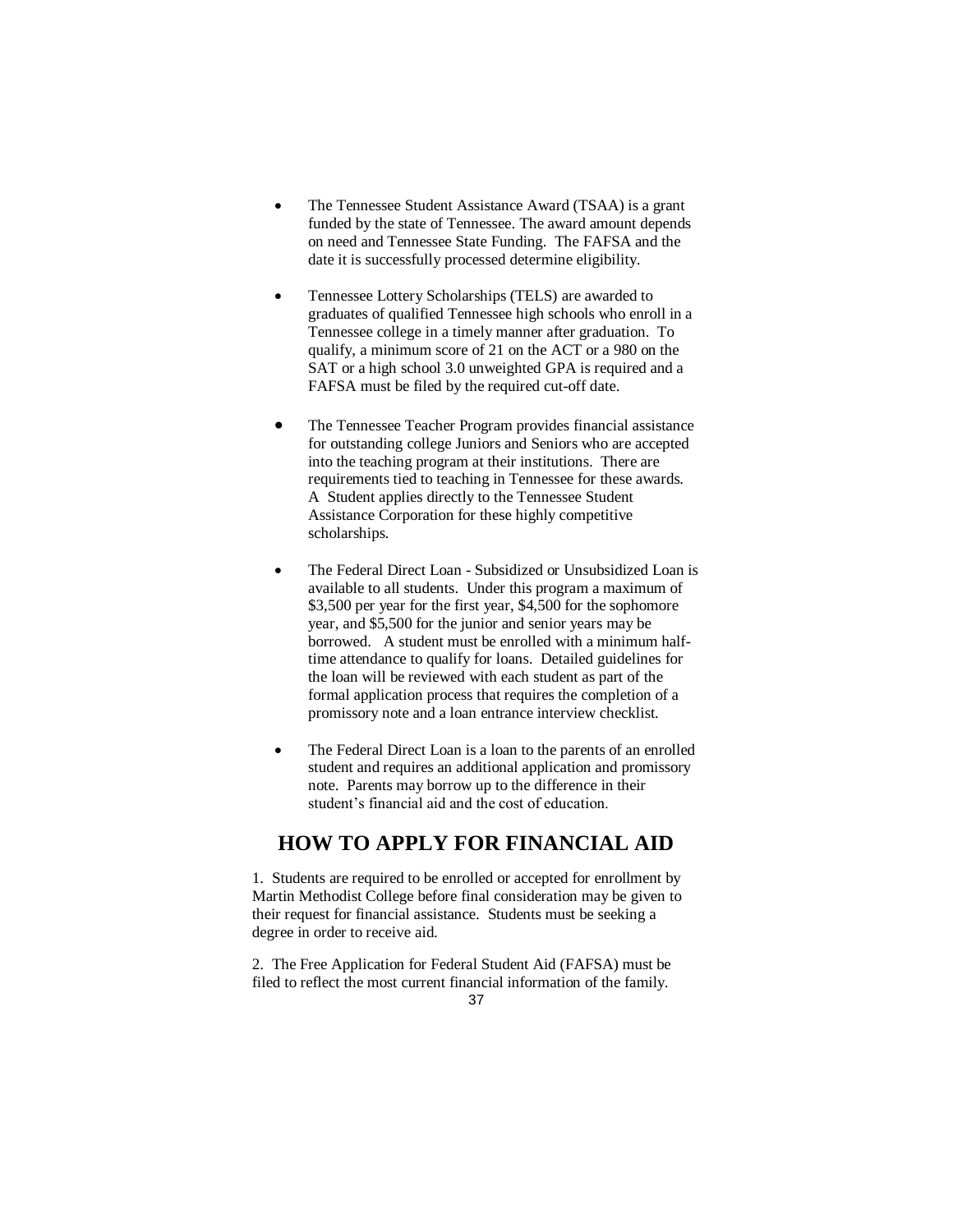- The Tennessee Student Assistance Award (TSAA) is a grant funded by the state of Tennessee. The award amount depends on need and Tennessee State Funding. The FAFSA and the date it is successfully processed determine eligibility.

- Tennessee Lottery Scholarships (TELS) are awarded to graduates of qualified Tennessee high schools who enroll in a Tennessee college in a timely manner after graduation. To qualify, a minimum score of 21 on the ACT or a 980 on the SAT or a high school 3.0 unweighted GPA is required and a FAFSA must be filed by the required cut-off date.

- The Tennessee Teacher Program provides financial assistance for outstanding college Juniors and Seniors who are accepted into the teaching program at their institutions. There are requirements tied to teaching in Tennessee for these awards. A Student applies directly to the Tennessee Student Assistance Corporation for these highly competitive scholarships.

- The Federal Direct Loan - Subsidized or Unsubsidized Loan is available to all students. Under this program a maximum of $3,500 per year for the first year, $4,500 for the sophomore year, and $5,500 for the junior and senior years may be borrowed. A student must be enrolled with a minimum half-time attendance to qualify for loans. Detailed guidelines for the loan will be reviewed with each student as part of the formal application process that requires the completion of a promissory note and a loan entrance interview checklist.

- The Federal Direct Loan is a loan to the parents of an enrolled student and requires an additional application and promissory note. Parents may borrow up to the difference in their student's financial aid and the cost of education.

## HOW TO APPLY FOR FINANCIAL AID

1. Students are required to be enrolled or accepted for enrollment by Martin Methodist College before final consideration may be given to their request for financial assistance. Students must be seeking a degree in order to receive aid.

2. The Free Application for Federal Student Aid (FAFSA) must be filed to reflect the most current financial information of the family.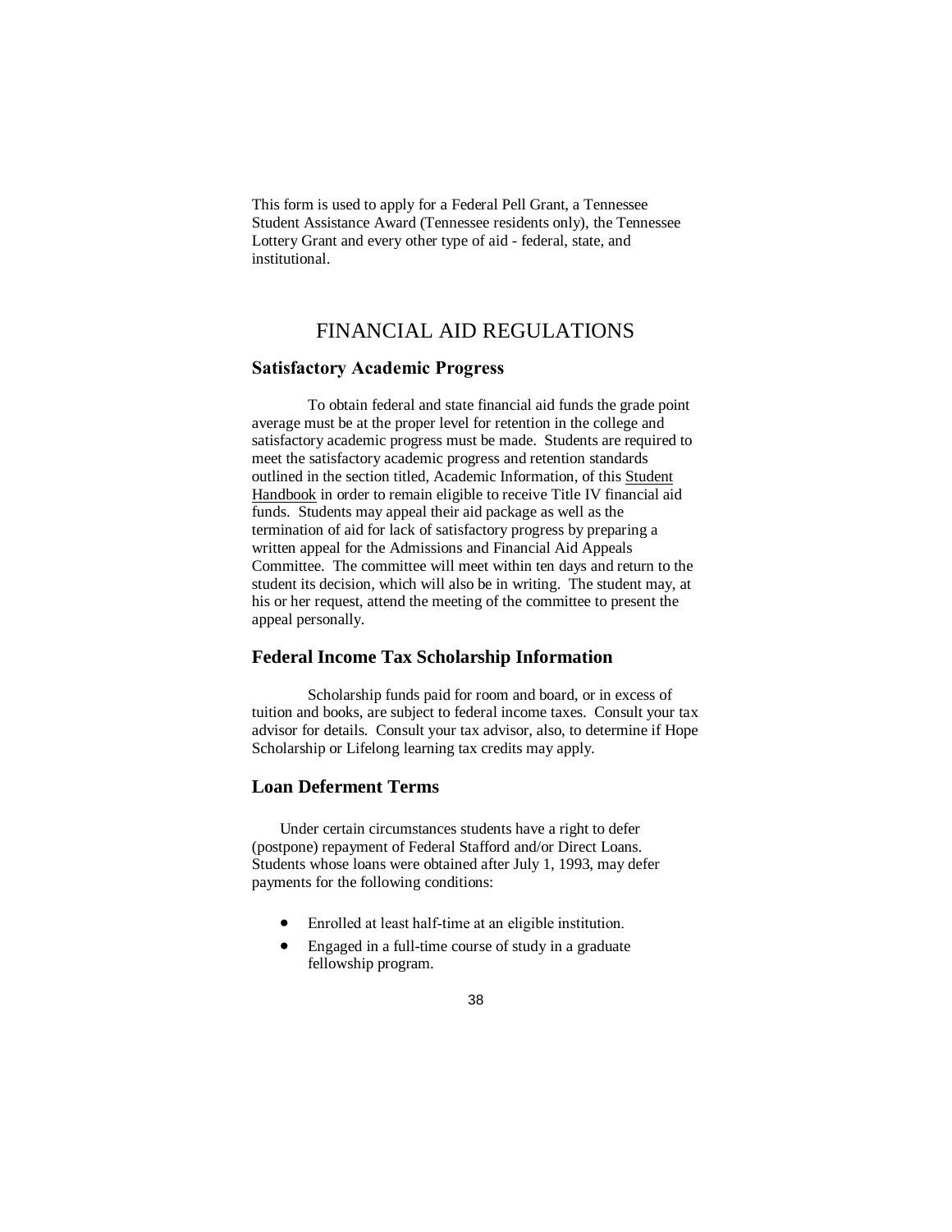This form is used to apply for a Federal Pell Grant, a Tennessee Student Assistance Award (Tennessee residents only), the Tennessee Lottery Grant and every other type of aid - federal, state, and institutional.

# FINANCIAL AID REGULATIONS

## Satisfactory Academic Progress

To obtain federal and state financial aid funds the grade point average must be at the proper level for retention in the college and satisfactory academic progress must be made. Students are required to meet the satisfactory academic progress and retention standards outlined in the section titled, Academic Information, of this Student Handbook in order to remain eligible to receive Title IV financial aid funds. Students may appeal their aid package as well as the termination of aid for lack of satisfactory progress by preparing a written appeal for the Admissions and Financial Aid Appeals Committee. The committee will meet within ten days and return to the student its decision, which will also be in writing. The student may, at his or her request, attend the meeting of the committee to present the appeal personally.

## Federal Income Tax Scholarship Information

Scholarship funds paid for room and board, or in excess of tuition and books, are subject to federal income taxes. Consult your tax advisor for details. Consult your tax advisor, also, to determine if Hope Scholarship or Lifelong learning tax credits may apply.

## Loan Deferment Terms

Under certain circumstances students have a right to defer (postpone) repayment of Federal Stafford and/or Direct Loans. Students whose loans were obtained after July 1, 1993, may defer payments for the following conditions:

- Enrolled at least half-time at an eligible institution.
- Engaged in a full-time course of study in a graduate fellowship program.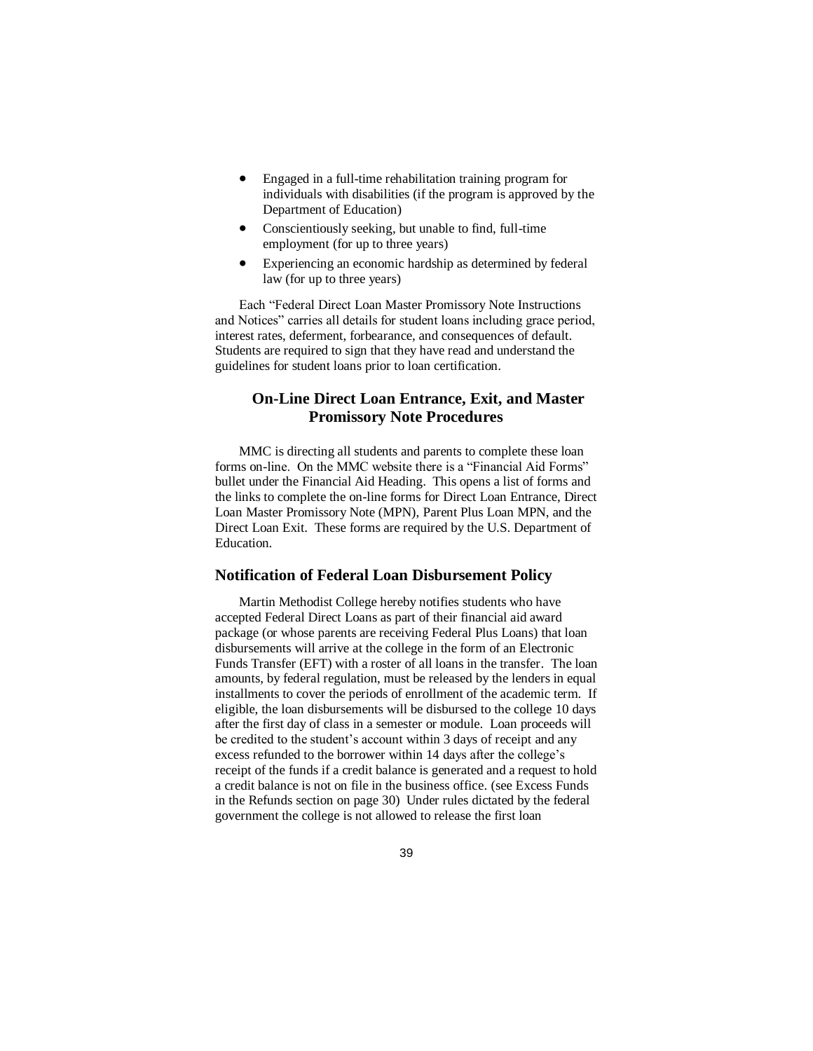- Engaged in a full-time rehabilitation training program for individuals with disabilities (if the program is approved by the Department of Education)
- Conscientiously seeking, but unable to find, full-time employment (for up to three years)
- Experiencing an economic hardship as determined by federal law (for up to three years)

Each "Federal Direct Loan Master Promissory Note Instructions and Notices" carries all details for student loans including grace period, interest rates, deferment, forbearance, and consequences of default. Students are required to sign that they have read and understand the guidelines for student loans prior to loan certification.

## On-Line Direct Loan Entrance, Exit, and Master Promissory Note Procedures

MMC is directing all students and parents to complete these loan forms on-line. On the MMC website there is a "Financial Aid Forms" bullet under the Financial Aid Heading. This opens a list of forms and the links to complete the on-line forms for Direct Loan Entrance, Direct Loan Master Promissory Note (MPN), Parent Plus Loan MPN, and the Direct Loan Exit. These forms are required by the U.S. Department of Education.

### Notification of Federal Loan Disbursement Policy

Martin Methodist College hereby notifies students who have accepted Federal Direct Loans as part of their financial aid award package (or whose parents are receiving Federal Plus Loans) that loan disbursements will arrive at the college in the form of an Electronic Funds Transfer (EFT) with a roster of all loans in the transfer. The loan amounts, by federal regulation, must be released by the lenders in equal installments to cover the periods of enrollment of the academic term. If eligible, the loan disbursements will be disbursed to the college 10 days after the first day of class in a semester or module. Loan proceeds will be credited to the student's account within 3 days of receipt and any excess refunded to the borrower within 14 days after the college's receipt of the funds if a credit balance is generated and a request to hold a credit balance is not on file in the business office. (see Excess Funds in the Refunds section on page 30) Under rules dictated by the federal government the college is not allowed to release the first loan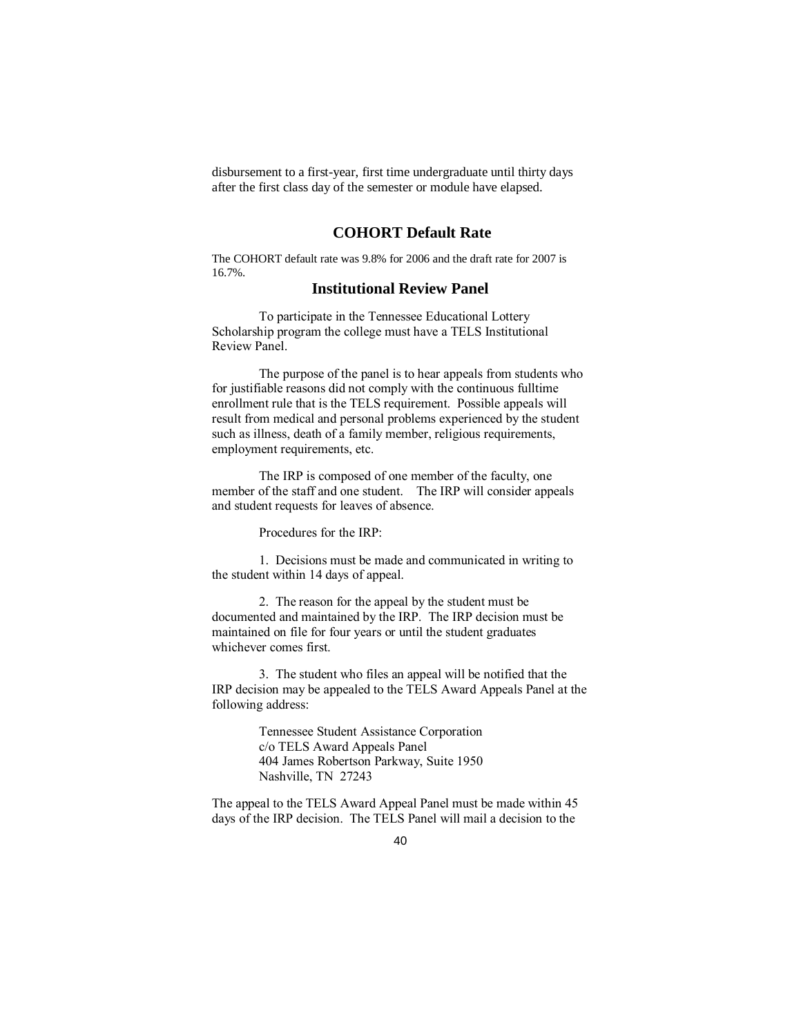disbursement to a first-year, first time undergraduate until thirty days after the first class day of the semester or module have elapsed.

## COHORT Default Rate

The COHORT default rate was 9.8% for 2006 and the draft rate for 2007 is 16.7%.

## Institutional Review Panel

To participate in the Tennessee Educational Lottery Scholarship program the college must have a TELS Institutional Review Panel.

The purpose of the panel is to hear appeals from students who for justifiable reasons did not comply with the continuous fulltime enrollment rule that is the TELS requirement. Possible appeals will result from medical and personal problems experienced by the student such as illness, death of a family member, religious requirements, employment requirements, etc.

The IRP is composed of one member of the faculty, one member of the staff and one student. The IRP will consider appeals and student requests for leaves of absence.

Procedures for the IRP:

1. Decisions must be made and communicated in writing to the student within 14 days of appeal.

2. The reason for the appeal by the student must be documented and maintained by the IRP. The IRP decision must be maintained on file for four years or until the student graduates whichever comes first.

3. The student who files an appeal will be notified that the IRP decision may be appealed to the TELS Award Appeals Panel at the following address:

> Tennessee Student Assistance Corporation
> c/o TELS Award Appeals Panel
> 404 James Robertson Parkway, Suite 1950
> Nashville, TN 27243

The appeal to the TELS Award Appeal Panel must be made within 45 days of the IRP decision. The TELS Panel will mail a decision to the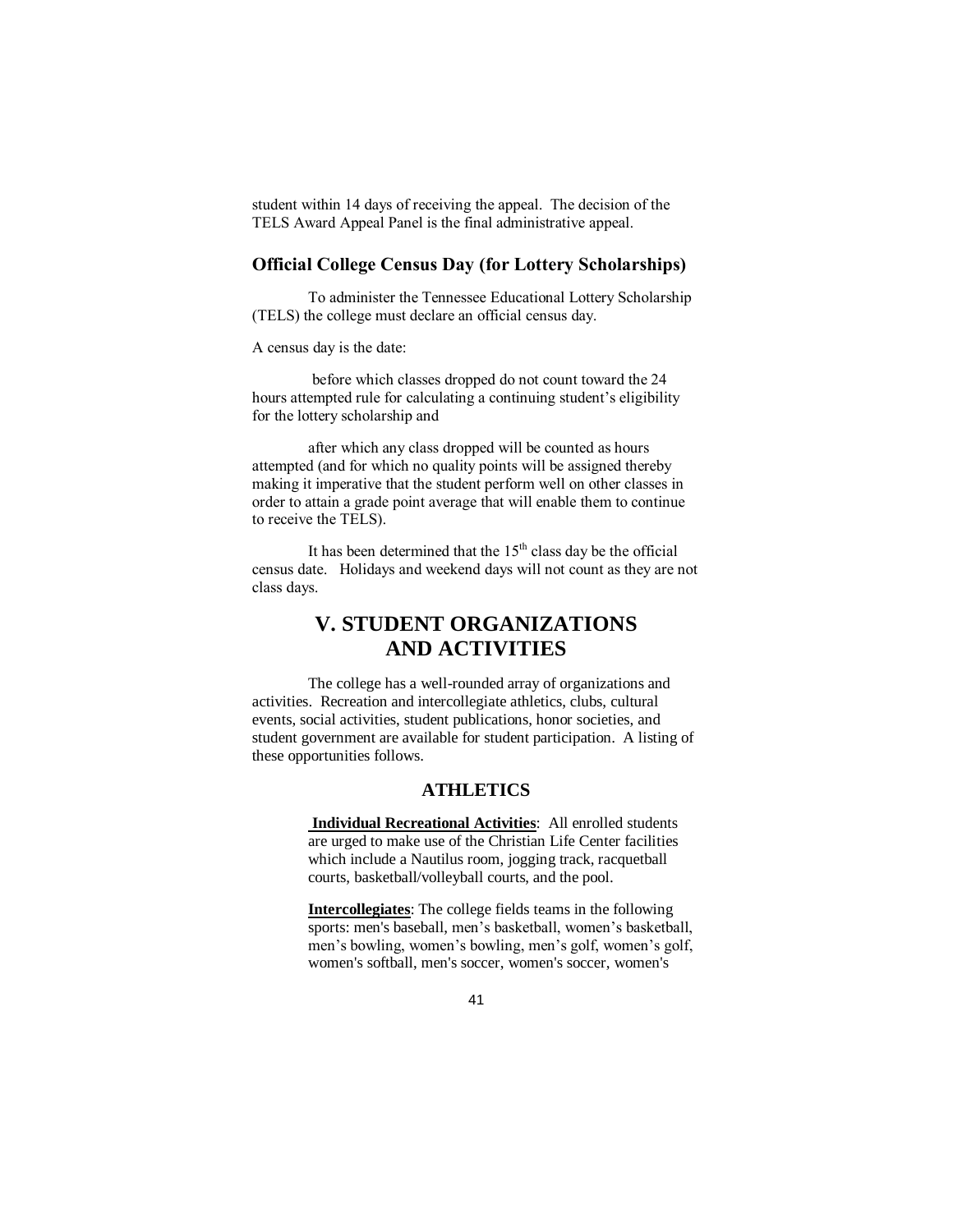student within 14 days of receiving the appeal. The decision of the TELS Award Appeal Panel is the final administrative appeal.

### Official College Census Day (for Lottery Scholarships)

To administer the Tennessee Educational Lottery Scholarship (TELS) the college must declare an official census day.

A census day is the date:

before which classes dropped do not count toward the 24 hours attempted rule for calculating a continuing student's eligibility for the lottery scholarship and

after which any class dropped will be counted as hours attempted (and for which no quality points will be assigned thereby making it imperative that the student perform well on other classes in order to attain a grade point average that will enable them to continue to receive the TELS).

It has been determined that the 15th class day be the official census date. Holidays and weekend days will not count as they are not class days.

# V. STUDENT ORGANIZATIONS AND ACTIVITIES

The college has a well-rounded array of organizations and activities. Recreation and intercollegiate athletics, clubs, cultural events, social activities, student publications, honor societies, and student government are available for student participation. A listing of these opportunities follows.

## ATHLETICS

**Individual Recreational Activities**: All enrolled students are urged to make use of the Christian Life Center facilities which include a Nautilus room, jogging track, racquetball courts, basketball/volleyball courts, and the pool.

**Intercollegiates**: The college fields teams in the following sports: men's baseball, men's basketball, women's basketball, men's bowling, women's bowling, men's golf, women's golf, women's softball, men's soccer, women's soccer, women's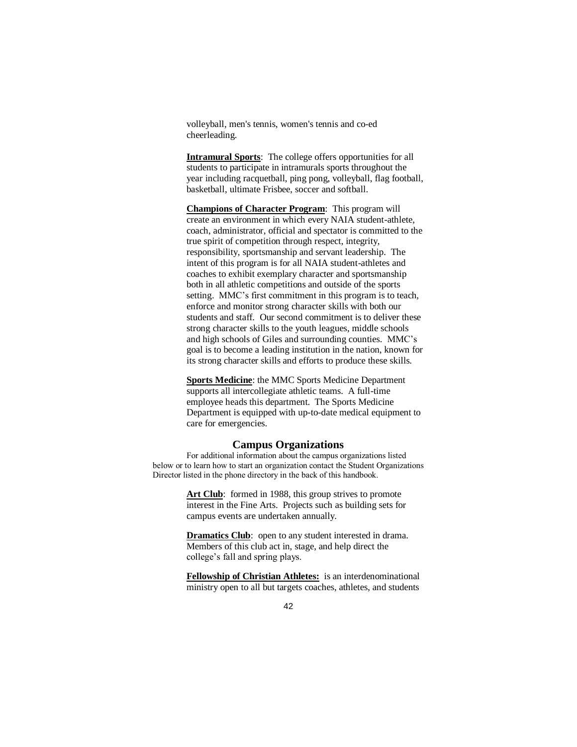volleyball, men's tennis, women's tennis and co-ed cheerleading.

**Intramural Sports**: The college offers opportunities for all students to participate in intramurals sports throughout the year including racquetball, ping pong, volleyball, flag football, basketball, ultimate Frisbee, soccer and softball.

**Champions of Character Program**: This program will create an environment in which every NAIA student-athlete, coach, administrator, official and spectator is committed to the true spirit of competition through respect, integrity, responsibility, sportsmanship and servant leadership. The intent of this program is for all NAIA student-athletes and coaches to exhibit exemplary character and sportsmanship both in all athletic competitions and outside of the sports setting. MMC's first commitment in this program is to teach, enforce and monitor strong character skills with both our students and staff. Our second commitment is to deliver these strong character skills to the youth leagues, middle schools and high schools of Giles and surrounding counties. MMC's goal is to become a leading institution in the nation, known for its strong character skills and efforts to produce these skills.

**Sports Medicine**: the MMC Sports Medicine Department supports all intercollegiate athletic teams. A full-time employee heads this department. The Sports Medicine Department is equipped with up-to-date medical equipment to care for emergencies.

## Campus Organizations

For additional information about the campus organizations listed below or to learn how to start an organization contact the Student Organizations Director listed in the phone directory in the back of this handbook.

**Art Club**: formed in 1988, this group strives to promote interest in the Fine Arts. Projects such as building sets for campus events are undertaken annually.

**Dramatics Club**: open to any student interested in drama. Members of this club act in, stage, and help direct the college's fall and spring plays.

**Fellowship of Christian Athletes:** is an interdenominational ministry open to all but targets coaches, athletes, and students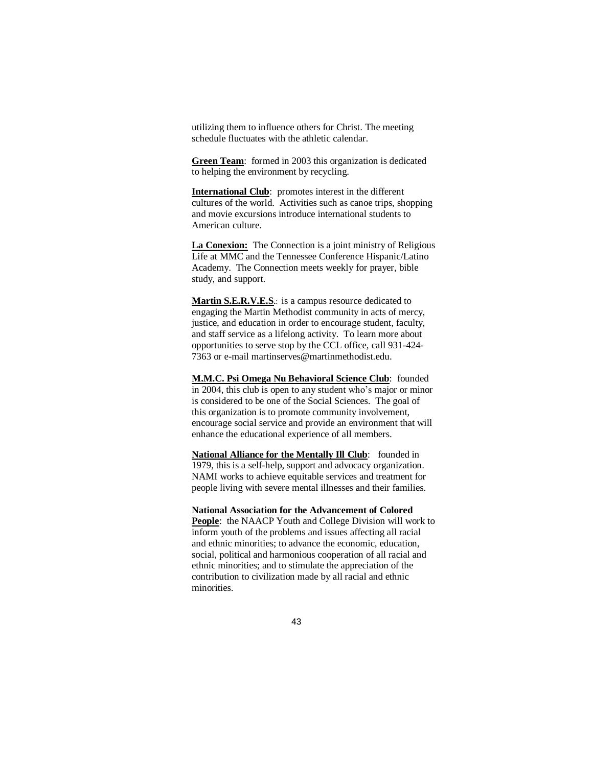utilizing them to influence others for Christ. The meeting schedule fluctuates with the athletic calendar.

**Green Team**: formed in 2003 this organization is dedicated to helping the environment by recycling.

**International Club**: promotes interest in the different cultures of the world. Activities such as canoe trips, shopping and movie excursions introduce international students to American culture.

**La Conexion:** The Connection is a joint ministry of Religious Life at MMC and the Tennessee Conference Hispanic/Latino Academy. The Connection meets weekly for prayer, bible study, and support.

**Martin S.E.R.V.E.S.**: is a campus resource dedicated to engaging the Martin Methodist community in acts of mercy, justice, and education in order to encourage student, faculty, and staff service as a lifelong activity. To learn more about opportunities to serve stop by the CCL office, call 931-424-7363 or e-mail martinserves@martinmethodist.edu.

**M.M.C. Psi Omega Nu Behavioral Science Club**: founded in 2004, this club is open to any student who's major or minor is considered to be one of the Social Sciences. The goal of this organization is to promote community involvement, encourage social service and provide an environment that will enhance the educational experience of all members.

**National Alliance for the Mentally Ill Club**: founded in 1979, this is a self-help, support and advocacy organization. NAMI works to achieve equitable services and treatment for people living with severe mental illnesses and their families.

**National Association for the Advancement of Colored People**: the NAACP Youth and College Division will work to inform youth of the problems and issues affecting all racial and ethnic minorities; to advance the economic, education, social, political and harmonious cooperation of all racial and ethnic minorities; and to stimulate the appreciation of the contribution to civilization made by all racial and ethnic minorities.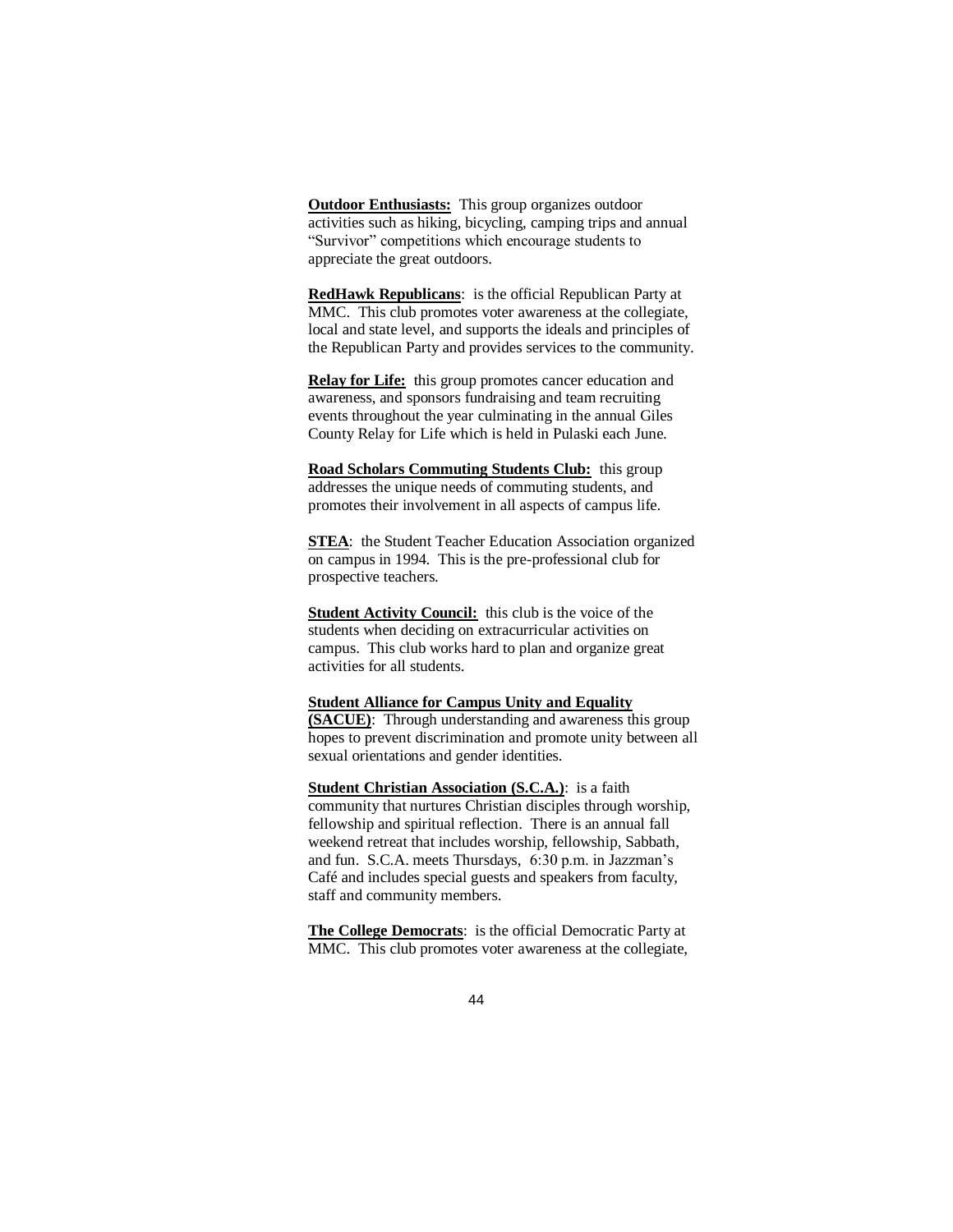**<u>Outdoor Enthusiasts:</u>** This group organizes outdoor activities such as hiking, bicycling, camping trips and annual "Survivor" competitions which encourage students to appreciate the great outdoors.

**<u>RedHawk Republicans</u>**: is the official Republican Party at MMC. This club promotes voter awareness at the collegiate, local and state level, and supports the ideals and principles of the Republican Party and provides services to the community.

**<u>Relay for Life:</u>** this group promotes cancer education and awareness, and sponsors fundraising and team recruiting events throughout the year culminating in the annual Giles County Relay for Life which is held in Pulaski each June.

**<u>Road Scholars Commuting Students Club:</u>** this group addresses the unique needs of commuting students, and promotes their involvement in all aspects of campus life.

**<u>STEA</u>**: the Student Teacher Education Association organized on campus in 1994. This is the pre-professional club for prospective teachers.

**<u>Student Activity Council:</u>** this club is the voice of the students when deciding on extracurricular activities on campus. This club works hard to plan and organize great activities for all students.

**<u>Student Alliance for Campus Unity and Equality (SACUE)</u>**: Through understanding and awareness this group hopes to prevent discrimination and promote unity between all sexual orientations and gender identities.

**<u>Student Christian Association (S.C.A.)</u>**: is a faith community that nurtures Christian disciples through worship, fellowship and spiritual reflection. There is an annual fall weekend retreat that includes worship, fellowship, Sabbath, and fun. S.C.A. meets Thursdays, 6:30 p.m. in Jazzman's Café and includes special guests and speakers from faculty, staff and community members.

**<u>The College Democrats</u>**: is the official Democratic Party at MMC. This club promotes voter awareness at the collegiate,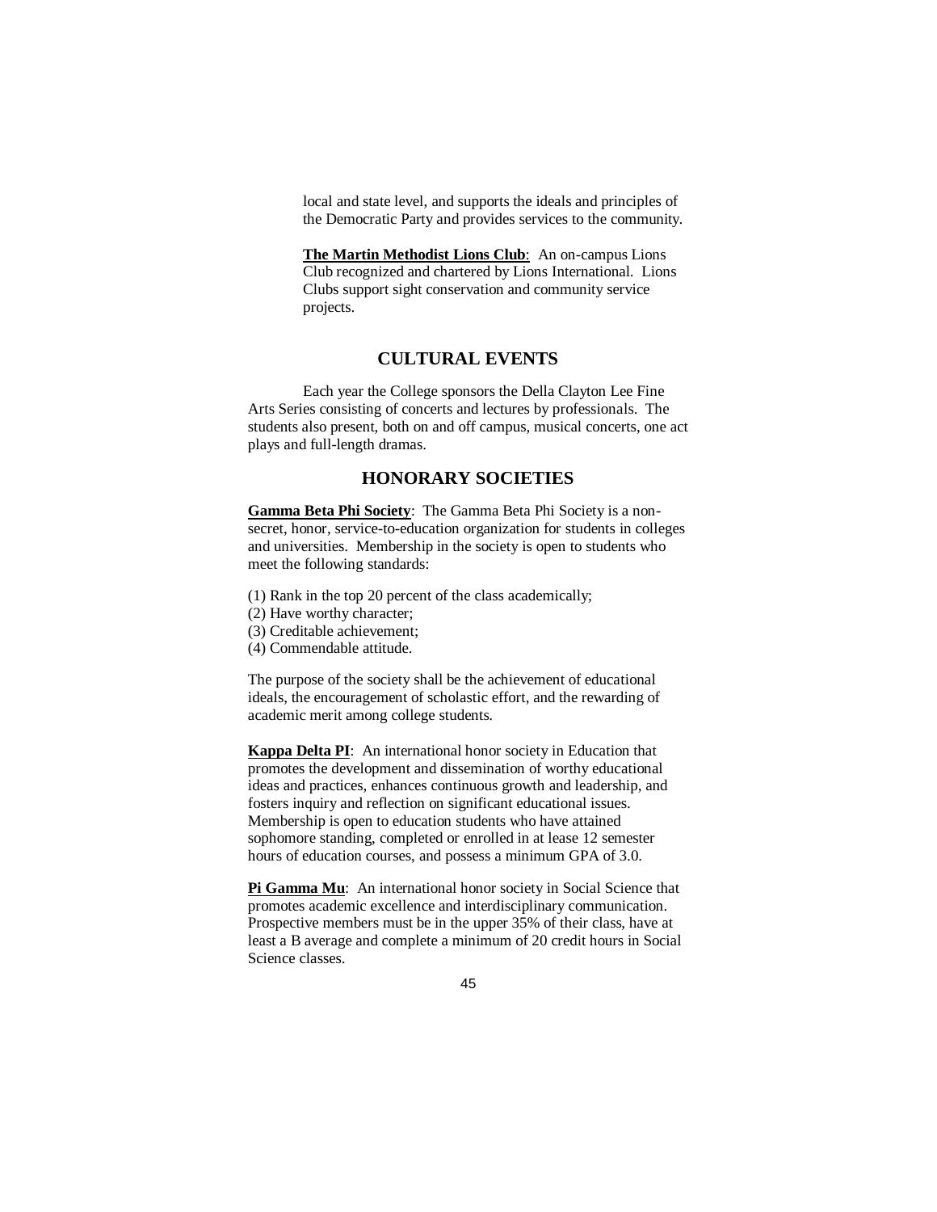local and state level, and supports the ideals and principles of the Democratic Party and provides services to the community.

**The Martin Methodist Lions Club**: An on-campus Lions Club recognized and chartered by Lions International. Lions Clubs support sight conservation and community service projects.

## CULTURAL EVENTS

Each year the College sponsors the Della Clayton Lee Fine Arts Series consisting of concerts and lectures by professionals. The students also present, both on and off campus, musical concerts, one act plays and full-length dramas.

## HONORARY SOCIETIES

**Gamma Beta Phi Society**: The Gamma Beta Phi Society is a non-secret, honor, service-to-education organization for students in colleges and universities. Membership in the society is open to students who meet the following standards:

(1) Rank in the top 20 percent of the class academically;
(2) Have worthy character;
(3) Creditable achievement;
(4) Commendable attitude.

The purpose of the society shall be the achievement of educational ideals, the encouragement of scholastic effort, and the rewarding of academic merit among college students.

**Kappa Delta PI**: An international honor society in Education that promotes the development and dissemination of worthy educational ideas and practices, enhances continuous growth and leadership, and fosters inquiry and reflection on significant educational issues. Membership is open to education students who have attained sophomore standing, completed or enrolled in at lease 12 semester hours of education courses, and possess a minimum GPA of 3.0.

**Pi Gamma Mu**: An international honor society in Social Science that promotes academic excellence and interdisciplinary communication. Prospective members must be in the upper 35% of their class, have at least a B average and complete a minimum of 20 credit hours in Social Science classes.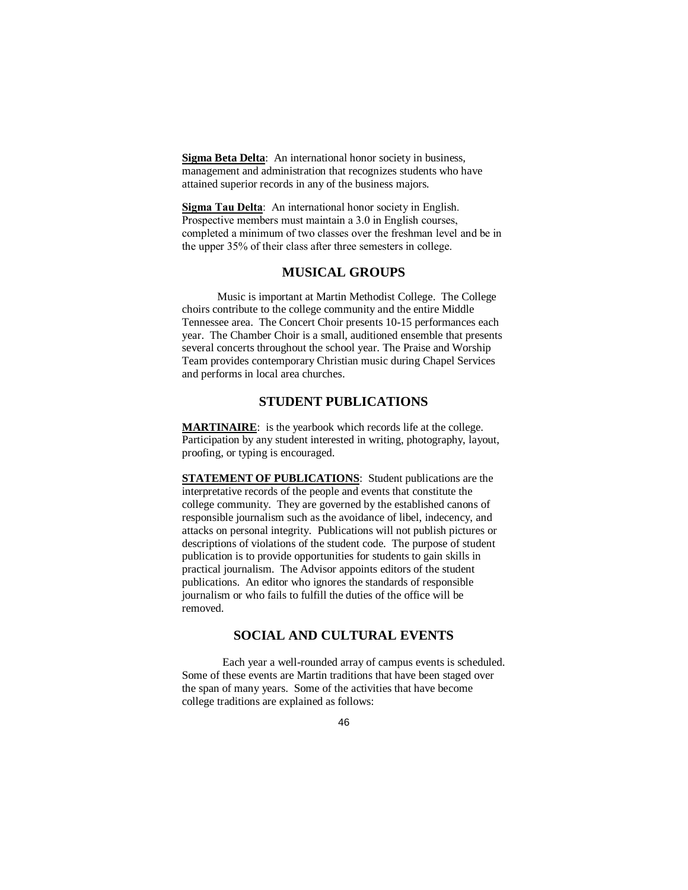**Sigma Beta Delta**: An international honor society in business, management and administration that recognizes students who have attained superior records in any of the business majors.

**Sigma Tau Delta**: An international honor society in English. Prospective members must maintain a 3.0 in English courses, completed a minimum of two classes over the freshman level and be in the upper 35% of their class after three semesters in college.

## MUSICAL GROUPS

Music is important at Martin Methodist College. The College choirs contribute to the college community and the entire Middle Tennessee area. The Concert Choir presents 10-15 performances each year. The Chamber Choir is a small, auditioned ensemble that presents several concerts throughout the school year. The Praise and Worship Team provides contemporary Christian music during Chapel Services and performs in local area churches.

## STUDENT PUBLICATIONS

**MARTINAIRE**: is the yearbook which records life at the college. Participation by any student interested in writing, photography, layout, proofing, or typing is encouraged.

**STATEMENT OF PUBLICATIONS**: Student publications are the interpretative records of the people and events that constitute the college community. They are governed by the established canons of responsible journalism such as the avoidance of libel, indecency, and attacks on personal integrity. Publications will not publish pictures or descriptions of violations of the student code. The purpose of student publication is to provide opportunities for students to gain skills in practical journalism. The Advisor appoints editors of the student publications. An editor who ignores the standards of responsible journalism or who fails to fulfill the duties of the office will be removed.

## SOCIAL AND CULTURAL EVENTS

Each year a well-rounded array of campus events is scheduled. Some of these events are Martin traditions that have been staged over the span of many years. Some of the activities that have become college traditions are explained as follows: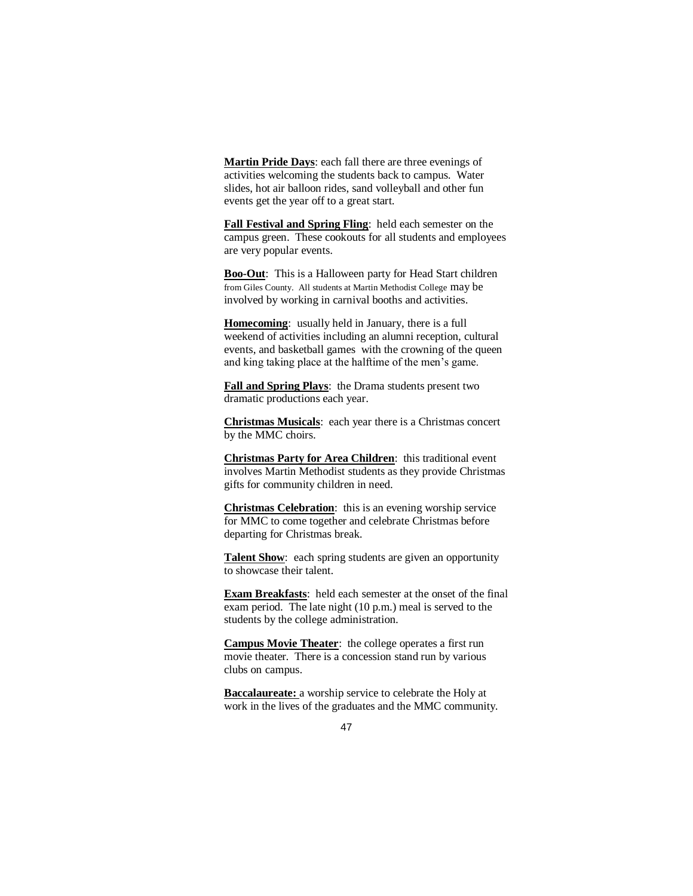**Martin Pride Days**: each fall there are three evenings of activities welcoming the students back to campus. Water slides, hot air balloon rides, sand volleyball and other fun events get the year off to a great start.

**Fall Festival and Spring Fling**: held each semester on the campus green. These cookouts for all students and employees are very popular events.

**Boo-Out**: This is a Halloween party for Head Start children from Giles County. All students at Martin Methodist College may be involved by working in carnival booths and activities.

**Homecoming**: usually held in January, there is a full weekend of activities including an alumni reception, cultural events, and basketball games with the crowning of the queen and king taking place at the halftime of the men's game.

**Fall and Spring Plays**: the Drama students present two dramatic productions each year.

**Christmas Musicals**: each year there is a Christmas concert by the MMC choirs.

**Christmas Party for Area Children**: this traditional event involves Martin Methodist students as they provide Christmas gifts for community children in need.

**Christmas Celebration**: this is an evening worship service for MMC to come together and celebrate Christmas before departing for Christmas break.

**Talent Show**: each spring students are given an opportunity to showcase their talent.

**Exam Breakfasts**: held each semester at the onset of the final exam period. The late night (10 p.m.) meal is served to the students by the college administration.

**Campus Movie Theater**: the college operates a first run movie theater. There is a concession stand run by various clubs on campus.

**Baccalaureate:** a worship service to celebrate the Holy at work in the lives of the graduates and the MMC community.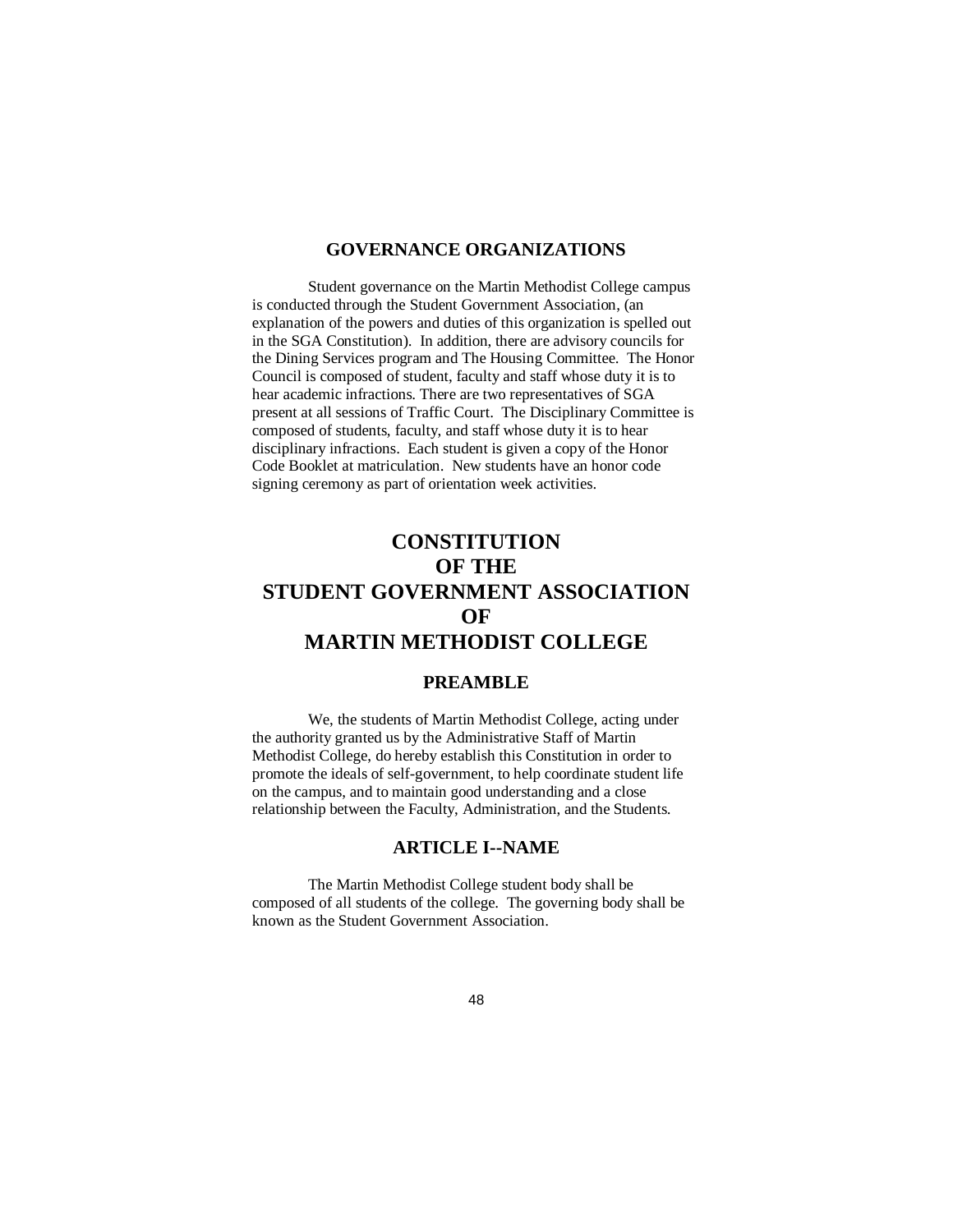## GOVERNANCE ORGANIZATIONS

Student governance on the Martin Methodist College campus is conducted through the Student Government Association, (an explanation of the powers and duties of this organization is spelled out in the SGA Constitution). In addition, there are advisory councils for the Dining Services program and The Housing Committee. The Honor Council is composed of student, faculty and staff whose duty it is to hear academic infractions. There are two representatives of SGA present at all sessions of Traffic Court. The Disciplinary Committee is composed of students, faculty, and staff whose duty it is to hear disciplinary infractions. Each student is given a copy of the Honor Code Booklet at matriculation. New students have an honor code signing ceremony as part of orientation week activities.

# CONSTITUTION OF THE STUDENT GOVERNMENT ASSOCIATION OF MARTIN METHODIST COLLEGE

## PREAMBLE

We, the students of Martin Methodist College, acting under the authority granted us by the Administrative Staff of Martin Methodist College, do hereby establish this Constitution in order to promote the ideals of self-government, to help coordinate student life on the campus, and to maintain good understanding and a close relationship between the Faculty, Administration, and the Students.

## ARTICLE I--NAME

The Martin Methodist College student body shall be composed of all students of the college. The governing body shall be known as the Student Government Association.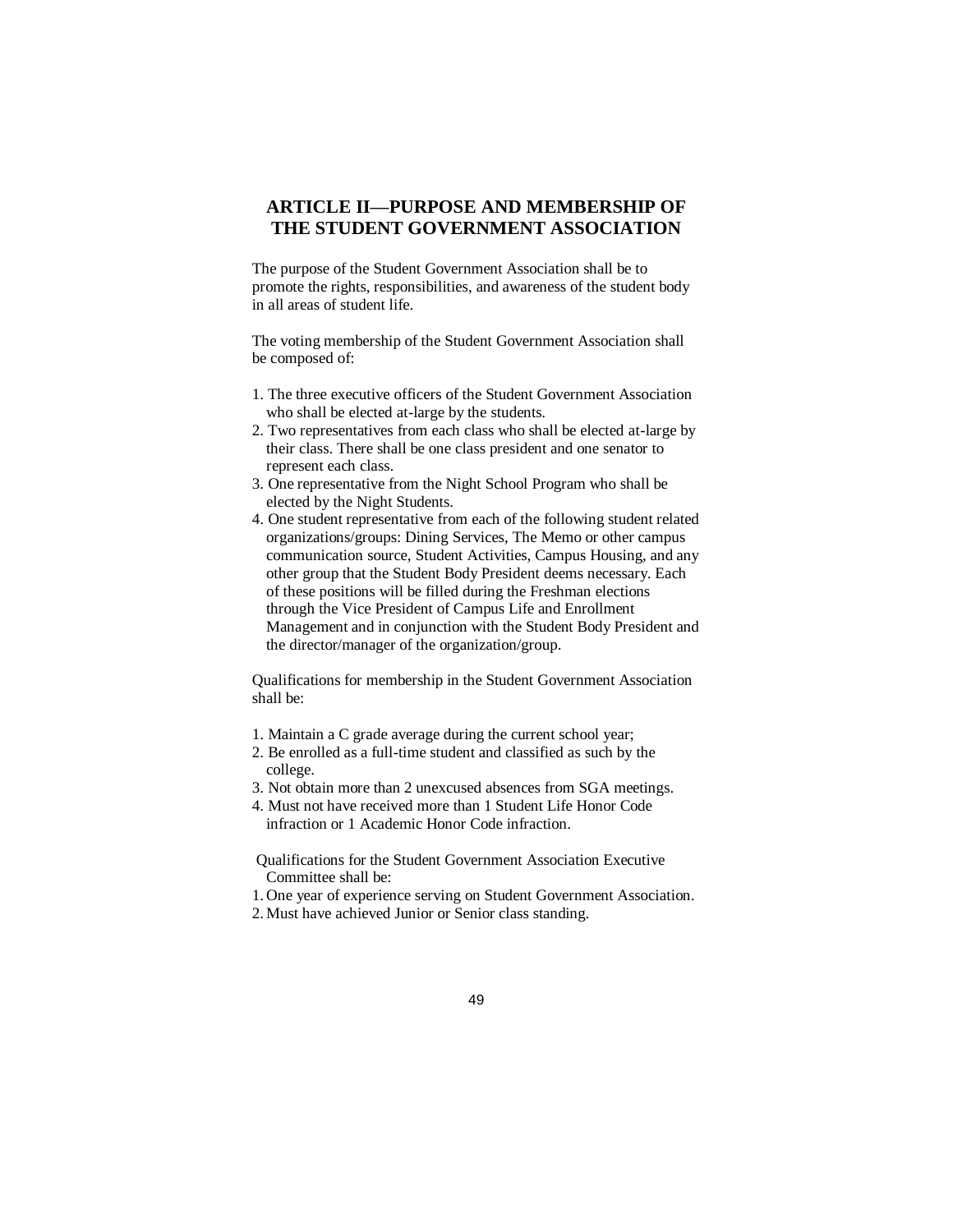## ARTICLE II—PURPOSE AND MEMBERSHIP OF THE STUDENT GOVERNMENT ASSOCIATION

The purpose of the Student Government Association shall be to promote the rights, responsibilities, and awareness of the student body in all areas of student life.

The voting membership of the Student Government Association shall be composed of:

1. The three executive officers of the Student Government Association who shall be elected at-large by the students.
2. Two representatives from each class who shall be elected at-large by their class. There shall be one class president and one senator to represent each class.
3. One representative from the Night School Program who shall be elected by the Night Students.
4. One student representative from each of the following student related organizations/groups: Dining Services, The Memo or other campus communication source, Student Activities, Campus Housing, and any other group that the Student Body President deems necessary. Each of these positions will be filled during the Freshman elections through the Vice President of Campus Life and Enrollment Management and in conjunction with the Student Body President and the director/manager of the organization/group.

Qualifications for membership in the Student Government Association shall be:

1. Maintain a C grade average during the current school year;
2. Be enrolled as a full-time student and classified as such by the college.
3. Not obtain more than 2 unexcused absences from SGA meetings.
4. Must not have received more than 1 Student Life Honor Code infraction or 1 Academic Honor Code infraction.

Qualifications for the Student Government Association Executive Committee shall be:

1. One year of experience serving on Student Government Association.
2. Must have achieved Junior or Senior class standing.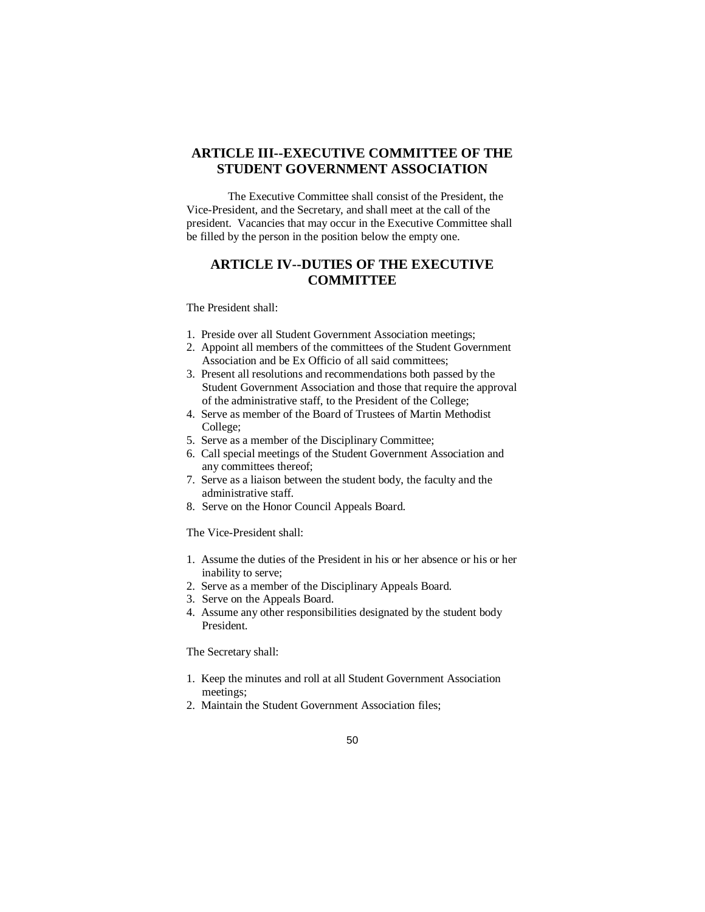## ARTICLE III--EXECUTIVE COMMITTEE OF THE STUDENT GOVERNMENT ASSOCIATION

The Executive Committee shall consist of the President, the Vice-President, and the Secretary, and shall meet at the call of the president. Vacancies that may occur in the Executive Committee shall be filled by the person in the position below the empty one.

## ARTICLE IV--DUTIES OF THE EXECUTIVE COMMITTEE

The President shall:

1. Preside over all Student Government Association meetings;
2. Appoint all members of the committees of the Student Government Association and be Ex Officio of all said committees;
3. Present all resolutions and recommendations both passed by the Student Government Association and those that require the approval of the administrative staff, to the President of the College;
4. Serve as member of the Board of Trustees of Martin Methodist College;
5. Serve as a member of the Disciplinary Committee;
6. Call special meetings of the Student Government Association and any committees thereof;
7. Serve as a liaison between the student body, the faculty and the administrative staff.
8. Serve on the Honor Council Appeals Board.

The Vice-President shall:

1. Assume the duties of the President in his or her absence or his or her inability to serve;
2. Serve as a member of the Disciplinary Appeals Board.
3. Serve on the Appeals Board.
4. Assume any other responsibilities designated by the student body President.

The Secretary shall:

1. Keep the minutes and roll at all Student Government Association meetings;
2. Maintain the Student Government Association files;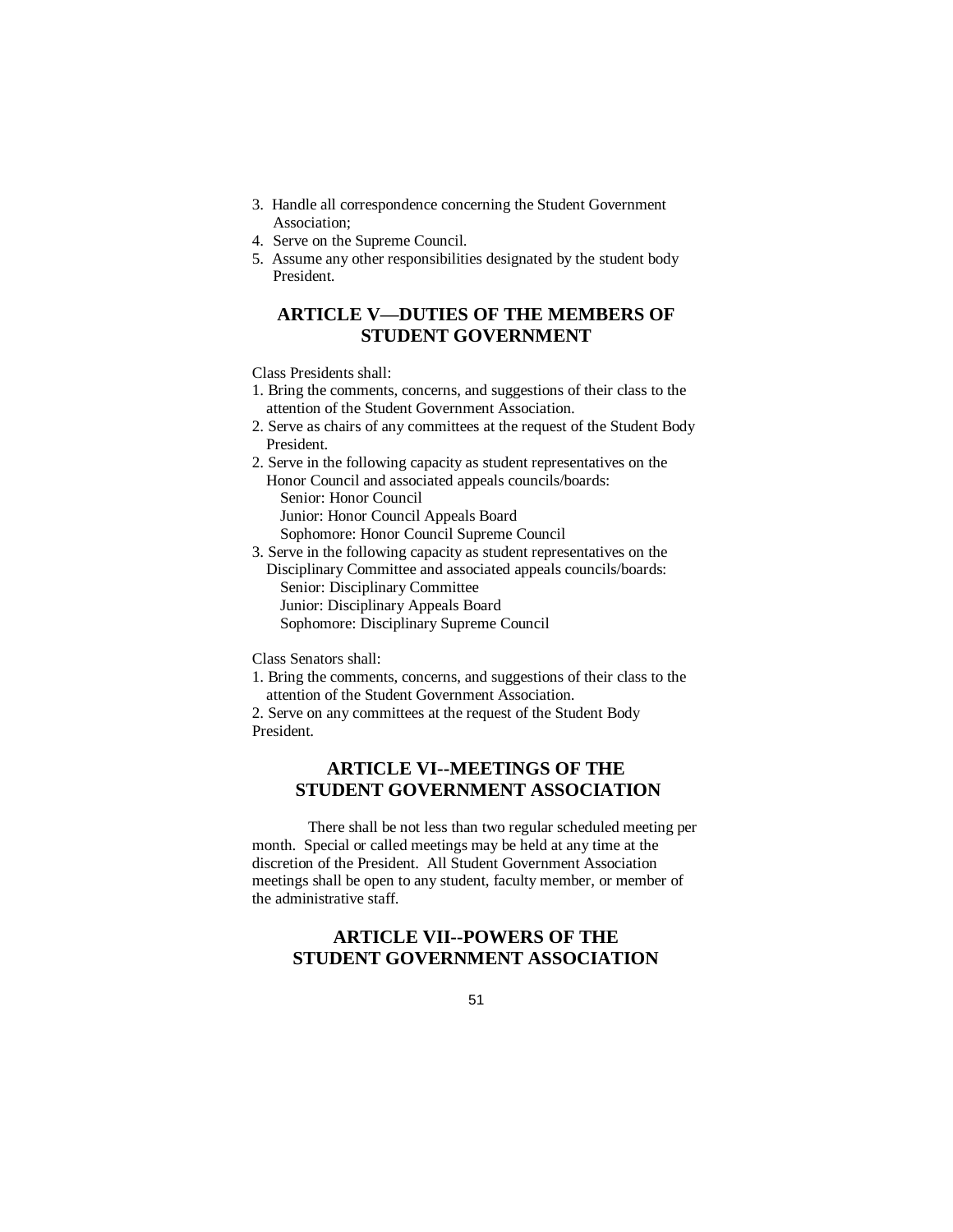3. Handle all correspondence concerning the Student Government Association;
4. Serve on the Supreme Council.
5. Assume any other responsibilities designated by the student body President.

## ARTICLE V—DUTIES OF THE MEMBERS OF STUDENT GOVERNMENT

Class Presidents shall:

1. Bring the comments, concerns, and suggestions of their class to the attention of the Student Government Association.
2. Serve as chairs of any committees at the request of the Student Body President.
2. Serve in the following capacity as student representatives on the Honor Council and associated appeals councils/boards:
   Senior: Honor Council
   Junior: Honor Council Appeals Board
   Sophomore: Honor Council Supreme Council
3. Serve in the following capacity as student representatives on the Disciplinary Committee and associated appeals councils/boards:
   Senior: Disciplinary Committee
   Junior: Disciplinary Appeals Board
   Sophomore: Disciplinary Supreme Council

Class Senators shall:

1. Bring the comments, concerns, and suggestions of their class to the attention of the Student Government Association.
2. Serve on any committees at the request of the Student Body President.

## ARTICLE VI--MEETINGS OF THE STUDENT GOVERNMENT ASSOCIATION

There shall be not less than two regular scheduled meeting per month. Special or called meetings may be held at any time at the discretion of the President. All Student Government Association meetings shall be open to any student, faculty member, or member of the administrative staff.

## ARTICLE VII--POWERS OF THE STUDENT GOVERNMENT ASSOCIATION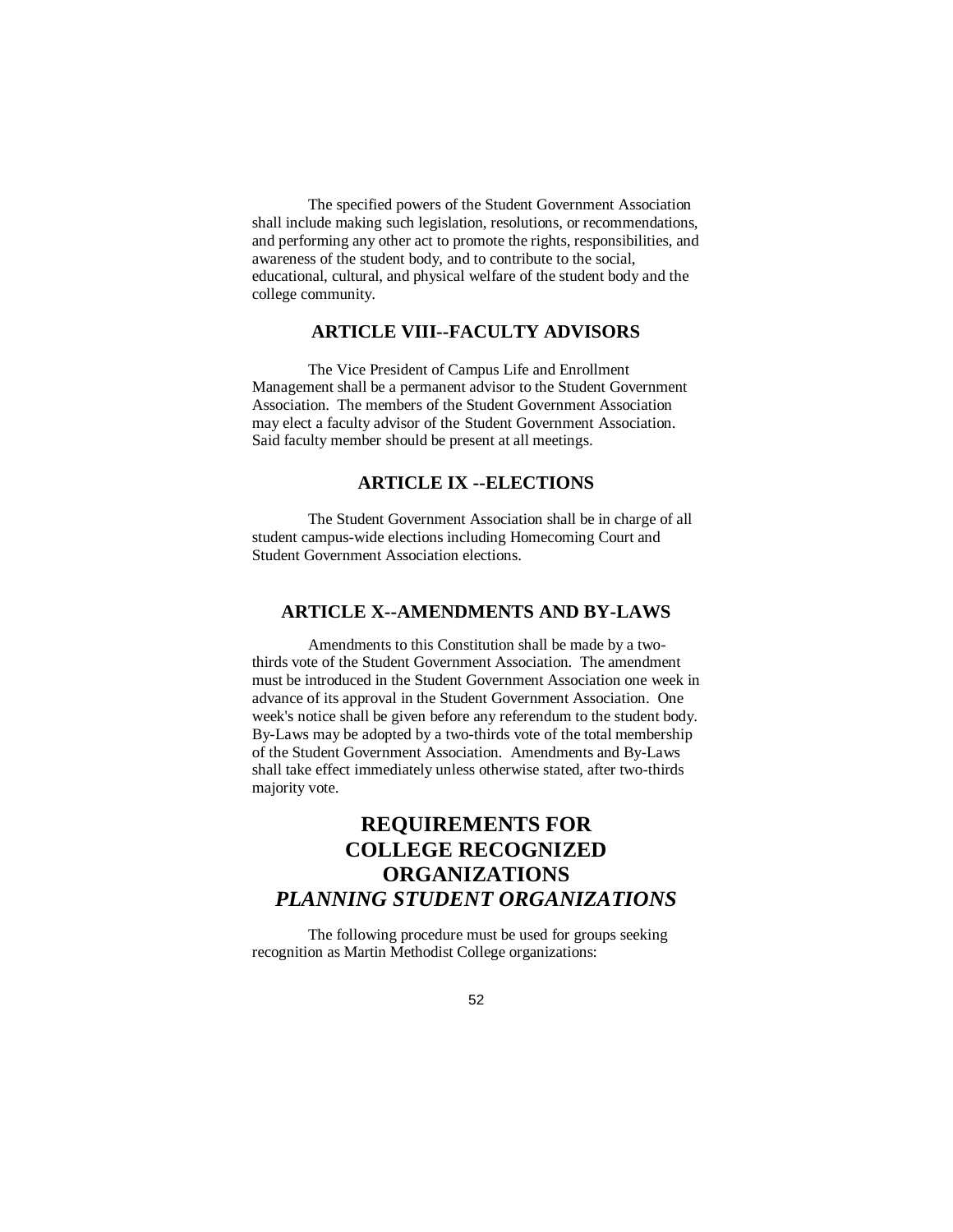The specified powers of the Student Government Association shall include making such legislation, resolutions, or recommendations, and performing any other act to promote the rights, responsibilities, and awareness of the student body, and to contribute to the social, educational, cultural, and physical welfare of the student body and the college community.

## ARTICLE VIII--FACULTY ADVISORS

The Vice President of Campus Life and Enrollment Management shall be a permanent advisor to the Student Government Association. The members of the Student Government Association may elect a faculty advisor of the Student Government Association. Said faculty member should be present at all meetings.

## ARTICLE IX --ELECTIONS

The Student Government Association shall be in charge of all student campus-wide elections including Homecoming Court and Student Government Association elections.

## ARTICLE X--AMENDMENTS AND BY-LAWS

Amendments to this Constitution shall be made by a two-thirds vote of the Student Government Association. The amendment must be introduced in the Student Government Association one week in advance of its approval in the Student Government Association. One week's notice shall be given before any referendum to the student body. By-Laws may be adopted by a two-thirds vote of the total membership of the Student Government Association. Amendments and By-Laws shall take effect immediately unless otherwise stated, after two-thirds majority vote.

# REQUIREMENTS FOR COLLEGE RECOGNIZED ORGANIZATIONS

## *PLANNING STUDENT ORGANIZATIONS*

The following procedure must be used for groups seeking recognition as Martin Methodist College organizations: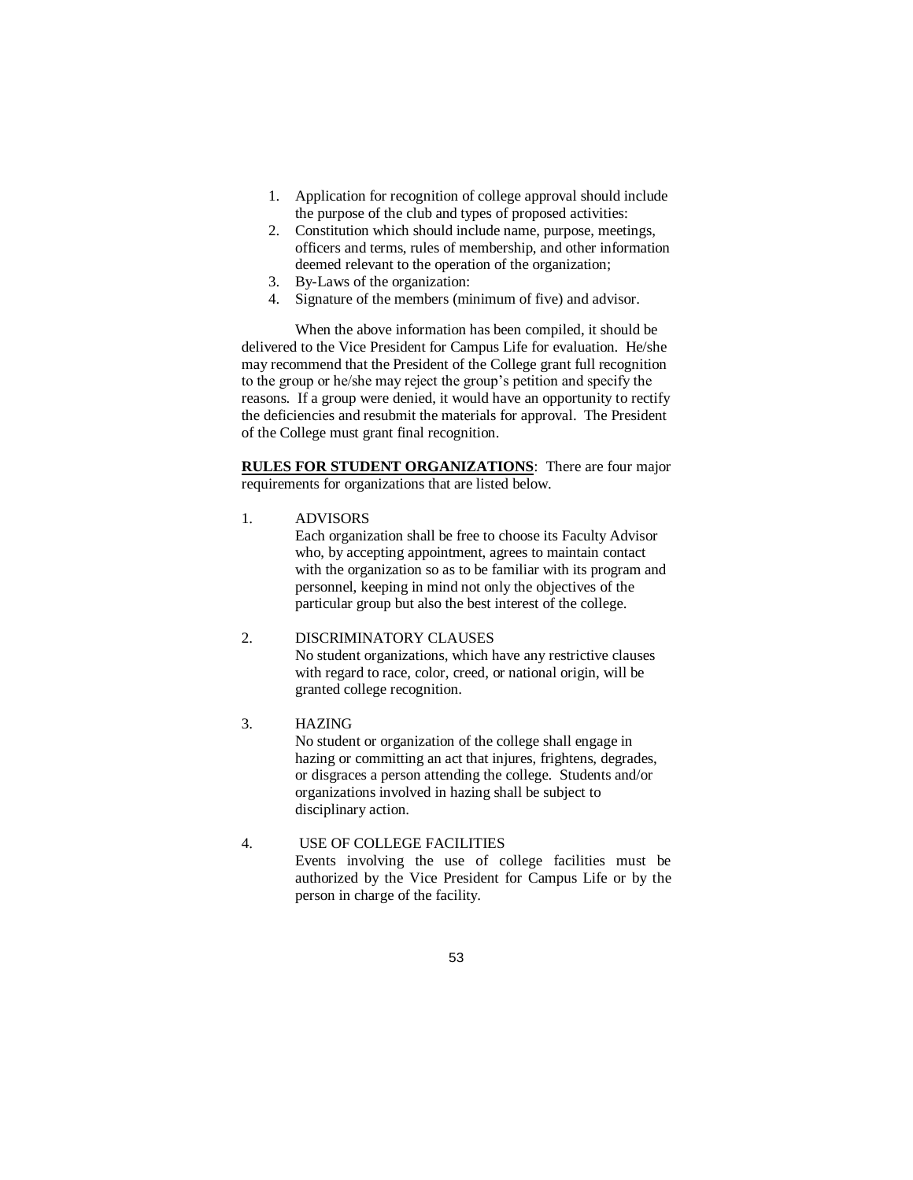1. Application for recognition of college approval should include the purpose of the club and types of proposed activities:
2. Constitution which should include name, purpose, meetings, officers and terms, rules of membership, and other information deemed relevant to the operation of the organization;
3. By-Laws of the organization:
4. Signature of the members (minimum of five) and advisor.

When the above information has been compiled, it should be delivered to the Vice President for Campus Life for evaluation. He/she may recommend that the President of the College grant full recognition to the group or he/she may reject the group's petition and specify the reasons. If a group were denied, it would have an opportunity to rectify the deficiencies and resubmit the materials for approval. The President of the College must grant final recognition.

**RULES FOR STUDENT ORGANIZATIONS**: There are four major requirements for organizations that are listed below.

1. ADVISORS

   Each organization shall be free to choose its Faculty Advisor who, by accepting appointment, agrees to maintain contact with the organization so as to be familiar with its program and personnel, keeping in mind not only the objectives of the particular group but also the best interest of the college.

2. DISCRIMINATORY CLAUSES

   No student organizations, which have any restrictive clauses with regard to race, color, creed, or national origin, will be granted college recognition.

3. HAZING

   No student or organization of the college shall engage in hazing or committing an act that injures, frightens, degrades, or disgraces a person attending the college. Students and/or organizations involved in hazing shall be subject to disciplinary action.

4. USE OF COLLEGE FACILITIES

   Events involving the use of college facilities must be authorized by the Vice President for Campus Life or by the person in charge of the facility.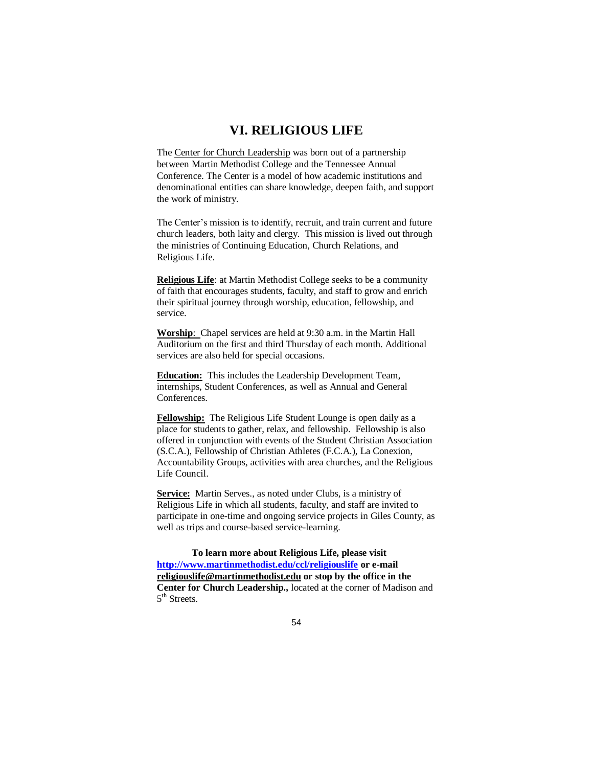# VI. RELIGIOUS LIFE

The Center for Church Leadership was born out of a partnership between Martin Methodist College and the Tennessee Annual Conference. The Center is a model of how academic institutions and denominational entities can share knowledge, deepen faith, and support the work of ministry.

The Center's mission is to identify, recruit, and train current and future church leaders, both laity and clergy. This mission is lived out through the ministries of Continuing Education, Church Relations, and Religious Life.

**Religious Life**: at Martin Methodist College seeks to be a community of faith that encourages students, faculty, and staff to grow and enrich their spiritual journey through worship, education, fellowship, and service.

**Worship**: Chapel services are held at 9:30 a.m. in the Martin Hall Auditorium on the first and third Thursday of each month. Additional services are also held for special occasions.

**Education:** This includes the Leadership Development Team, internships, Student Conferences, as well as Annual and General Conferences.

**Fellowship:** The Religious Life Student Lounge is open daily as a place for students to gather, relax, and fellowship. Fellowship is also offered in conjunction with events of the Student Christian Association (S.C.A.), Fellowship of Christian Athletes (F.C.A.), La Conexion, Accountability Groups, activities with area churches, and the Religious Life Council.

**Service:** Martin Serves., as noted under Clubs, is a ministry of Religious Life in which all students, faculty, and staff are invited to participate in one-time and ongoing service projects in Giles County, as well as trips and course-based service-learning.

**To learn more about Religious Life, please visit http://www.martinmethodist.edu/ccl/religiouslife or e-mail religiouslife@martinmethodist.edu or stop by the office in the Center for Church Leadership.,** located at the corner of Madison and 5th Streets.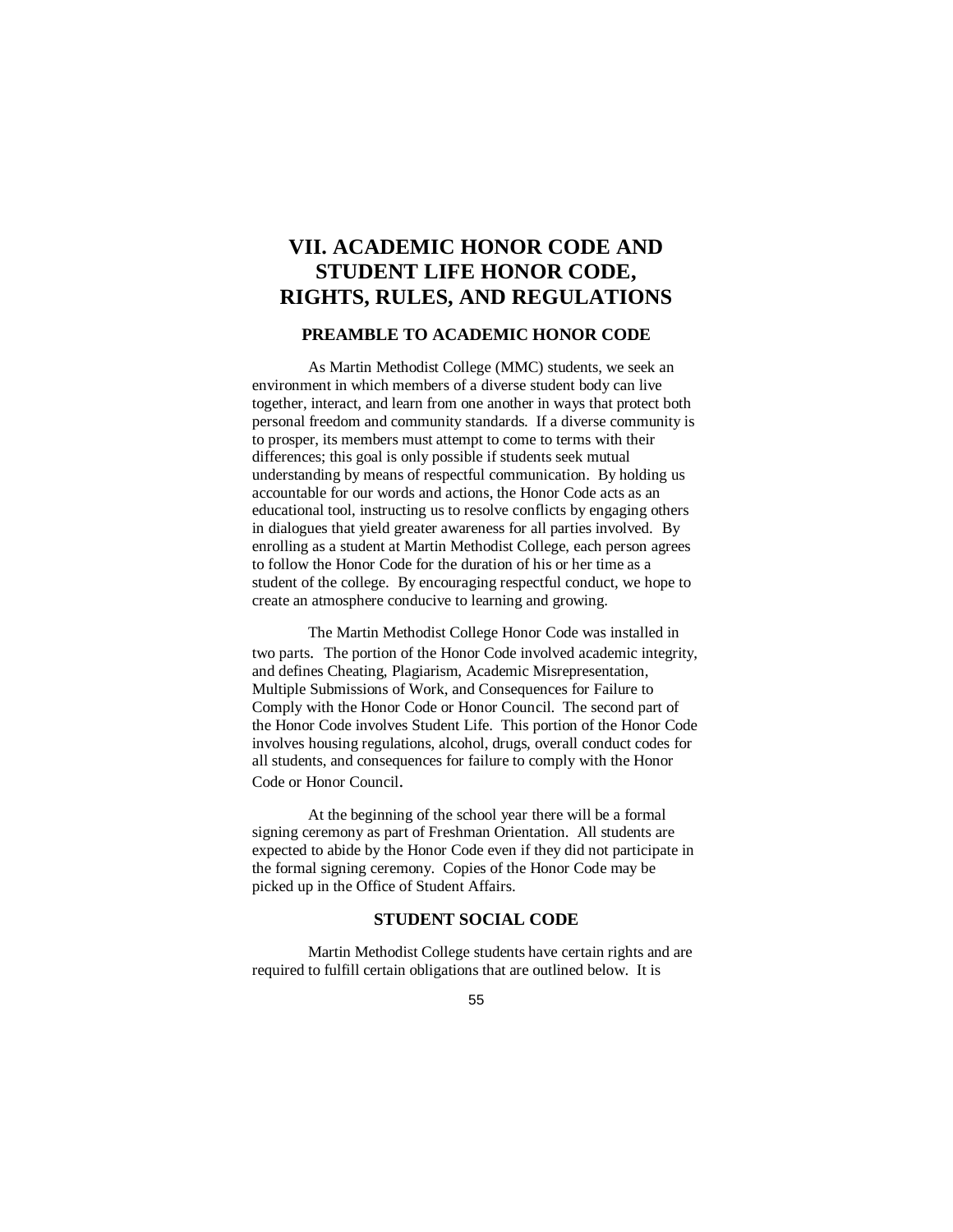# VII. ACADEMIC HONOR CODE AND STUDENT LIFE HONOR CODE, RIGHTS, RULES, AND REGULATIONS

## PREAMBLE TO ACADEMIC HONOR CODE

As Martin Methodist College (MMC) students, we seek an environment in which members of a diverse student body can live together, interact, and learn from one another in ways that protect both personal freedom and community standards. If a diverse community is to prosper, its members must attempt to come to terms with their differences; this goal is only possible if students seek mutual understanding by means of respectful communication. By holding us accountable for our words and actions, the Honor Code acts as an educational tool, instructing us to resolve conflicts by engaging others in dialogues that yield greater awareness for all parties involved. By enrolling as a student at Martin Methodist College, each person agrees to follow the Honor Code for the duration of his or her time as a student of the college. By encouraging respectful conduct, we hope to create an atmosphere conducive to learning and growing.

The Martin Methodist College Honor Code was installed in two parts. The portion of the Honor Code involved academic integrity, and defines Cheating, Plagiarism, Academic Misrepresentation, Multiple Submissions of Work, and Consequences for Failure to Comply with the Honor Code or Honor Council. The second part of the Honor Code involves Student Life. This portion of the Honor Code involves housing regulations, alcohol, drugs, overall conduct codes for all students, and consequences for failure to comply with the Honor Code or Honor Council.

At the beginning of the school year there will be a formal signing ceremony as part of Freshman Orientation. All students are expected to abide by the Honor Code even if they did not participate in the formal signing ceremony. Copies of the Honor Code may be picked up in the Office of Student Affairs.

## STUDENT SOCIAL CODE

Martin Methodist College students have certain rights and are required to fulfill certain obligations that are outlined below. It is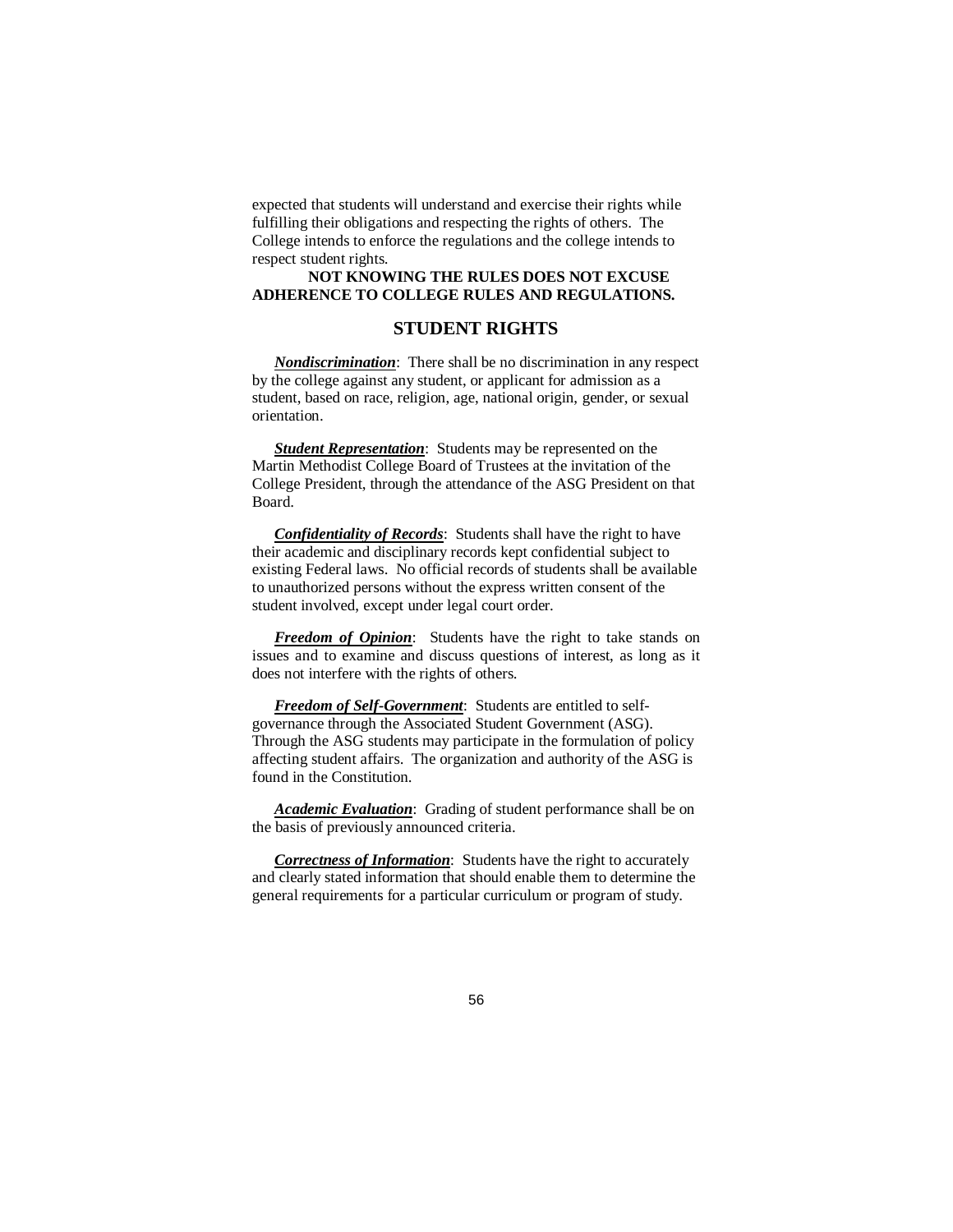expected that students will understand and exercise their rights while fulfilling their obligations and respecting the rights of others. The College intends to enforce the regulations and the college intends to respect student rights.

**NOT KNOWING THE RULES DOES NOT EXCUSE ADHERENCE TO COLLEGE RULES AND REGULATIONS.**

## STUDENT RIGHTS

***Nondiscrimination***: There shall be no discrimination in any respect by the college against any student, or applicant for admission as a student, based on race, religion, age, national origin, gender, or sexual orientation.

***Student Representation***: Students may be represented on the Martin Methodist College Board of Trustees at the invitation of the College President, through the attendance of the ASG President on that Board.

***Confidentiality of Records***: Students shall have the right to have their academic and disciplinary records kept confidential subject to existing Federal laws. No official records of students shall be available to unauthorized persons without the express written consent of the student involved, except under legal court order.

***Freedom of Opinion***: Students have the right to take stands on issues and to examine and discuss questions of interest, as long as it does not interfere with the rights of others.

***Freedom of Self-Government***: Students are entitled to self-governance through the Associated Student Government (ASG). Through the ASG students may participate in the formulation of policy affecting student affairs. The organization and authority of the ASG is found in the Constitution.

***Academic Evaluation***: Grading of student performance shall be on the basis of previously announced criteria.

***Correctness of Information***: Students have the right to accurately and clearly stated information that should enable them to determine the general requirements for a particular curriculum or program of study.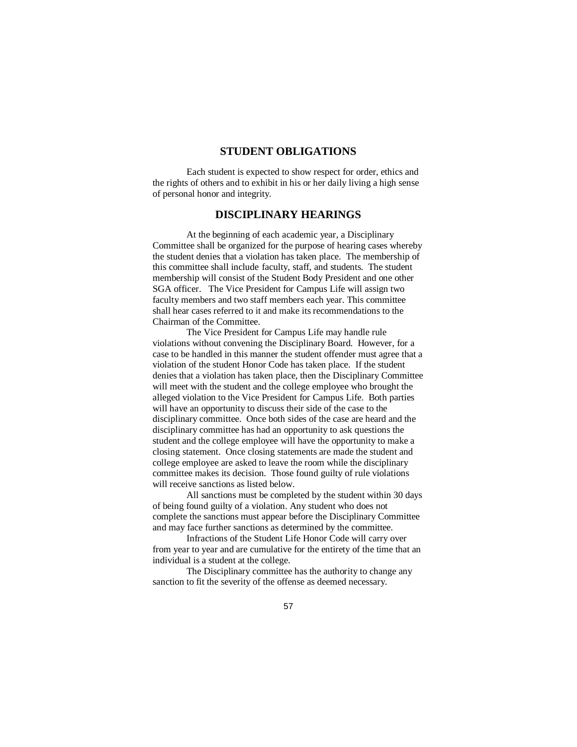## STUDENT OBLIGATIONS

Each student is expected to show respect for order, ethics and the rights of others and to exhibit in his or her daily living a high sense of personal honor and integrity.

## DISCIPLINARY HEARINGS

At the beginning of each academic year, a Disciplinary Committee shall be organized for the purpose of hearing cases whereby the student denies that a violation has taken place. The membership of this committee shall include faculty, staff, and students. The student membership will consist of the Student Body President and one other SGA officer. The Vice President for Campus Life will assign two faculty members and two staff members each year. This committee shall hear cases referred to it and make its recommendations to the Chairman of the Committee.

The Vice President for Campus Life may handle rule violations without convening the Disciplinary Board. However, for a case to be handled in this manner the student offender must agree that a violation of the student Honor Code has taken place. If the student denies that a violation has taken place, then the Disciplinary Committee will meet with the student and the college employee who brought the alleged violation to the Vice President for Campus Life. Both parties will have an opportunity to discuss their side of the case to the disciplinary committee. Once both sides of the case are heard and the disciplinary committee has had an opportunity to ask questions the student and the college employee will have the opportunity to make a closing statement. Once closing statements are made the student and college employee are asked to leave the room while the disciplinary committee makes its decision. Those found guilty of rule violations will receive sanctions as listed below.

All sanctions must be completed by the student within 30 days of being found guilty of a violation. Any student who does not complete the sanctions must appear before the Disciplinary Committee and may face further sanctions as determined by the committee.

Infractions of the Student Life Honor Code will carry over from year to year and are cumulative for the entirety of the time that an individual is a student at the college.

The Disciplinary committee has the authority to change any sanction to fit the severity of the offense as deemed necessary.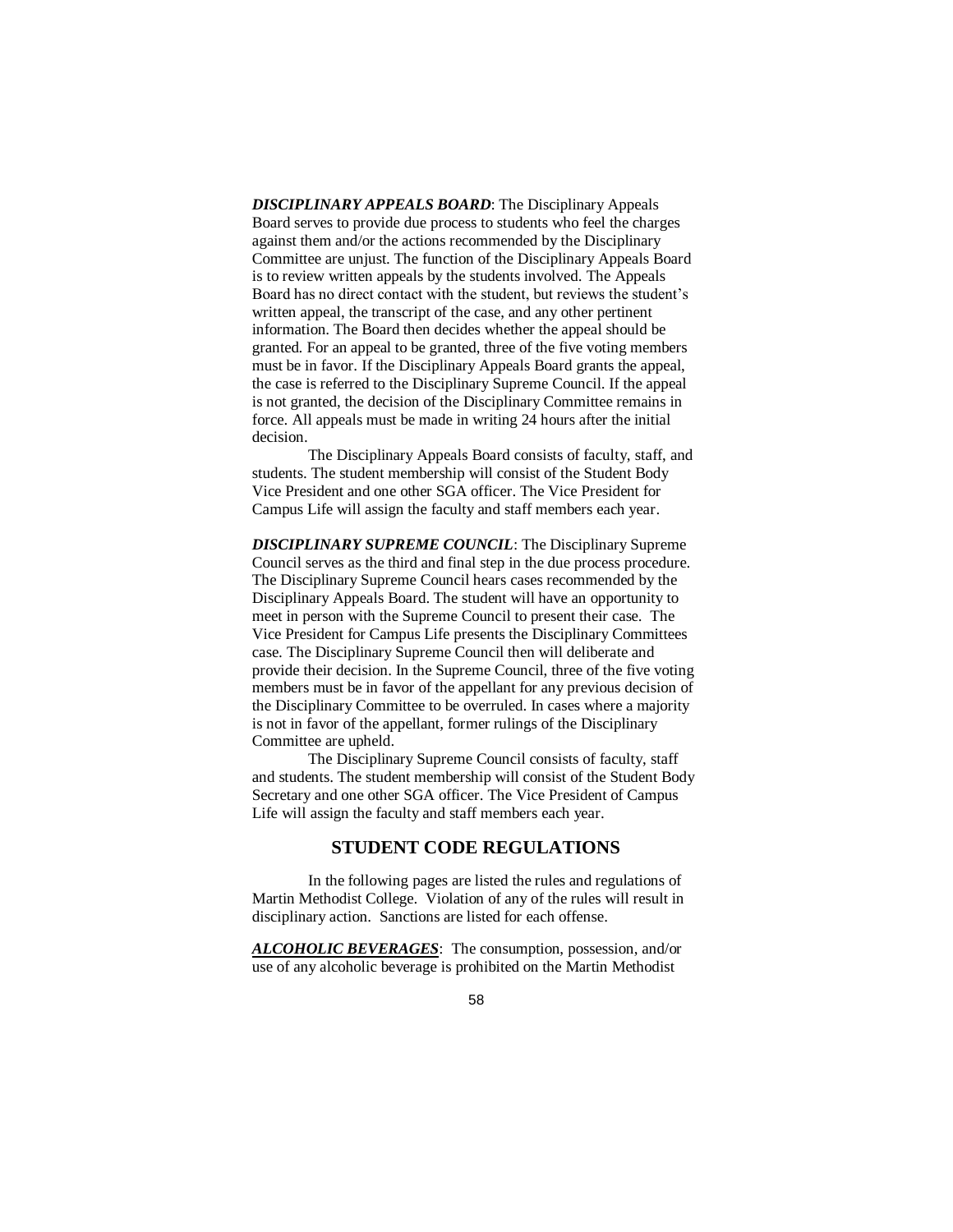***DISCIPLINARY APPEALS BOARD***: The Disciplinary Appeals Board serves to provide due process to students who feel the charges against them and/or the actions recommended by the Disciplinary Committee are unjust. The function of the Disciplinary Appeals Board is to review written appeals by the students involved. The Appeals Board has no direct contact with the student, but reviews the student's written appeal, the transcript of the case, and any other pertinent information. The Board then decides whether the appeal should be granted. For an appeal to be granted, three of the five voting members must be in favor. If the Disciplinary Appeals Board grants the appeal, the case is referred to the Disciplinary Supreme Council. If the appeal is not granted, the decision of the Disciplinary Committee remains in force. All appeals must be made in writing 24 hours after the initial decision.

The Disciplinary Appeals Board consists of faculty, staff, and students. The student membership will consist of the Student Body Vice President and one other SGA officer. The Vice President for Campus Life will assign the faculty and staff members each year.

***DISCIPLINARY SUPREME COUNCIL***: The Disciplinary Supreme Council serves as the third and final step in the due process procedure. The Disciplinary Supreme Council hears cases recommended by the Disciplinary Appeals Board. The student will have an opportunity to meet in person with the Supreme Council to present their case. The Vice President for Campus Life presents the Disciplinary Committees case. The Disciplinary Supreme Council then will deliberate and provide their decision. In the Supreme Council, three of the five voting members must be in favor of the appellant for any previous decision of the Disciplinary Committee to be overruled. In cases where a majority is not in favor of the appellant, former rulings of the Disciplinary Committee are upheld.

The Disciplinary Supreme Council consists of faculty, staff and students. The student membership will consist of the Student Body Secretary and one other SGA officer. The Vice President of Campus Life will assign the faculty and staff members each year.

## STUDENT CODE REGULATIONS

In the following pages are listed the rules and regulations of Martin Methodist College. Violation of any of the rules will result in disciplinary action. Sanctions are listed for each offense.

***ALCOHOLIC BEVERAGES***: The consumption, possession, and/or use of any alcoholic beverage is prohibited on the Martin Methodist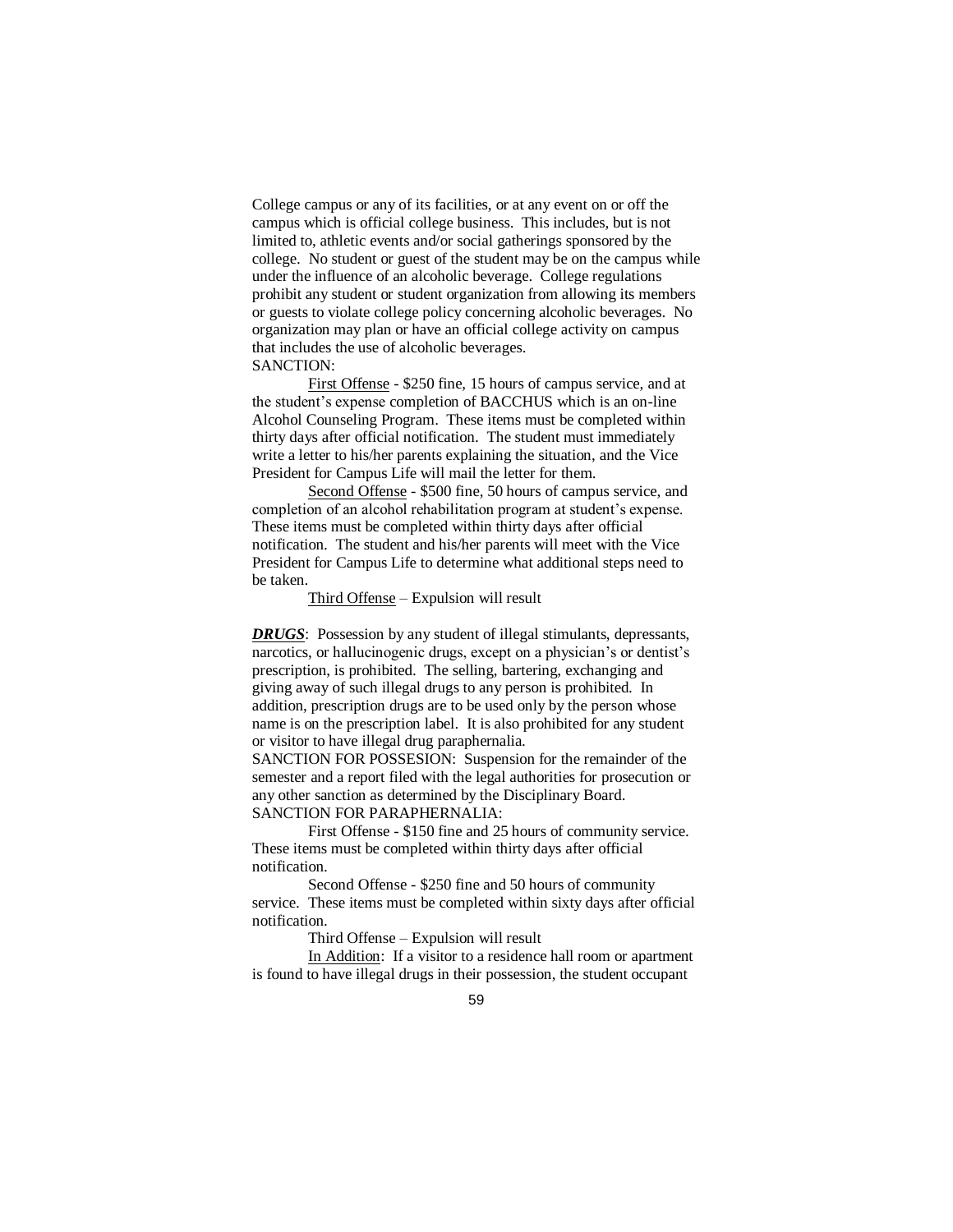College campus or any of its facilities, or at any event on or off the campus which is official college business. This includes, but is not limited to, athletic events and/or social gatherings sponsored by the college. No student or guest of the student may be on the campus while under the influence of an alcoholic beverage. College regulations prohibit any student or student organization from allowing its members or guests to violate college policy concerning alcoholic beverages. No organization may plan or have an official college activity on campus that includes the use of alcoholic beverages.
SANCTION:

First Offense - $250 fine, 15 hours of campus service, and at the student's expense completion of BACCHUS which is an on-line Alcohol Counseling Program. These items must be completed within thirty days after official notification. The student must immediately write a letter to his/her parents explaining the situation, and the Vice President for Campus Life will mail the letter for them.

Second Offense - $500 fine, 50 hours of campus service, and completion of an alcohol rehabilitation program at student's expense. These items must be completed within thirty days after official notification. The student and his/her parents will meet with the Vice President for Campus Life to determine what additional steps need to be taken.

Third Offense – Expulsion will result

***DRUGS***: Possession by any student of illegal stimulants, depressants, narcotics, or hallucinogenic drugs, except on a physician's or dentist's prescription, is prohibited. The selling, bartering, exchanging and giving away of such illegal drugs to any person is prohibited. In addition, prescription drugs are to be used only by the person whose name is on the prescription label. It is also prohibited for any student or visitor to have illegal drug paraphernalia.
SANCTION FOR POSSESION: Suspension for the remainder of the semester and a report filed with the legal authorities for prosecution or any other sanction as determined by the Disciplinary Board.
SANCTION FOR PARAPHERNALIA:

First Offense - $150 fine and 25 hours of community service. These items must be completed within thirty days after official notification.

Second Offense - $250 fine and 50 hours of community service. These items must be completed within sixty days after official notification.

Third Offense – Expulsion will result

In Addition: If a visitor to a residence hall room or apartment is found to have illegal drugs in their possession, the student occupant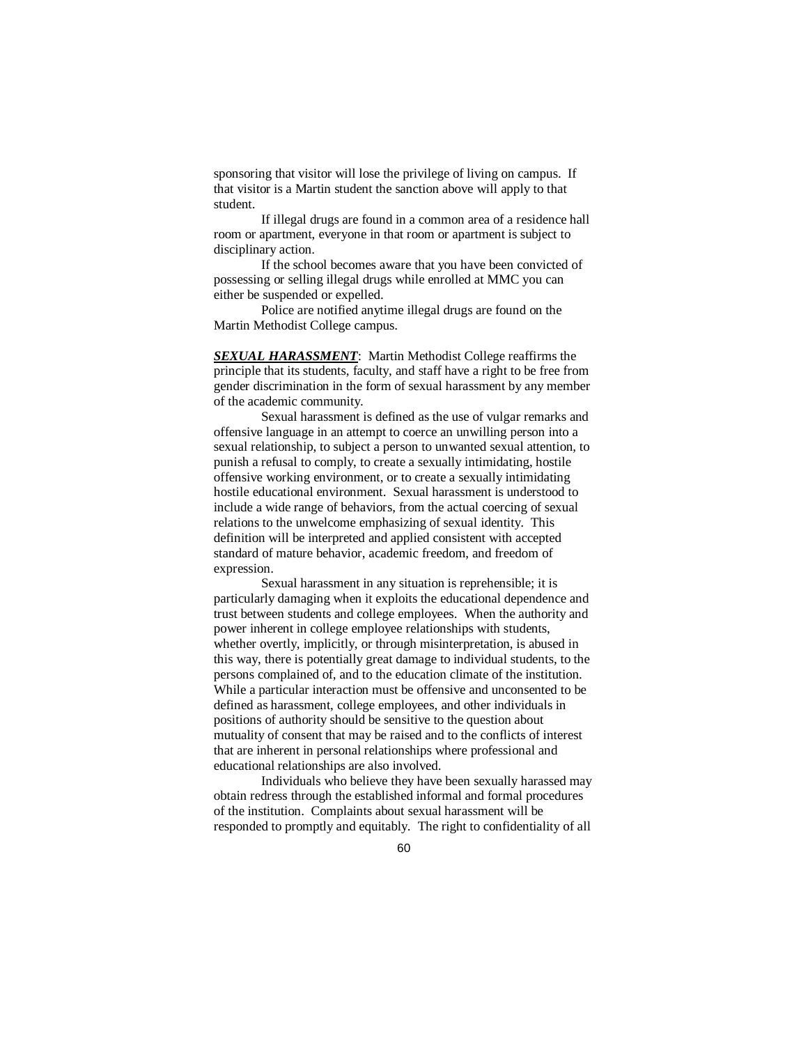sponsoring that visitor will lose the privilege of living on campus. If that visitor is a Martin student the sanction above will apply to that student.

If illegal drugs are found in a common area of a residence hall room or apartment, everyone in that room or apartment is subject to disciplinary action.

If the school becomes aware that you have been convicted of possessing or selling illegal drugs while enrolled at MMC you can either be suspended or expelled.

Police are notified anytime illegal drugs are found on the Martin Methodist College campus.

***SEXUAL HARASSMENT***: Martin Methodist College reaffirms the principle that its students, faculty, and staff have a right to be free from gender discrimination in the form of sexual harassment by any member of the academic community.

Sexual harassment is defined as the use of vulgar remarks and offensive language in an attempt to coerce an unwilling person into a sexual relationship, to subject a person to unwanted sexual attention, to punish a refusal to comply, to create a sexually intimidating, hostile offensive working environment, or to create a sexually intimidating hostile educational environment. Sexual harassment is understood to include a wide range of behaviors, from the actual coercing of sexual relations to the unwelcome emphasizing of sexual identity. This definition will be interpreted and applied consistent with accepted standard of mature behavior, academic freedom, and freedom of expression.

Sexual harassment in any situation is reprehensible; it is particularly damaging when it exploits the educational dependence and trust between students and college employees. When the authority and power inherent in college employee relationships with students, whether overtly, implicitly, or through misinterpretation, is abused in this way, there is potentially great damage to individual students, to the persons complained of, and to the education climate of the institution. While a particular interaction must be offensive and unconsented to be defined as harassment, college employees, and other individuals in positions of authority should be sensitive to the question about mutuality of consent that may be raised and to the conflicts of interest that are inherent in personal relationships where professional and educational relationships are also involved.

Individuals who believe they have been sexually harassed may obtain redress through the established informal and formal procedures of the institution. Complaints about sexual harassment will be responded to promptly and equitably. The right to confidentiality of all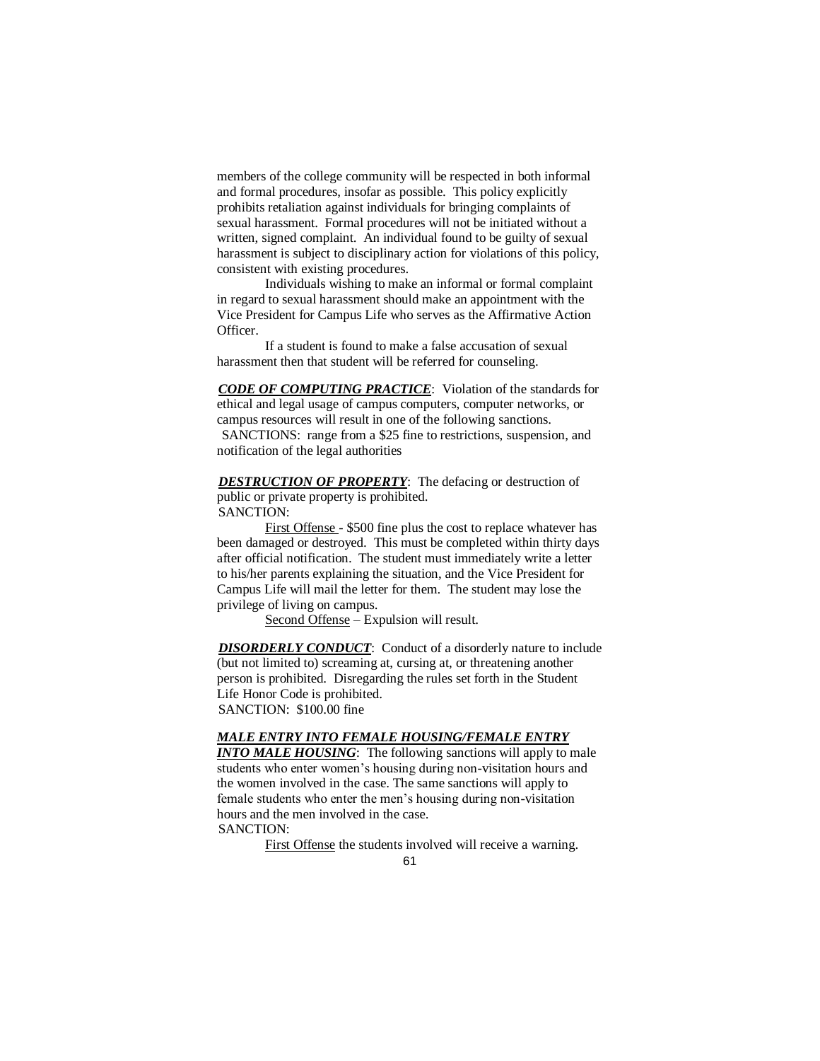members of the college community will be respected in both informal and formal procedures, insofar as possible. This policy explicitly prohibits retaliation against individuals for bringing complaints of sexual harassment. Formal procedures will not be initiated without a written, signed complaint. An individual found to be guilty of sexual harassment is subject to disciplinary action for violations of this policy, consistent with existing procedures.

Individuals wishing to make an informal or formal complaint in regard to sexual harassment should make an appointment with the Vice President for Campus Life who serves as the Affirmative Action Officer.

If a student is found to make a false accusation of sexual harassment then that student will be referred for counseling.

***CODE OF COMPUTING PRACTICE***: Violation of the standards for ethical and legal usage of campus computers, computer networks, or campus resources will result in one of the following sanctions.
SANCTIONS: range from a $25 fine to restrictions, suspension, and notification of the legal authorities

***DESTRUCTION OF PROPERTY***: The defacing or destruction of public or private property is prohibited.
SANCTION:

First Offense - $500 fine plus the cost to replace whatever has been damaged or destroyed. This must be completed within thirty days after official notification. The student must immediately write a letter to his/her parents explaining the situation, and the Vice President for Campus Life will mail the letter for them. The student may lose the privilege of living on campus.

Second Offense – Expulsion will result.

***DISORDERLY CONDUCT***: Conduct of a disorderly nature to include (but not limited to) screaming at, cursing at, or threatening another person is prohibited. Disregarding the rules set forth in the Student Life Honor Code is prohibited.
SANCTION: $100.00 fine

***MALE ENTRY INTO FEMALE HOUSING/FEMALE ENTRY INTO MALE HOUSING***: The following sanctions will apply to male students who enter women's housing during non-visitation hours and the women involved in the case. The same sanctions will apply to female students who enter the men's housing during non-visitation hours and the men involved in the case.
SANCTION:

First Offense the students involved will receive a warning.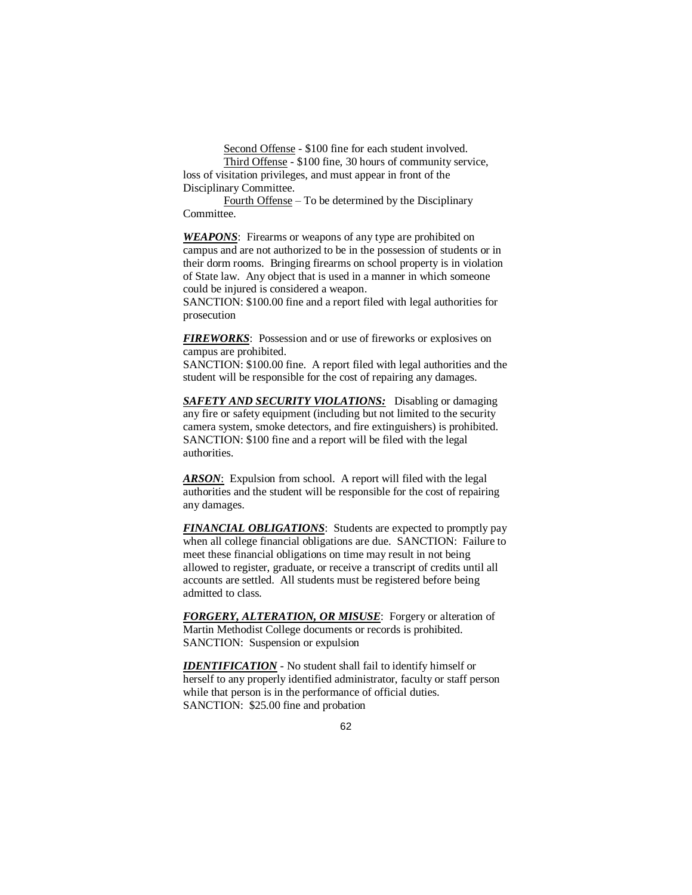Second Offense - $100 fine for each student involved.

Third Offense - $100 fine, 30 hours of community service, loss of visitation privileges, and must appear in front of the Disciplinary Committee.

Fourth Offense – To be determined by the Disciplinary Committee.

***WEAPONS***: Firearms or weapons of any type are prohibited on campus and are not authorized to be in the possession of students or in their dorm rooms. Bringing firearms on school property is in violation of State law. Any object that is used in a manner in which someone could be injured is considered a weapon.
SANCTION: $100.00 fine and a report filed with legal authorities for prosecution

***FIREWORKS***: Possession and or use of fireworks or explosives on campus are prohibited.
SANCTION: $100.00 fine. A report filed with legal authorities and the student will be responsible for the cost of repairing any damages.

***SAFETY AND SECURITY VIOLATIONS:*** Disabling or damaging any fire or safety equipment (including but not limited to the security camera system, smoke detectors, and fire extinguishers) is prohibited.
SANCTION: $100 fine and a report will be filed with the legal authorities.

***ARSON***: Expulsion from school. A report will filed with the legal authorities and the student will be responsible for the cost of repairing any damages.

***FINANCIAL OBLIGATIONS***: Students are expected to promptly pay when all college financial obligations are due. SANCTION: Failure to meet these financial obligations on time may result in not being allowed to register, graduate, or receive a transcript of credits until all accounts are settled. All students must be registered before being admitted to class.

***FORGERY, ALTERATION, OR MISUSE***: Forgery or alteration of Martin Methodist College documents or records is prohibited.
SANCTION: Suspension or expulsion

***IDENTIFICATION*** - No student shall fail to identify himself or herself to any properly identified administrator, faculty or staff person while that person is in the performance of official duties.
SANCTION: $25.00 fine and probation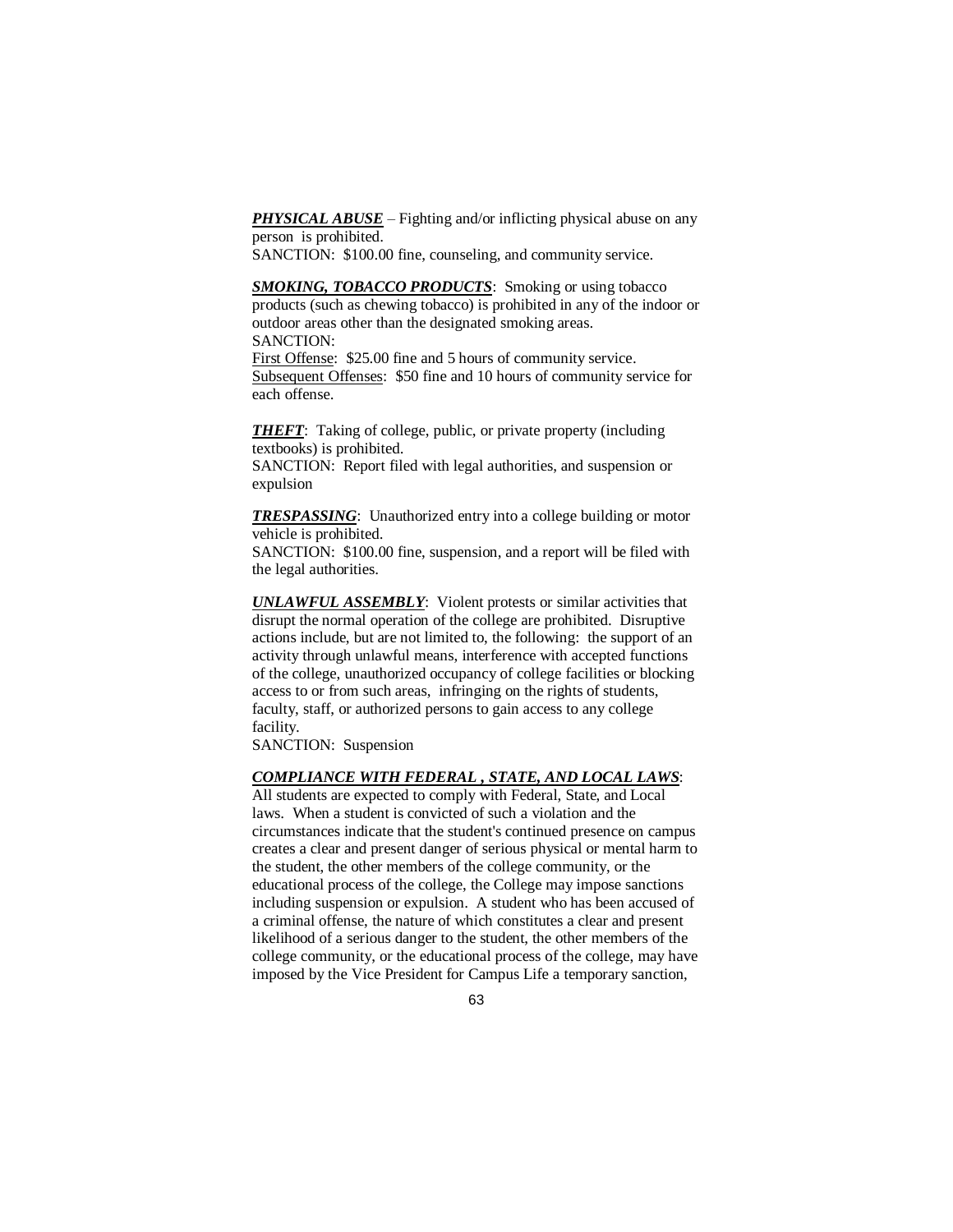***PHYSICAL ABUSE*** – Fighting and/or inflicting physical abuse on any person is prohibited.
SANCTION: $100.00 fine, counseling, and community service.

***SMOKING, TOBACCO PRODUCTS***: Smoking or using tobacco products (such as chewing tobacco) is prohibited in any of the indoor or outdoor areas other than the designated smoking areas.
SANCTION:
First Offense: $25.00 fine and 5 hours of community service.
Subsequent Offenses: $50 fine and 10 hours of community service for each offense.

***THEFT***: Taking of college, public, or private property (including textbooks) is prohibited.
SANCTION: Report filed with legal authorities, and suspension or expulsion

***TRESPASSING***: Unauthorized entry into a college building or motor vehicle is prohibited.
SANCTION: $100.00 fine, suspension, and a report will be filed with the legal authorities.

***UNLAWFUL ASSEMBLY***: Violent protests or similar activities that disrupt the normal operation of the college are prohibited. Disruptive actions include, but are not limited to, the following: the support of an activity through unlawful means, interference with accepted functions of the college, unauthorized occupancy of college facilities or blocking access to or from such areas, infringing on the rights of students, faculty, staff, or authorized persons to gain access to any college facility.
SANCTION: Suspension

***COMPLIANCE WITH FEDERAL , STATE, AND LOCAL LAWS***: All students are expected to comply with Federal, State, and Local laws. When a student is convicted of such a violation and the circumstances indicate that the student's continued presence on campus creates a clear and present danger of serious physical or mental harm to the student, the other members of the college community, or the educational process of the college, the College may impose sanctions including suspension or expulsion. A student who has been accused of a criminal offense, the nature of which constitutes a clear and present likelihood of a serious danger to the student, the other members of the college community, or the educational process of the college, may have imposed by the Vice President for Campus Life a temporary sanction,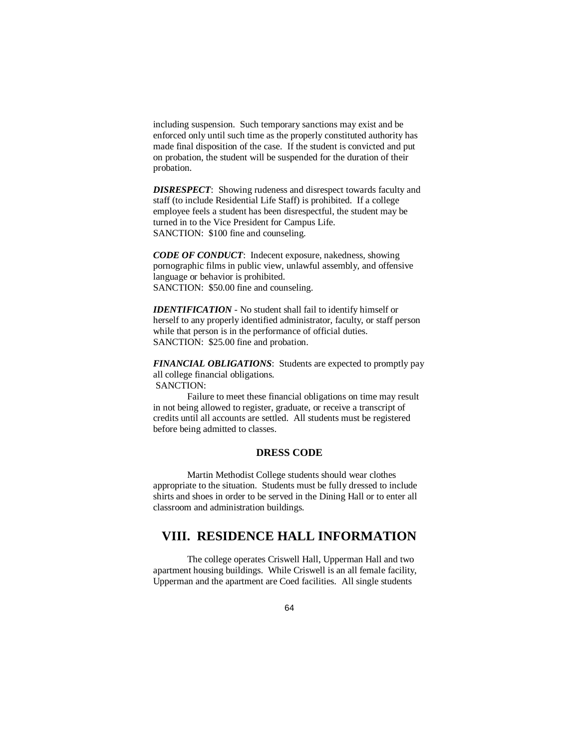including suspension. Such temporary sanctions may exist and be enforced only until such time as the properly constituted authority has made final disposition of the case. If the student is convicted and put on probation, the student will be suspended for the duration of their probation.

***DISRESPECT***: Showing rudeness and disrespect towards faculty and staff (to include Residential Life Staff) is prohibited. If a college employee feels a student has been disrespectful, the student may be turned in to the Vice President for Campus Life.
SANCTION: $100 fine and counseling.

***CODE OF CONDUCT***: Indecent exposure, nakedness, showing pornographic films in public view, unlawful assembly, and offensive language or behavior is prohibited.
SANCTION: $50.00 fine and counseling.

***IDENTIFICATION*** - No student shall fail to identify himself or herself to any properly identified administrator, faculty, or staff person while that person is in the performance of official duties.
SANCTION: $25.00 fine and probation.

***FINANCIAL OBLIGATIONS***: Students are expected to promptly pay all college financial obligations.
SANCTION:

Failure to meet these financial obligations on time may result in not being allowed to register, graduate, or receive a transcript of credits until all accounts are settled. All students must be registered before being admitted to classes.

### DRESS CODE

Martin Methodist College students should wear clothes appropriate to the situation. Students must be fully dressed to include shirts and shoes in order to be served in the Dining Hall or to enter all classroom and administration buildings.

## VIII. RESIDENCE HALL INFORMATION

The college operates Criswell Hall, Upperman Hall and two apartment housing buildings. While Criswell is an all female facility, Upperman and the apartment are Coed facilities. All single students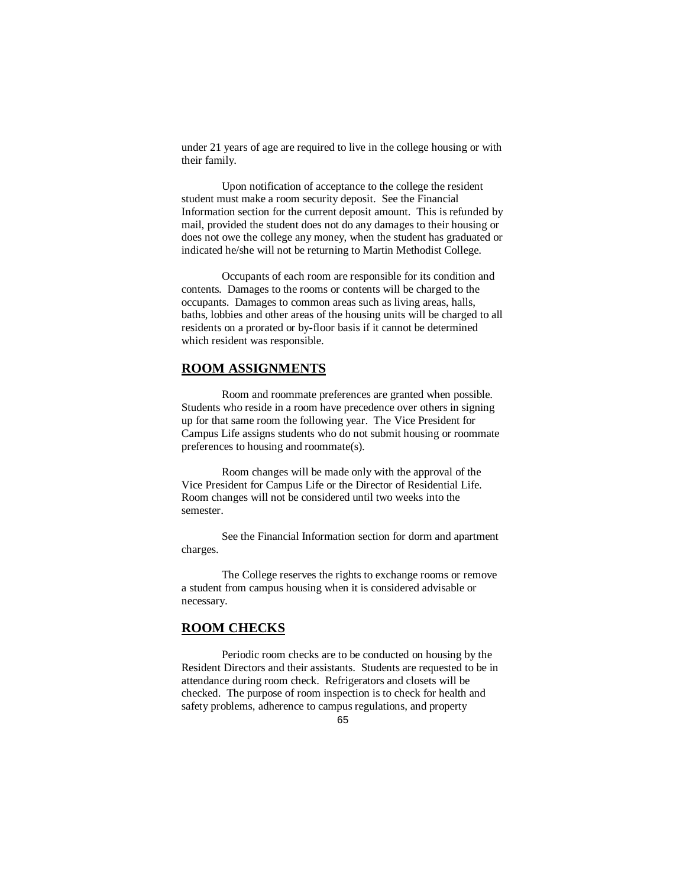under 21 years of age are required to live in the college housing or with their family.

Upon notification of acceptance to the college the resident student must make a room security deposit. See the Financial Information section for the current deposit amount. This is refunded by mail, provided the student does not do any damages to their housing or does not owe the college any money, when the student has graduated or indicated he/she will not be returning to Martin Methodist College.

Occupants of each room are responsible for its condition and contents. Damages to the rooms or contents will be charged to the occupants. Damages to common areas such as living areas, halls, baths, lobbies and other areas of the housing units will be charged to all residents on a prorated or by-floor basis if it cannot be determined which resident was responsible.

## ROOM ASSIGNMENTS

Room and roommate preferences are granted when possible. Students who reside in a room have precedence over others in signing up for that same room the following year. The Vice President for Campus Life assigns students who do not submit housing or roommate preferences to housing and roommate(s).

Room changes will be made only with the approval of the Vice President for Campus Life or the Director of Residential Life. Room changes will not be considered until two weeks into the semester.

See the Financial Information section for dorm and apartment charges.

The College reserves the rights to exchange rooms or remove a student from campus housing when it is considered advisable or necessary.

## ROOM CHECKS

Periodic room checks are to be conducted on housing by the Resident Directors and their assistants. Students are requested to be in attendance during room check. Refrigerators and closets will be checked. The purpose of room inspection is to check for health and safety problems, adherence to campus regulations, and property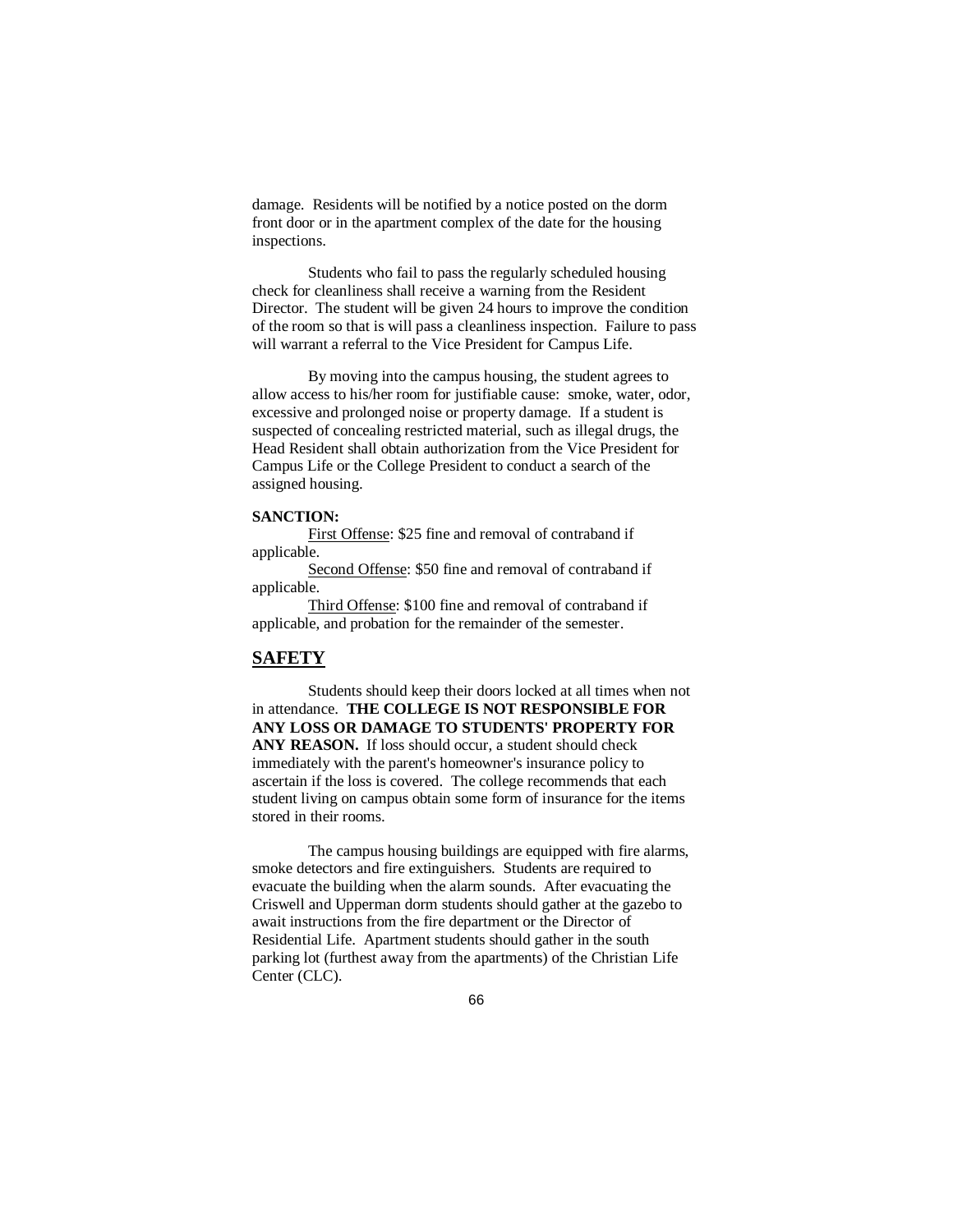damage. Residents will be notified by a notice posted on the dorm front door or in the apartment complex of the date for the housing inspections.

Students who fail to pass the regularly scheduled housing check for cleanliness shall receive a warning from the Resident Director. The student will be given 24 hours to improve the condition of the room so that is will pass a cleanliness inspection. Failure to pass will warrant a referral to the Vice President for Campus Life.

By moving into the campus housing, the student agrees to allow access to his/her room for justifiable cause: smoke, water, odor, excessive and prolonged noise or property damage. If a student is suspected of concealing restricted material, such as illegal drugs, the Head Resident shall obtain authorization from the Vice President for Campus Life or the College President to conduct a search of the assigned housing.

**SANCTION:**

<u>First Offense</u>: $25 fine and removal of contraband if applicable.

<u>Second Offense</u>: $50 fine and removal of contraband if applicable.

<u>Third Offense</u>: $100 fine and removal of contraband if applicable, and probation for the remainder of the semester.

## SAFETY

Students should keep their doors locked at all times when not in attendance. **THE COLLEGE IS NOT RESPONSIBLE FOR ANY LOSS OR DAMAGE TO STUDENTS' PROPERTY FOR ANY REASON.** If loss should occur, a student should check immediately with the parent's homeowner's insurance policy to ascertain if the loss is covered. The college recommends that each student living on campus obtain some form of insurance for the items stored in their rooms.

The campus housing buildings are equipped with fire alarms, smoke detectors and fire extinguishers. Students are required to evacuate the building when the alarm sounds. After evacuating the Criswell and Upperman dorm students should gather at the gazebo to await instructions from the fire department or the Director of Residential Life. Apartment students should gather in the south parking lot (furthest away from the apartments) of the Christian Life Center (CLC).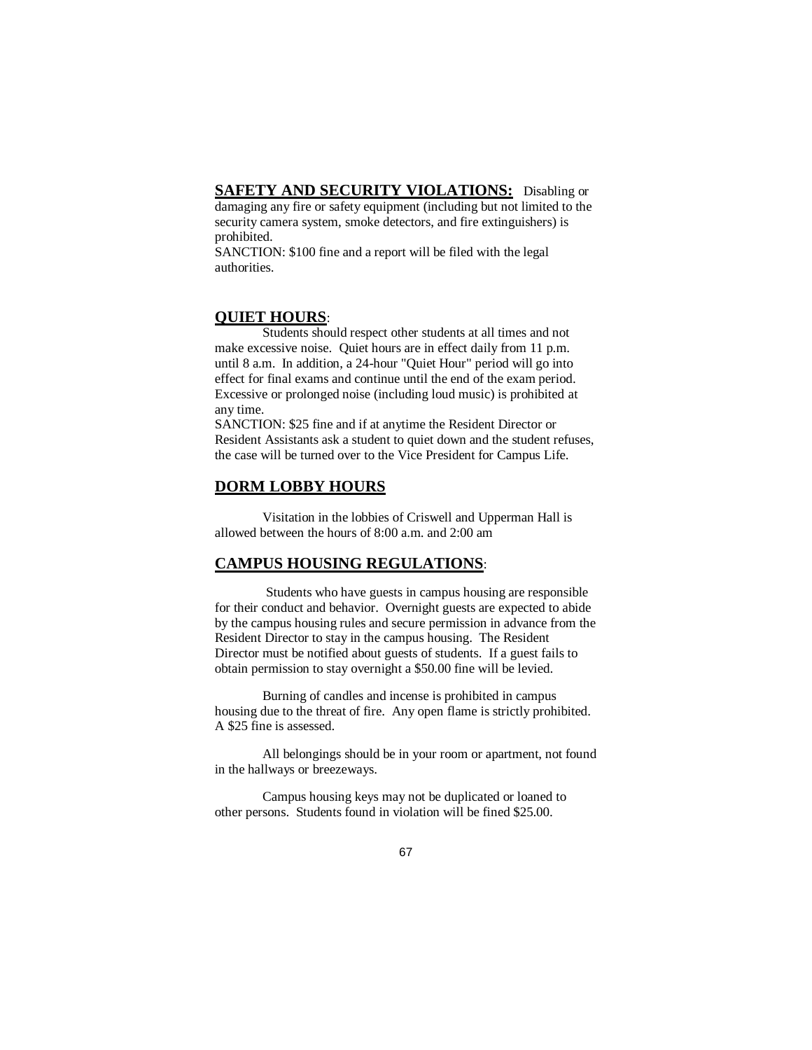**SAFETY AND SECURITY VIOLATIONS:** Disabling or damaging any fire or safety equipment (including but not limited to the security camera system, smoke detectors, and fire extinguishers) is prohibited.
SANCTION: $100 fine and a report will be filed with the legal authorities.

## QUIET HOURS:

Students should respect other students at all times and not make excessive noise. Quiet hours are in effect daily from 11 p.m. until 8 a.m. In addition, a 24-hour "Quiet Hour" period will go into effect for final exams and continue until the end of the exam period. Excessive or prolonged noise (including loud music) is prohibited at any time.
SANCTION: $25 fine and if at anytime the Resident Director or Resident Assistants ask a student to quiet down and the student refuses, the case will be turned over to the Vice President for Campus Life.

## DORM LOBBY HOURS

Visitation in the lobbies of Criswell and Upperman Hall is allowed between the hours of 8:00 a.m. and 2:00 am

## CAMPUS HOUSING REGULATIONS:

Students who have guests in campus housing are responsible for their conduct and behavior. Overnight guests are expected to abide by the campus housing rules and secure permission in advance from the Resident Director to stay in the campus housing. The Resident Director must be notified about guests of students. If a guest fails to obtain permission to stay overnight a $50.00 fine will be levied.

Burning of candles and incense is prohibited in campus housing due to the threat of fire. Any open flame is strictly prohibited. A $25 fine is assessed.

All belongings should be in your room or apartment, not found in the hallways or breezeways.

Campus housing keys may not be duplicated or loaned to other persons. Students found in violation will be fined $25.00.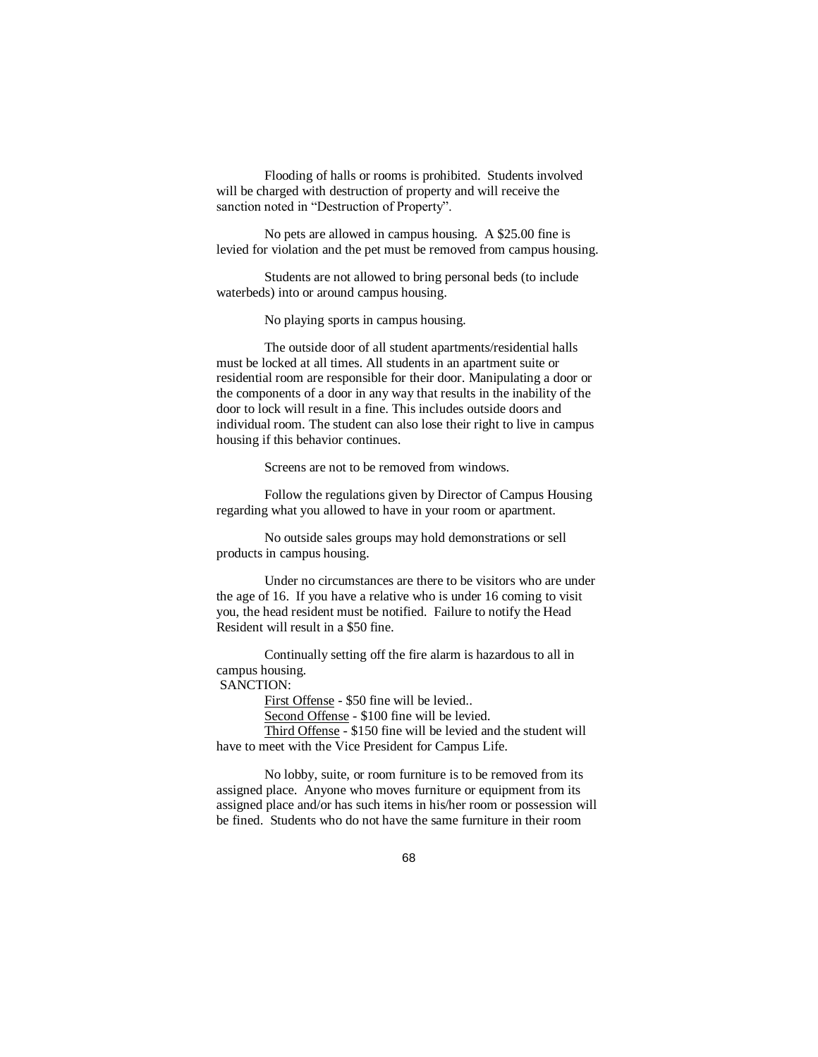Flooding of halls or rooms is prohibited. Students involved will be charged with destruction of property and will receive the sanction noted in "Destruction of Property".

No pets are allowed in campus housing. A $25.00 fine is levied for violation and the pet must be removed from campus housing.

Students are not allowed to bring personal beds (to include waterbeds) into or around campus housing.

No playing sports in campus housing.

The outside door of all student apartments/residential halls must be locked at all times. All students in an apartment suite or residential room are responsible for their door. Manipulating a door or the components of a door in any way that results in the inability of the door to lock will result in a fine. This includes outside doors and individual room. The student can also lose their right to live in campus housing if this behavior continues.

Screens are not to be removed from windows.

Follow the regulations given by Director of Campus Housing regarding what you allowed to have in your room or apartment.

No outside sales groups may hold demonstrations or sell products in campus housing.

Under no circumstances are there to be visitors who are under the age of 16. If you have a relative who is under 16 coming to visit you, the head resident must be notified. Failure to notify the Head Resident will result in a $50 fine.

Continually setting off the fire alarm is hazardous to all in campus housing.

SANCTION:

<u>First Offense</u> - $50 fine will be levied..

<u>Second Offense</u> - $100 fine will be levied.

<u>Third Offense</u> - $150 fine will be levied and the student will have to meet with the Vice President for Campus Life.

No lobby, suite, or room furniture is to be removed from its assigned place. Anyone who moves furniture or equipment from its assigned place and/or has such items in his/her room or possession will be fined. Students who do not have the same furniture in their room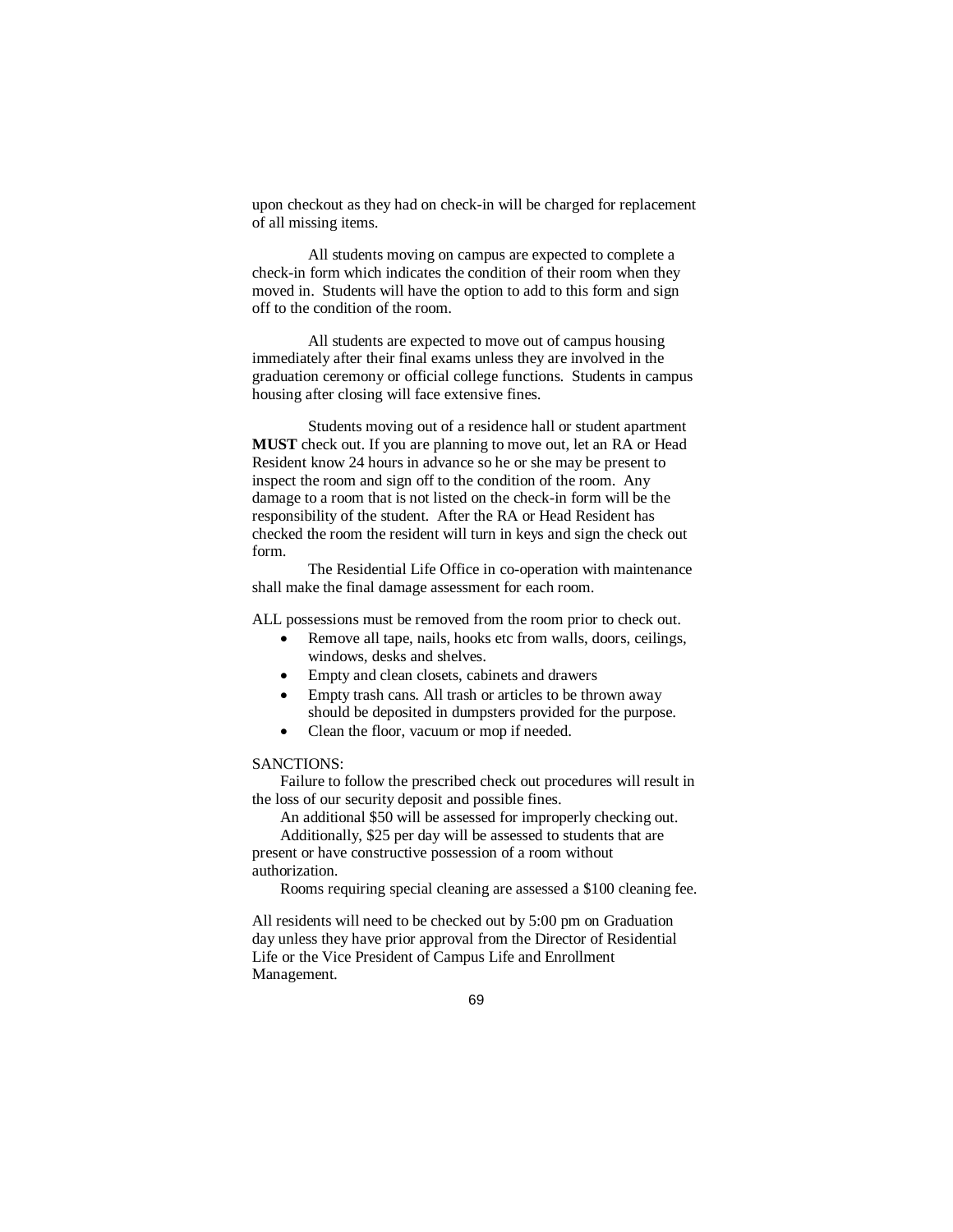upon checkout as they had on check-in will be charged for replacement of all missing items.

All students moving on campus are expected to complete a check-in form which indicates the condition of their room when they moved in. Students will have the option to add to this form and sign off to the condition of the room.

All students are expected to move out of campus housing immediately after their final exams unless they are involved in the graduation ceremony or official college functions. Students in campus housing after closing will face extensive fines.

Students moving out of a residence hall or student apartment **MUST** check out. If you are planning to move out, let an RA or Head Resident know 24 hours in advance so he or she may be present to inspect the room and sign off to the condition of the room. Any damage to a room that is not listed on the check-in form will be the responsibility of the student. After the RA or Head Resident has checked the room the resident will turn in keys and sign the check out form.

The Residential Life Office in co-operation with maintenance shall make the final damage assessment for each room.

ALL possessions must be removed from the room prior to check out.

- Remove all tape, nails, hooks etc from walls, doors, ceilings, windows, desks and shelves.
- Empty and clean closets, cabinets and drawers
- Empty trash cans. All trash or articles to be thrown away should be deposited in dumpsters provided for the purpose.
- Clean the floor, vacuum or mop if needed.

SANCTIONS:

Failure to follow the prescribed check out procedures will result in the loss of our security deposit and possible fines.

An additional $50 will be assessed for improperly checking out.

Additionally, $25 per day will be assessed to students that are present or have constructive possession of a room without authorization.

Rooms requiring special cleaning are assessed a $100 cleaning fee.

All residents will need to be checked out by 5:00 pm on Graduation day unless they have prior approval from the Director of Residential Life or the Vice President of Campus Life and Enrollment Management.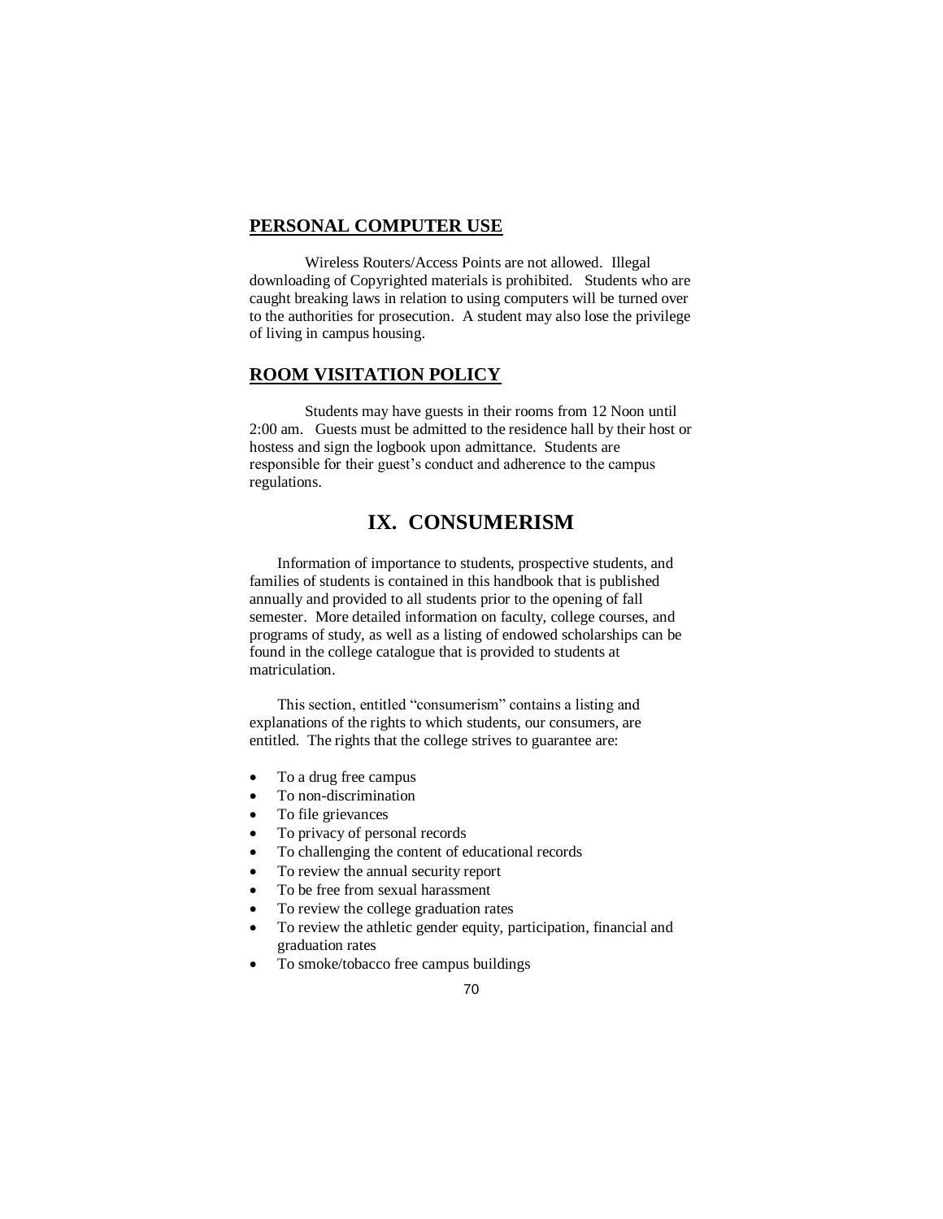## PERSONAL COMPUTER USE

Wireless Routers/Access Points are not allowed. Illegal downloading of Copyrighted materials is prohibited. Students who are caught breaking laws in relation to using computers will be turned over to the authorities for prosecution. A student may also lose the privilege of living in campus housing.

## ROOM VISITATION POLICY

Students may have guests in their rooms from 12 Noon until 2:00 am. Guests must be admitted to the residence hall by their host or hostess and sign the logbook upon admittance. Students are responsible for their guest's conduct and adherence to the campus regulations.

# IX. CONSUMERISM

Information of importance to students, prospective students, and families of students is contained in this handbook that is published annually and provided to all students prior to the opening of fall semester. More detailed information on faculty, college courses, and programs of study, as well as a listing of endowed scholarships can be found in the college catalogue that is provided to students at matriculation.

This section, entitled "consumerism" contains a listing and explanations of the rights to which students, our consumers, are entitled. The rights that the college strives to guarantee are:

- To a drug free campus
- To non-discrimination
- To file grievances
- To privacy of personal records
- To challenging the content of educational records
- To review the annual security report
- To be free from sexual harassment
- To review the college graduation rates
- To review the athletic gender equity, participation, financial and graduation rates
- To smoke/tobacco free campus buildings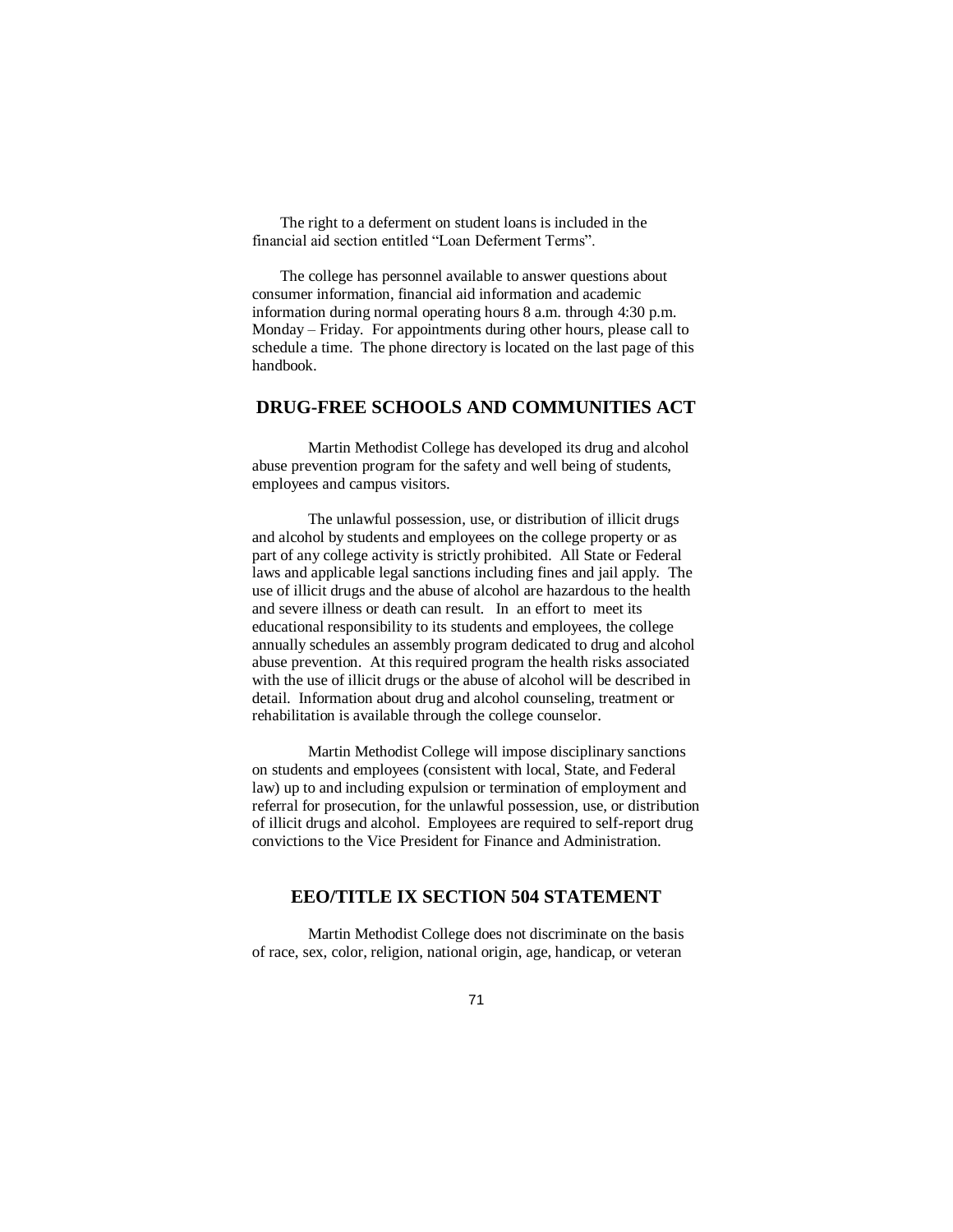The right to a deferment on student loans is included in the financial aid section entitled "Loan Deferment Terms".

The college has personnel available to answer questions about consumer information, financial aid information and academic information during normal operating hours 8 a.m. through 4:30 p.m. Monday – Friday. For appointments during other hours, please call to schedule a time. The phone directory is located on the last page of this handbook.

## DRUG-FREE SCHOOLS AND COMMUNITIES ACT

Martin Methodist College has developed its drug and alcohol abuse prevention program for the safety and well being of students, employees and campus visitors.

The unlawful possession, use, or distribution of illicit drugs and alcohol by students and employees on the college property or as part of any college activity is strictly prohibited. All State or Federal laws and applicable legal sanctions including fines and jail apply. The use of illicit drugs and the abuse of alcohol are hazardous to the health and severe illness or death can result. In an effort to meet its educational responsibility to its students and employees, the college annually schedules an assembly program dedicated to drug and alcohol abuse prevention. At this required program the health risks associated with the use of illicit drugs or the abuse of alcohol will be described in detail. Information about drug and alcohol counseling, treatment or rehabilitation is available through the college counselor.

Martin Methodist College will impose disciplinary sanctions on students and employees (consistent with local, State, and Federal law) up to and including expulsion or termination of employment and referral for prosecution, for the unlawful possession, use, or distribution of illicit drugs and alcohol. Employees are required to self-report drug convictions to the Vice President for Finance and Administration.

## EEO/TITLE IX SECTION 504 STATEMENT

Martin Methodist College does not discriminate on the basis of race, sex, color, religion, national origin, age, handicap, or veteran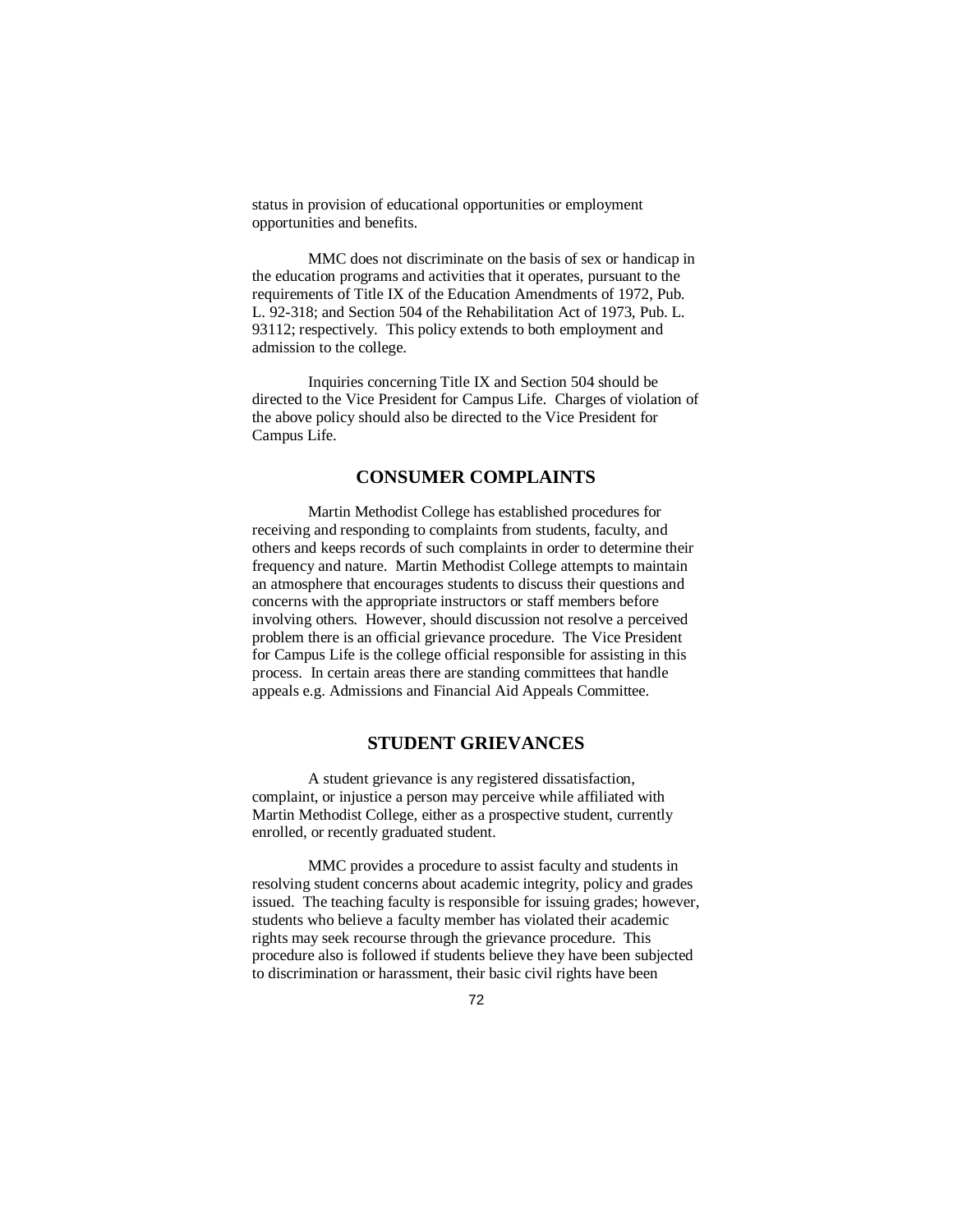status in provision of educational opportunities or employment opportunities and benefits.

MMC does not discriminate on the basis of sex or handicap in the education programs and activities that it operates, pursuant to the requirements of Title IX of the Education Amendments of 1972, Pub. L. 92-318; and Section 504 of the Rehabilitation Act of 1973, Pub. L. 93112; respectively. This policy extends to both employment and admission to the college.

Inquiries concerning Title IX and Section 504 should be directed to the Vice President for Campus Life. Charges of violation of the above policy should also be directed to the Vice President for Campus Life.

## CONSUMER COMPLAINTS

Martin Methodist College has established procedures for receiving and responding to complaints from students, faculty, and others and keeps records of such complaints in order to determine their frequency and nature. Martin Methodist College attempts to maintain an atmosphere that encourages students to discuss their questions and concerns with the appropriate instructors or staff members before involving others. However, should discussion not resolve a perceived problem there is an official grievance procedure. The Vice President for Campus Life is the college official responsible for assisting in this process. In certain areas there are standing committees that handle appeals e.g. Admissions and Financial Aid Appeals Committee.

## STUDENT GRIEVANCES

A student grievance is any registered dissatisfaction, complaint, or injustice a person may perceive while affiliated with Martin Methodist College, either as a prospective student, currently enrolled, or recently graduated student.

MMC provides a procedure to assist faculty and students in resolving student concerns about academic integrity, policy and grades issued. The teaching faculty is responsible for issuing grades; however, students who believe a faculty member has violated their academic rights may seek recourse through the grievance procedure. This procedure also is followed if students believe they have been subjected to discrimination or harassment, their basic civil rights have been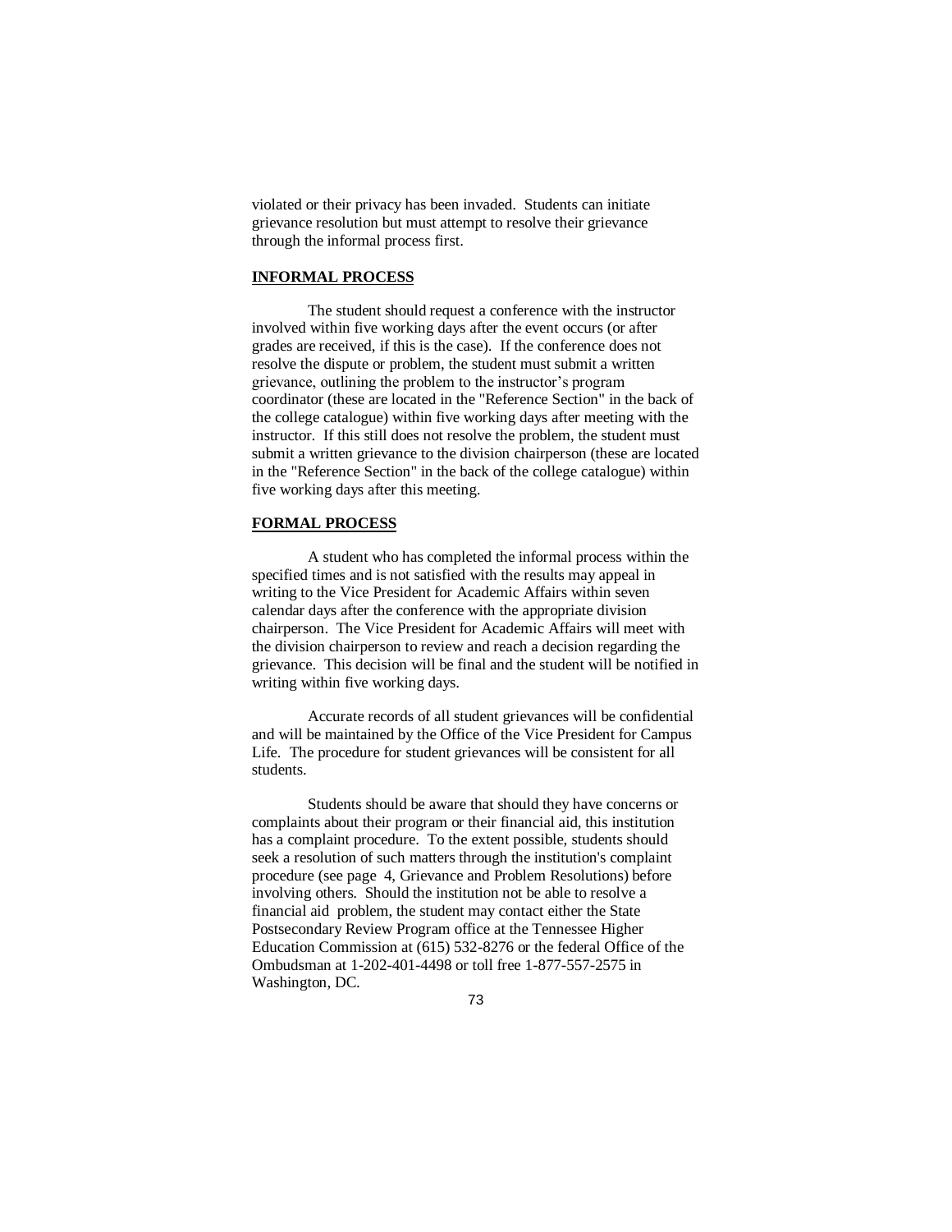violated or their privacy has been invaded. Students can initiate grievance resolution but must attempt to resolve their grievance through the informal process first.

**INFORMAL PROCESS**

The student should request a conference with the instructor involved within five working days after the event occurs (or after grades are received, if this is the case). If the conference does not resolve the dispute or problem, the student must submit a written grievance, outlining the problem to the instructor's program coordinator (these are located in the "Reference Section" in the back of the college catalogue) within five working days after meeting with the instructor. If this still does not resolve the problem, the student must submit a written grievance to the division chairperson (these are located in the "Reference Section" in the back of the college catalogue) within five working days after this meeting.

**FORMAL PROCESS**

A student who has completed the informal process within the specified times and is not satisfied with the results may appeal in writing to the Vice President for Academic Affairs within seven calendar days after the conference with the appropriate division chairperson. The Vice President for Academic Affairs will meet with the division chairperson to review and reach a decision regarding the grievance. This decision will be final and the student will be notified in writing within five working days.

Accurate records of all student grievances will be confidential and will be maintained by the Office of the Vice President for Campus Life. The procedure for student grievances will be consistent for all students.

Students should be aware that should they have concerns or complaints about their program or their financial aid, this institution has a complaint procedure. To the extent possible, students should seek a resolution of such matters through the institution's complaint procedure (see page 4, Grievance and Problem Resolutions) before involving others. Should the institution not be able to resolve a financial aid problem, the student may contact either the State Postsecondary Review Program office at the Tennessee Higher Education Commission at (615) 532-8276 or the federal Office of the Ombudsman at 1-202-401-4498 or toll free 1-877-557-2575 in Washington, DC.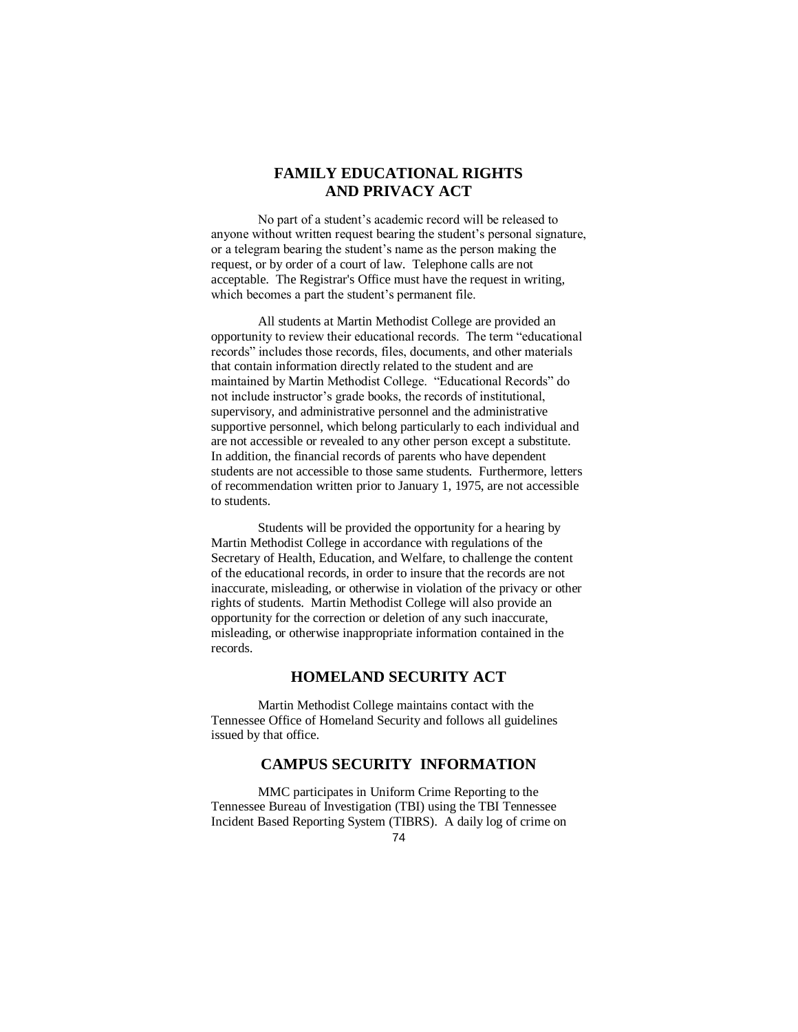## FAMILY EDUCATIONAL RIGHTS AND PRIVACY ACT

No part of a student's academic record will be released to anyone without written request bearing the student's personal signature, or a telegram bearing the student's name as the person making the request, or by order of a court of law. Telephone calls are not acceptable. The Registrar's Office must have the request in writing, which becomes a part the student's permanent file.

All students at Martin Methodist College are provided an opportunity to review their educational records. The term "educational records" includes those records, files, documents, and other materials that contain information directly related to the student and are maintained by Martin Methodist College. "Educational Records" do not include instructor's grade books, the records of institutional, supervisory, and administrative personnel and the administrative supportive personnel, which belong particularly to each individual and are not accessible or revealed to any other person except a substitute. In addition, the financial records of parents who have dependent students are not accessible to those same students. Furthermore, letters of recommendation written prior to January 1, 1975, are not accessible to students.

Students will be provided the opportunity for a hearing by Martin Methodist College in accordance with regulations of the Secretary of Health, Education, and Welfare, to challenge the content of the educational records, in order to insure that the records are not inaccurate, misleading, or otherwise in violation of the privacy or other rights of students. Martin Methodist College will also provide an opportunity for the correction or deletion of any such inaccurate, misleading, or otherwise inappropriate information contained in the records.

## HOMELAND SECURITY ACT

Martin Methodist College maintains contact with the Tennessee Office of Homeland Security and follows all guidelines issued by that office.

## CAMPUS SECURITY INFORMATION

MMC participates in Uniform Crime Reporting to the Tennessee Bureau of Investigation (TBI) using the TBI Tennessee Incident Based Reporting System (TIBRS). A daily log of crime on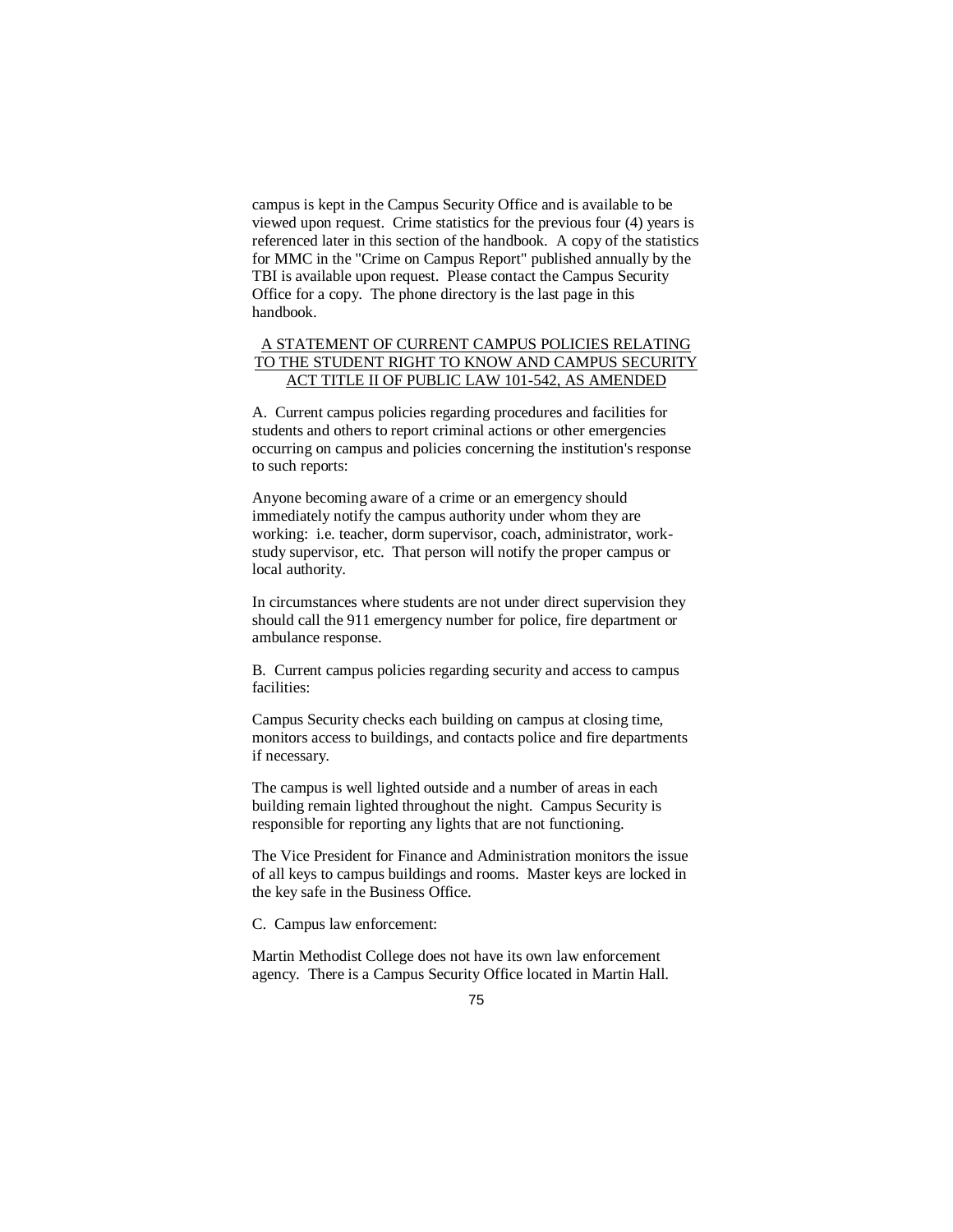campus is kept in the Campus Security Office and is available to be viewed upon request. Crime statistics for the previous four (4) years is referenced later in this section of the handbook. A copy of the statistics for MMC in the "Crime on Campus Report" published annually by the TBI is available upon request. Please contact the Campus Security Office for a copy. The phone directory is the last page in this handbook.

## A STATEMENT OF CURRENT CAMPUS POLICIES RELATING TO THE STUDENT RIGHT TO KNOW AND CAMPUS SECURITY ACT TITLE II OF PUBLIC LAW 101-542, AS AMENDED

A. Current campus policies regarding procedures and facilities for students and others to report criminal actions or other emergencies occurring on campus and policies concerning the institution's response to such reports:

Anyone becoming aware of a crime or an emergency should immediately notify the campus authority under whom they are working: i.e. teacher, dorm supervisor, coach, administrator, work-study supervisor, etc. That person will notify the proper campus or local authority.

In circumstances where students are not under direct supervision they should call the 911 emergency number for police, fire department or ambulance response.

B. Current campus policies regarding security and access to campus facilities:

Campus Security checks each building on campus at closing time, monitors access to buildings, and contacts police and fire departments if necessary.

The campus is well lighted outside and a number of areas in each building remain lighted throughout the night. Campus Security is responsible for reporting any lights that are not functioning.

The Vice President for Finance and Administration monitors the issue of all keys to campus buildings and rooms. Master keys are locked in the key safe in the Business Office.

C. Campus law enforcement:

Martin Methodist College does not have its own law enforcement agency. There is a Campus Security Office located in Martin Hall.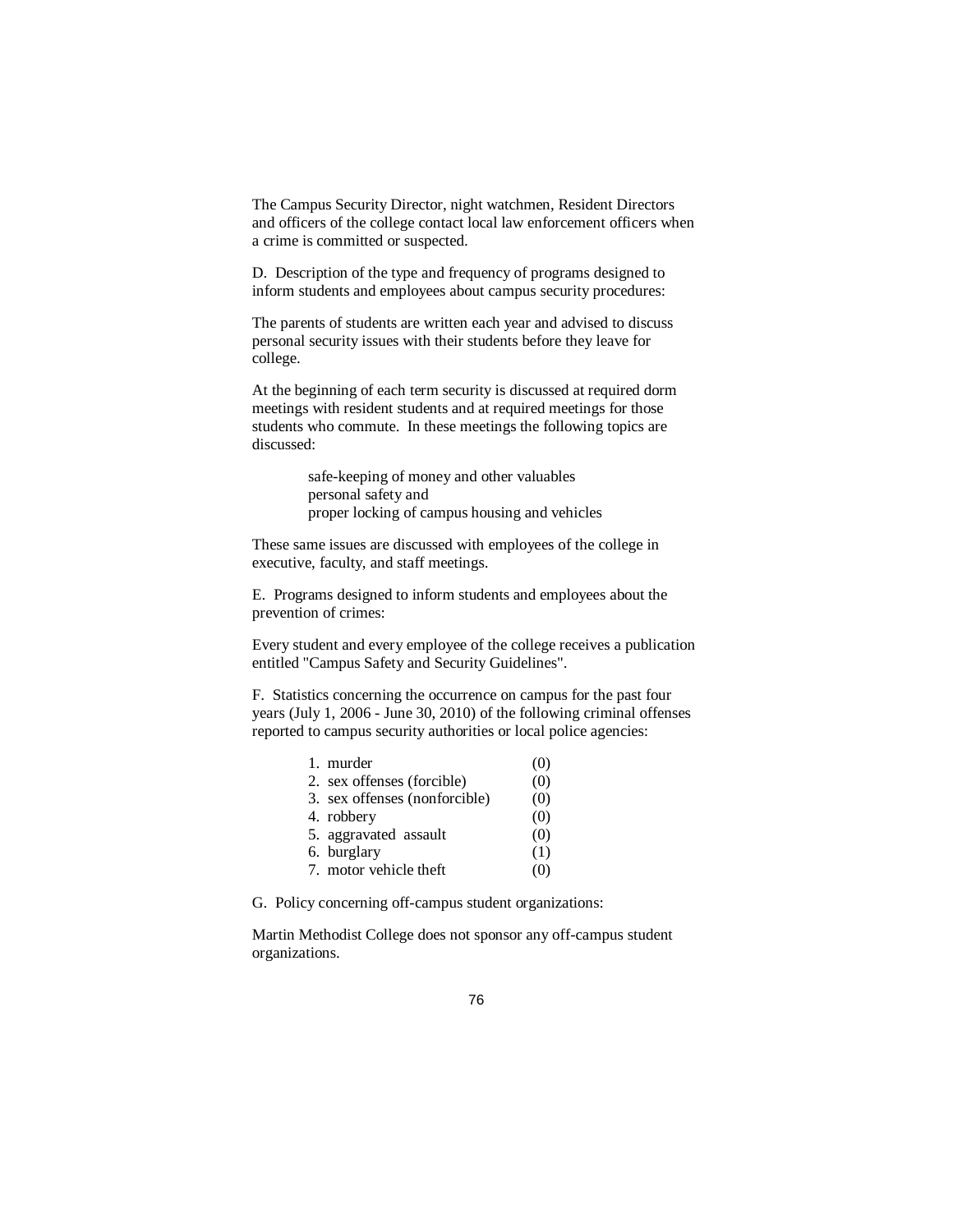The Campus Security Director, night watchmen, Resident Directors and officers of the college contact local law enforcement officers when a crime is committed or suspected.

D. Description of the type and frequency of programs designed to inform students and employees about campus security procedures:

The parents of students are written each year and advised to discuss personal security issues with their students before they leave for college.

At the beginning of each term security is discussed at required dorm meetings with resident students and at required meetings for those students who commute. In these meetings the following topics are discussed:

> safe-keeping of money and other valuables
> personal safety and
> proper locking of campus housing and vehicles

These same issues are discussed with employees of the college in executive, faculty, and staff meetings.

E. Programs designed to inform students and employees about the prevention of crimes:

Every student and every employee of the college receives a publication entitled "Campus Safety and Security Guidelines".

F. Statistics concerning the occurrence on campus for the past four years (July 1, 2006 - June 30, 2010) of the following criminal offenses reported to campus security authorities or local police agencies:

| Offense | Count |
|---|---|
| 1. murder | (0) |
| 2. sex offenses (forcible) | (0) |
| 3. sex offenses (nonforcible) | (0) |
| 4. robbery | (0) |
| 5. aggravated assault | (0) |
| 6. burglary | (1) |
| 7. motor vehicle theft | (0) |

G. Policy concerning off-campus student organizations:

Martin Methodist College does not sponsor any off-campus student organizations.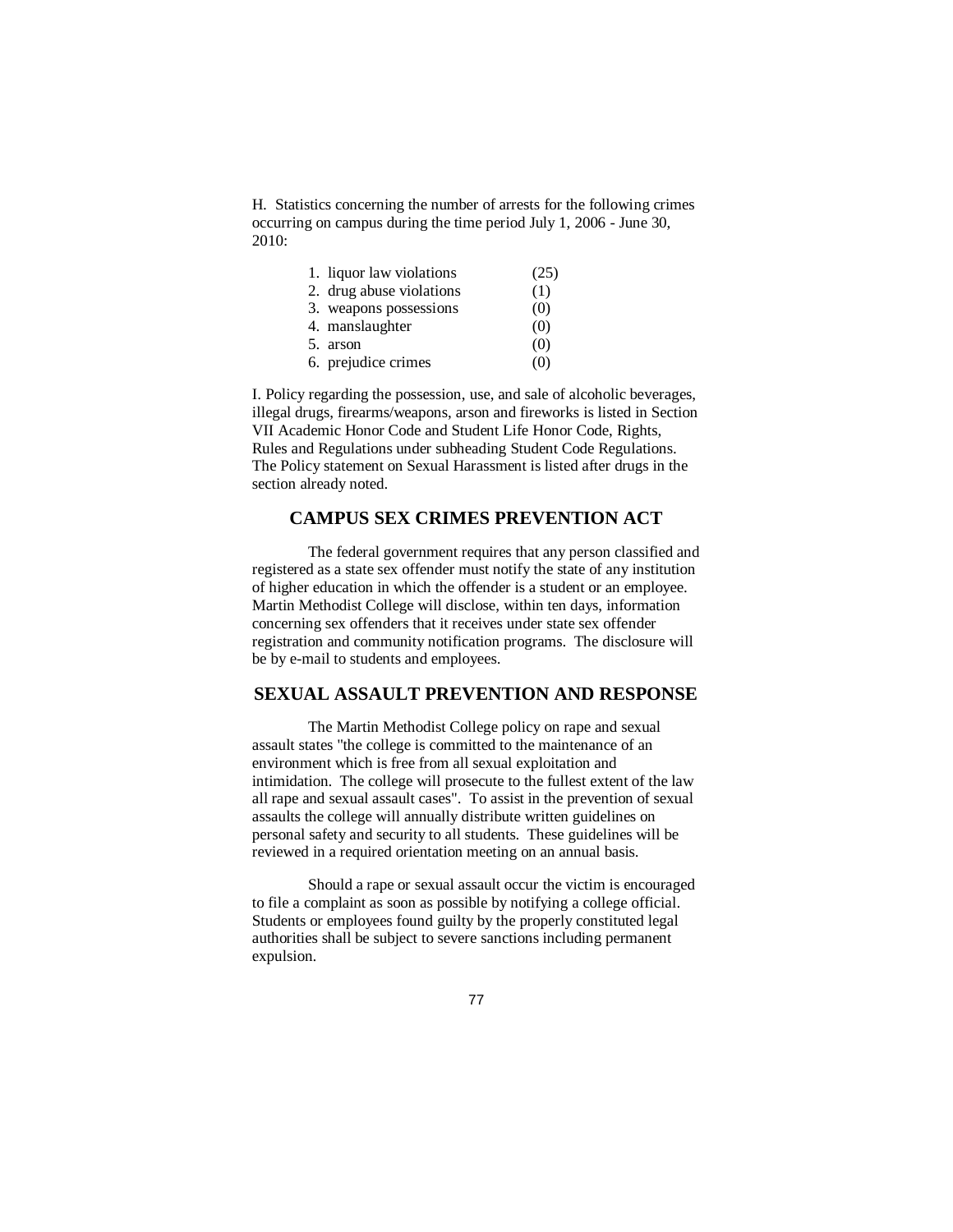H. Statistics concerning the number of arrests for the following crimes occurring on campus during the time period July 1, 2006 - June 30, 2010:

1. liquor law violations (25)
2. drug abuse violations (1)
3. weapons possessions (0)
4. manslaughter (0)
5. arson (0)
6. prejudice crimes (0)

I. Policy regarding the possession, use, and sale of alcoholic beverages, illegal drugs, firearms/weapons, arson and fireworks is listed in Section VII Academic Honor Code and Student Life Honor Code, Rights, Rules and Regulations under subheading Student Code Regulations. The Policy statement on Sexual Harassment is listed after drugs in the section already noted.

## CAMPUS SEX CRIMES PREVENTION ACT

The federal government requires that any person classified and registered as a state sex offender must notify the state of any institution of higher education in which the offender is a student or an employee. Martin Methodist College will disclose, within ten days, information concerning sex offenders that it receives under state sex offender registration and community notification programs. The disclosure will be by e-mail to students and employees.

## SEXUAL ASSAULT PREVENTION AND RESPONSE

The Martin Methodist College policy on rape and sexual assault states "the college is committed to the maintenance of an environment which is free from all sexual exploitation and intimidation. The college will prosecute to the fullest extent of the law all rape and sexual assault cases". To assist in the prevention of sexual assaults the college will annually distribute written guidelines on personal safety and security to all students. These guidelines will be reviewed in a required orientation meeting on an annual basis.

Should a rape or sexual assault occur the victim is encouraged to file a complaint as soon as possible by notifying a college official. Students or employees found guilty by the properly constituted legal authorities shall be subject to severe sanctions including permanent expulsion.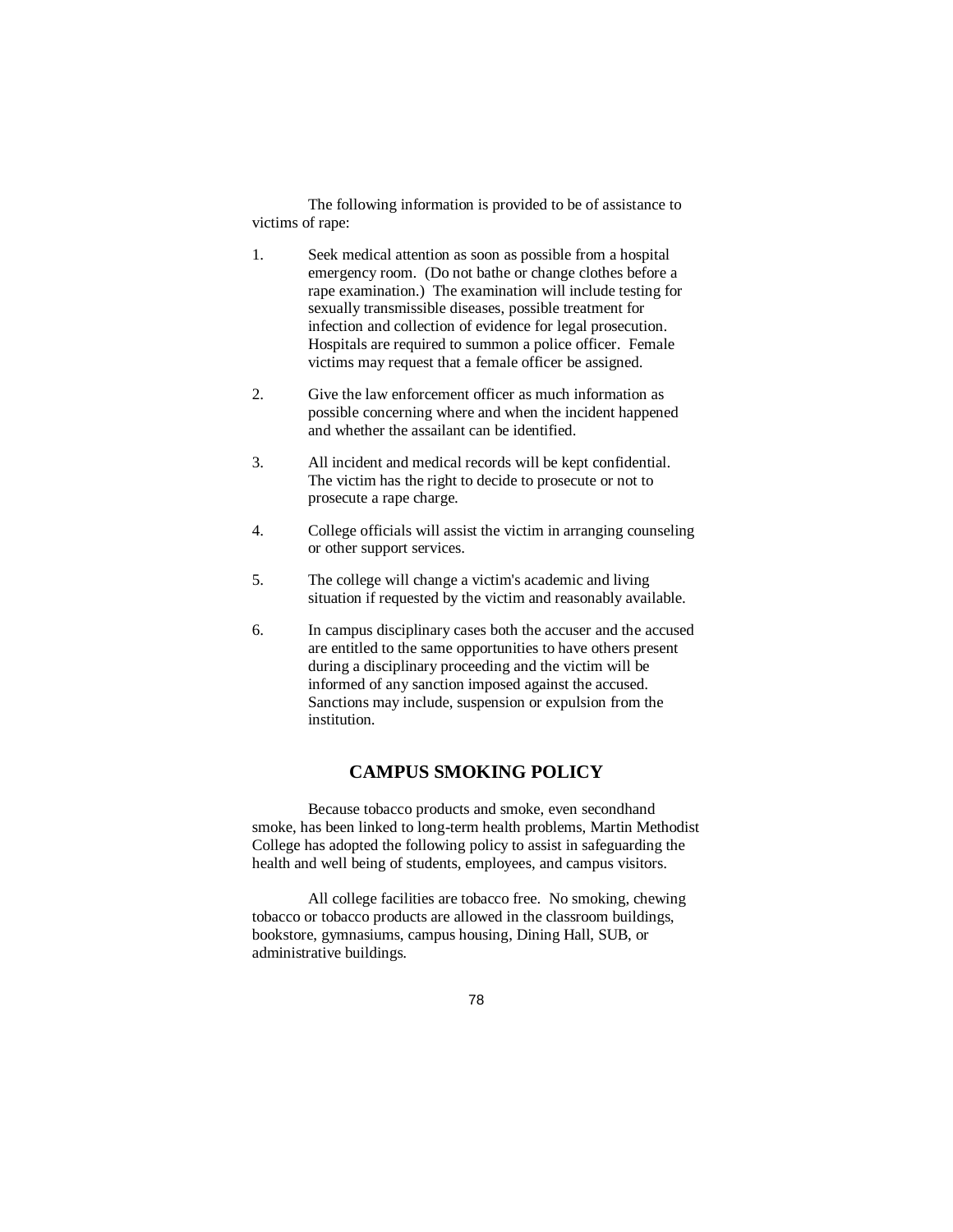The following information is provided to be of assistance to victims of rape:

1. Seek medical attention as soon as possible from a hospital emergency room. (Do not bathe or change clothes before a rape examination.) The examination will include testing for sexually transmissible diseases, possible treatment for infection and collection of evidence for legal prosecution. Hospitals are required to summon a police officer. Female victims may request that a female officer be assigned.

2. Give the law enforcement officer as much information as possible concerning where and when the incident happened and whether the assailant can be identified.

3. All incident and medical records will be kept confidential. The victim has the right to decide to prosecute or not to prosecute a rape charge.

4. College officials will assist the victim in arranging counseling or other support services.

5. The college will change a victim's academic and living situation if requested by the victim and reasonably available.

6. In campus disciplinary cases both the accuser and the accused are entitled to the same opportunities to have others present during a disciplinary proceeding and the victim will be informed of any sanction imposed against the accused. Sanctions may include, suspension or expulsion from the institution.

## CAMPUS SMOKING POLICY

Because tobacco products and smoke, even secondhand smoke, has been linked to long-term health problems, Martin Methodist College has adopted the following policy to assist in safeguarding the health and well being of students, employees, and campus visitors.

All college facilities are tobacco free. No smoking, chewing tobacco or tobacco products are allowed in the classroom buildings, bookstore, gymnasiums, campus housing, Dining Hall, SUB, or administrative buildings.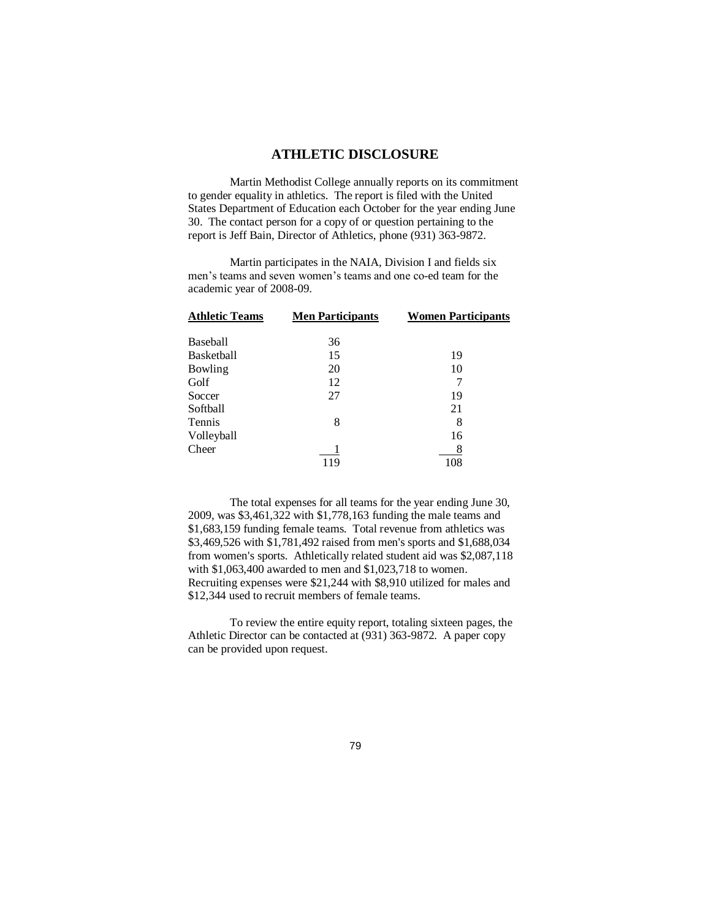## ATHLETIC DISCLOSURE

Martin Methodist College annually reports on its commitment to gender equality in athletics. The report is filed with the United States Department of Education each October for the year ending June 30. The contact person for a copy of or question pertaining to the report is Jeff Bain, Director of Athletics, phone (931) 363-9872.

Martin participates in the NAIA, Division I and fields six men's teams and seven women's teams and one co-ed team for the academic year of 2008-09.

| Athletic Teams | Men Participants | Women Participants |
|---|---|---|
| Baseball | 36 | |
| Basketball | 15 | 19 |
| Bowling | 20 | 10 |
| Golf | 12 | 7 |
| Soccer | 27 | 19 |
| Softball | | 21 |
| Tennis | 8 | 8 |
| Volleyball | | 16 |
| Cheer | 1 | 8 |
| | 119 | 108 |

The total expenses for all teams for the year ending June 30, 2009, was $3,461,322 with $1,778,163 funding the male teams and $1,683,159 funding female teams. Total revenue from athletics was $3,469,526 with $1,781,492 raised from men's sports and $1,688,034 from women's sports. Athletically related student aid was $2,087,118 with $1,063,400 awarded to men and $1,023,718 to women. Recruiting expenses were $21,244 with $8,910 utilized for males and $12,344 used to recruit members of female teams.

To review the entire equity report, totaling sixteen pages, the Athletic Director can be contacted at (931) 363-9872. A paper copy can be provided upon request.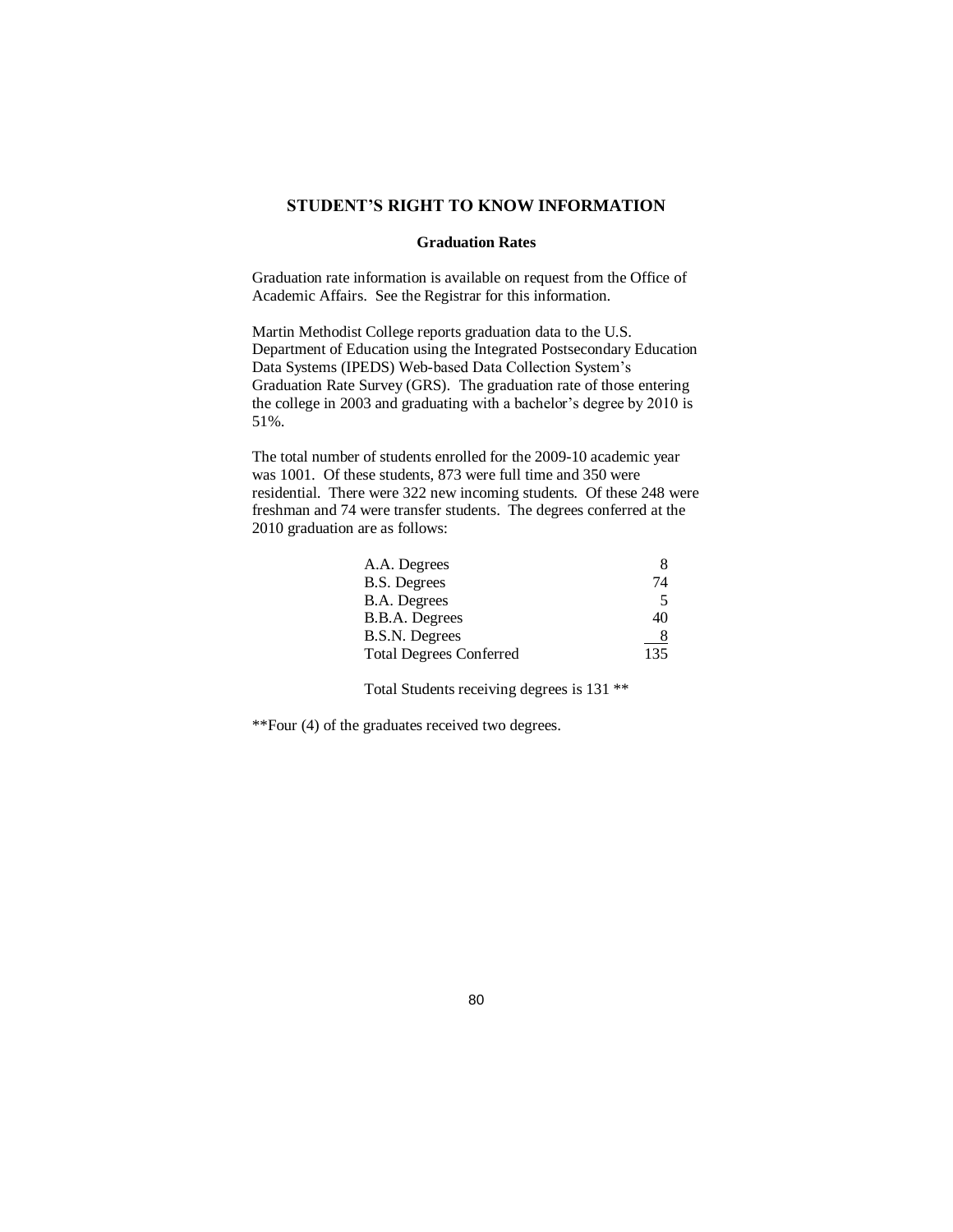## STUDENT'S RIGHT TO KNOW INFORMATION

### Graduation Rates

Graduation rate information is available on request from the Office of Academic Affairs. See the Registrar for this information.

Martin Methodist College reports graduation data to the U.S. Department of Education using the Integrated Postsecondary Education Data Systems (IPEDS) Web-based Data Collection System's Graduation Rate Survey (GRS). The graduation rate of those entering the college in 2003 and graduating with a bachelor's degree by 2010 is 51%.

The total number of students enrolled for the 2009-10 academic year was 1001. Of these students, 873 were full time and 350 were residential. There were 322 new incoming students. Of these 248 were freshman and 74 were transfer students. The degrees conferred at the 2010 graduation are as follows:

| Degree | Number |
|---|---|
| A.A. Degrees | 8 |
| B.S. Degrees | 74 |
| B.A. Degrees | 5 |
| B.B.A. Degrees | 40 |
| B.S.N. Degrees | 8 |
| Total Degrees Conferred | 135 |

Total Students receiving degrees is 131 **

**Four (4) of the graduates received two degrees.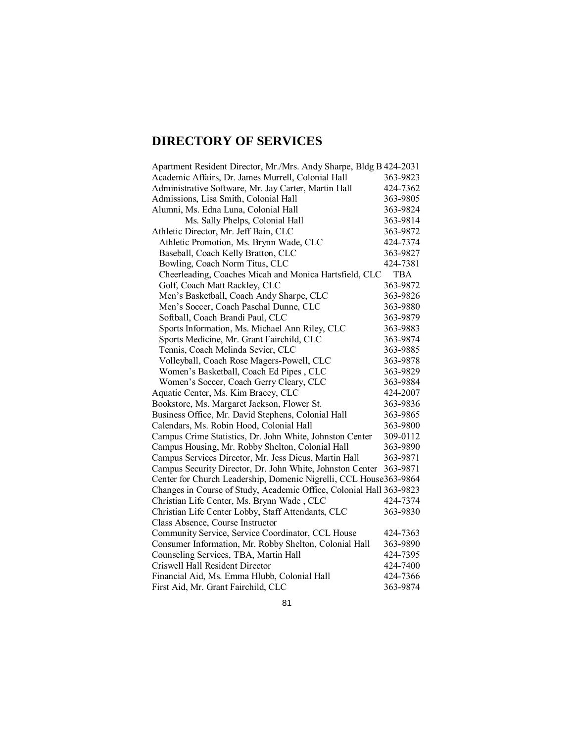# DIRECTORY OF SERVICES

| | |
|---|---|
| Apartment Resident Director, Mr./Mrs. Andy Sharpe, Bldg B | 424-2031 |
| Academic Affairs, Dr. James Murrell, Colonial Hall | 363-9823 |
| Administrative Software, Mr. Jay Carter, Martin Hall | 424-7362 |
| Admissions, Lisa Smith, Colonial Hall | 363-9805 |
| Alumni, Ms. Edna Luna, Colonial Hall | 363-9824 |
| Ms. Sally Phelps, Colonial Hall | 363-9814 |
| Athletic Director, Mr. Jeff Bain, CLC | 363-9872 |
| Athletic Promotion, Ms. Brynn Wade, CLC | 424-7374 |
| Baseball, Coach Kelly Bratton, CLC | 363-9827 |
| Bowling, Coach Norm Titus, CLC | 424-7381 |
| Cheerleading, Coaches Micah and Monica Hartsfield, CLC | TBA |
| Golf, Coach Matt Rackley, CLC | 363-9872 |
| Men's Basketball, Coach Andy Sharpe, CLC | 363-9826 |
| Men's Soccer, Coach Paschal Dunne, CLC | 363-9880 |
| Softball, Coach Brandi Paul, CLC | 363-9879 |
| Sports Information, Ms. Michael Ann Riley, CLC | 363-9883 |
| Sports Medicine, Mr. Grant Fairchild, CLC | 363-9874 |
| Tennis, Coach Melinda Sevier, CLC | 363-9885 |
| Volleyball, Coach Rose Magers-Powell, CLC | 363-9878 |
| Women's Basketball, Coach Ed Pipes , CLC | 363-9829 |
| Women's Soccer, Coach Gerry Cleary, CLC | 363-9884 |
| Aquatic Center, Ms. Kim Bracey, CLC | 424-2007 |
| Bookstore, Ms. Margaret Jackson, Flower St. | 363-9836 |
| Business Office, Mr. David Stephens, Colonial Hall | 363-9865 |
| Calendars, Ms. Robin Hood, Colonial Hall | 363-9800 |
| Campus Crime Statistics, Dr. John White, Johnston Center | 309-0112 |
| Campus Housing, Mr. Robby Shelton, Colonial Hall | 363-9890 |
| Campus Services Director, Mr. Jess Dicus, Martin Hall | 363-9871 |
| Campus Security Director, Dr. John White, Johnston Center | 363-9871 |
| Center for Church Leadership, Domenic Nigrelli, CCL House | 363-9864 |
| Changes in Course of Study, Academic Office, Colonial Hall | 363-9823 |
| Christian Life Center, Ms. Brynn Wade , CLC | 424-7374 |
| Christian Life Center Lobby, Staff Attendants, CLC | 363-9830 |
| Class Absence, Course Instructor | |
| Community Service, Service Coordinator, CCL House | 424-7363 |
| Consumer Information, Mr. Robby Shelton, Colonial Hall | 363-9890 |
| Counseling Services, TBA, Martin Hall | 424-7395 |
| Criswell Hall Resident Director | 424-7400 |
| Financial Aid, Ms. Emma Hlubb, Colonial Hall | 424-7366 |
| First Aid, Mr. Grant Fairchild, CLC | 363-9874 |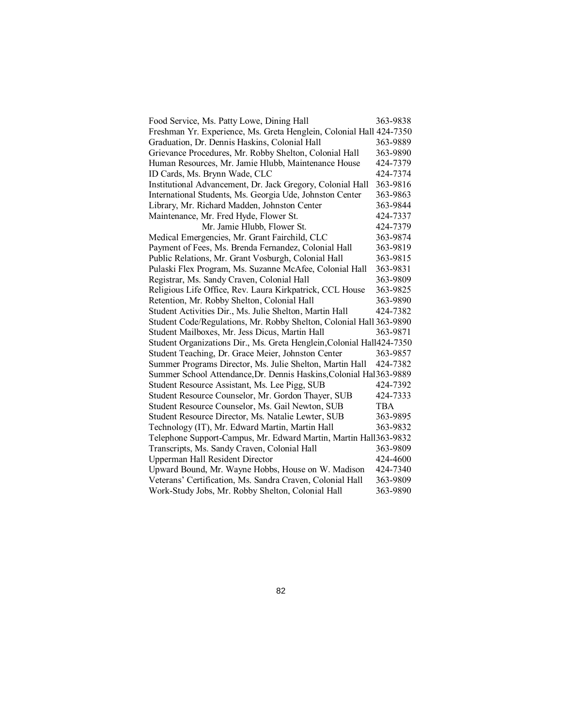| | |
|---|---|
| Food Service, Ms. Patty Lowe, Dining Hall | 363-9838 |
| Freshman Yr. Experience, Ms. Greta Henglein, Colonial Hall | 424-7350 |
| Graduation, Dr. Dennis Haskins, Colonial Hall | 363-9889 |
| Grievance Procedures, Mr. Robby Shelton, Colonial Hall | 363-9890 |
| Human Resources, Mr. Jamie Hlubb, Maintenance House | 424-7379 |
| ID Cards, Ms. Brynn Wade, CLC | 424-7374 |
| Institutional Advancement, Dr. Jack Gregory, Colonial Hall | 363-9816 |
| International Students, Ms. Georgia Ude, Johnston Center | 363-9863 |
| Library, Mr. Richard Madden, Johnston Center | 363-9844 |
| Maintenance, Mr. Fred Hyde, Flower St. | 424-7337 |
| Mr. Jamie Hlubb, Flower St. | 424-7379 |
| Medical Emergencies, Mr. Grant Fairchild, CLC | 363-9874 |
| Payment of Fees, Ms. Brenda Fernandez, Colonial Hall | 363-9819 |
| Public Relations, Mr. Grant Vosburgh, Colonial Hall | 363-9815 |
| Pulaski Flex Program, Ms. Suzanne McAfee, Colonial Hall | 363-9831 |
| Registrar, Ms. Sandy Craven, Colonial Hall | 363-9809 |
| Religious Life Office, Rev. Laura Kirkpatrick, CCL House | 363-9825 |
| Retention, Mr. Robby Shelton, Colonial Hall | 363-9890 |
| Student Activities Dir., Ms. Julie Shelton, Martin Hall | 424-7382 |
| Student Code/Regulations, Mr. Robby Shelton, Colonial Hall | 363-9890 |
| Student Mailboxes, Mr. Jess Dicus, Martin Hall | 363-9871 |
| Student Organizations Dir., Ms. Greta Henglein, Colonial Hall | 424-7350 |
| Student Teaching, Dr. Grace Meier, Johnston Center | 363-9857 |
| Summer Programs Director, Ms. Julie Shelton, Martin Hall | 424-7382 |
| Summer School Attendance, Dr. Dennis Haskins, Colonial Hal | 363-9889 |
| Student Resource Assistant, Ms. Lee Pigg, SUB | 424-7392 |
| Student Resource Counselor, Mr. Gordon Thayer, SUB | 424-7333 |
| Student Resource Counselor, Ms. Gail Newton, SUB | TBA |
| Student Resource Director, Ms. Natalie Lewter, SUB | 363-9895 |
| Technology (IT), Mr. Edward Martin, Martin Hall | 363-9832 |
| Telephone Support-Campus, Mr. Edward Martin, Martin Hall | 363-9832 |
| Transcripts, Ms. Sandy Craven, Colonial Hall | 363-9809 |
| Upperman Hall Resident Director | 424-4600 |
| Upward Bound, Mr. Wayne Hobbs, House on W. Madison | 424-7340 |
| Veterans' Certification, Ms. Sandra Craven, Colonial Hall | 363-9809 |
| Work-Study Jobs, Mr. Robby Shelton, Colonial Hall | 363-9890 |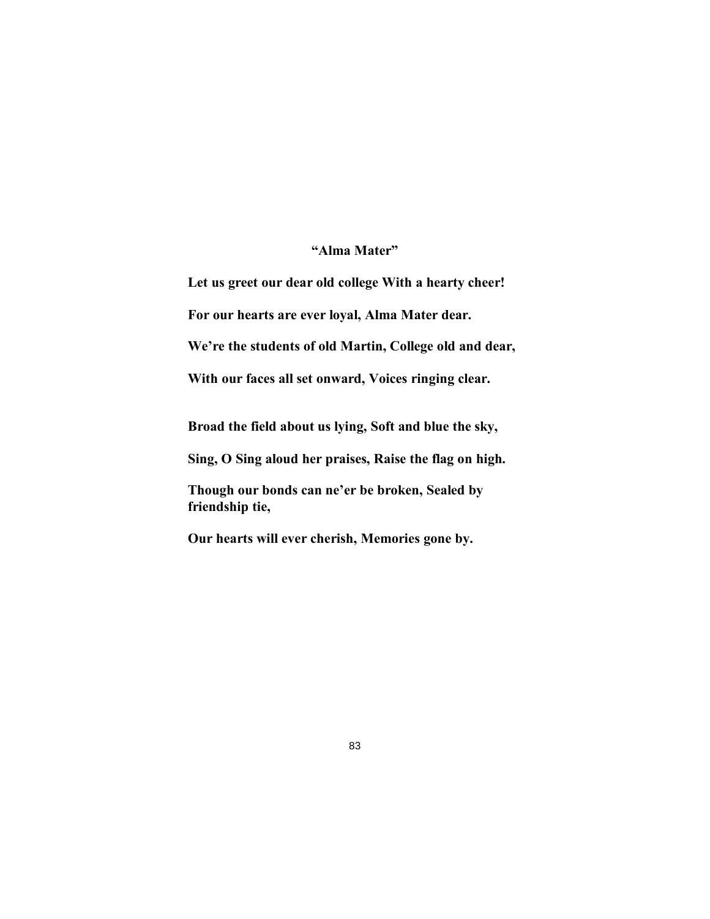**“Alma Mater”**

**Let us greet our dear old college With a hearty cheer!**

**For our hearts are ever loyal, Alma Mater dear.**

**We’re the students of old Martin, College old and dear,**

**With our faces all set onward, Voices ringing clear.**

**Broad the field about us lying, Soft and blue the sky,**

**Sing, O Sing aloud her praises, Raise the flag on high.**

**Though our bonds can ne’er be broken, Sealed by friendship tie,**

**Our hearts will ever cherish, Memories gone by.**